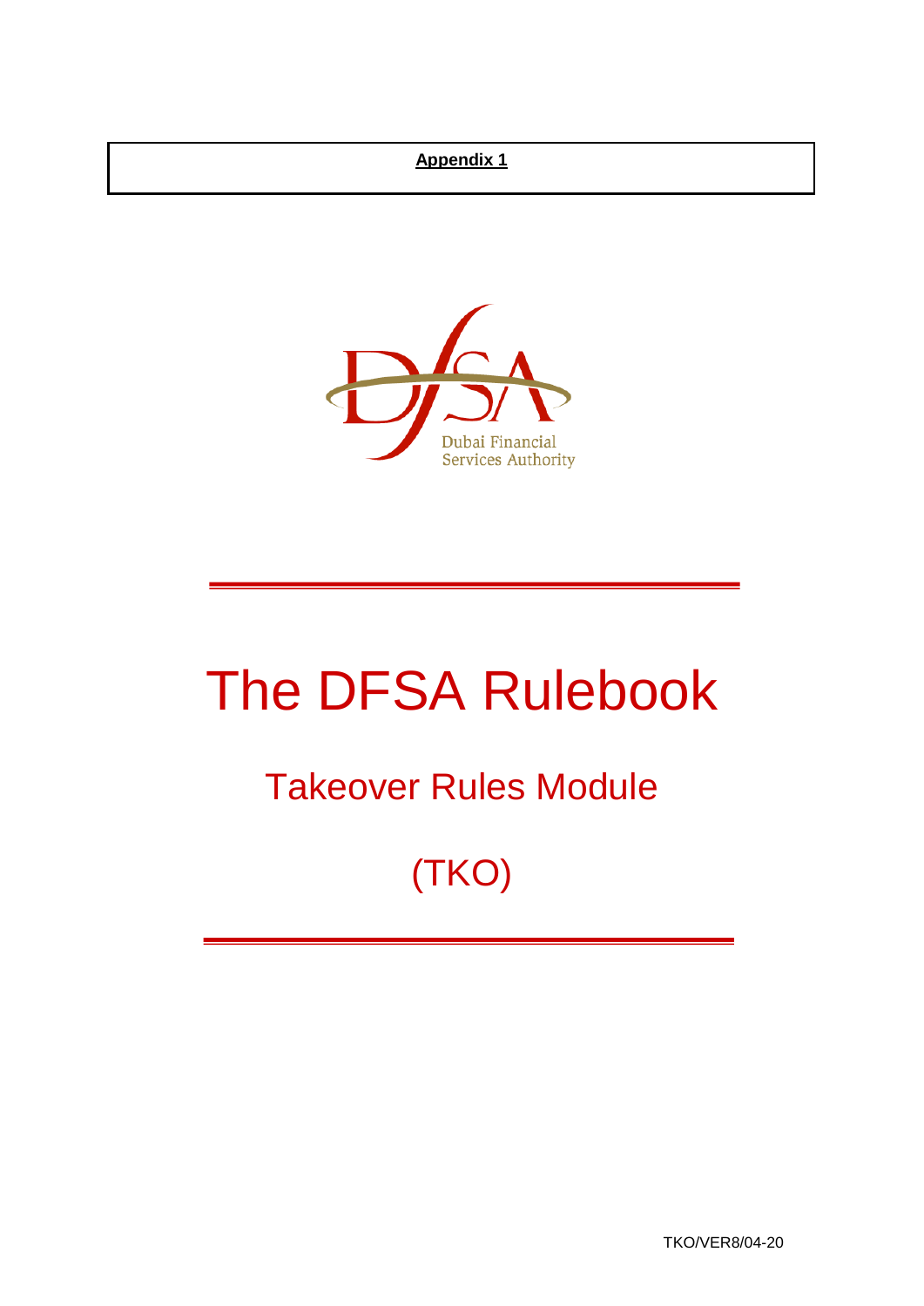**Appendix 1**

Dubai Financial Services Authority

# The DFSA Rulebook

## Takeover Rules Module

## (TKO)

TKO/VER8/04-20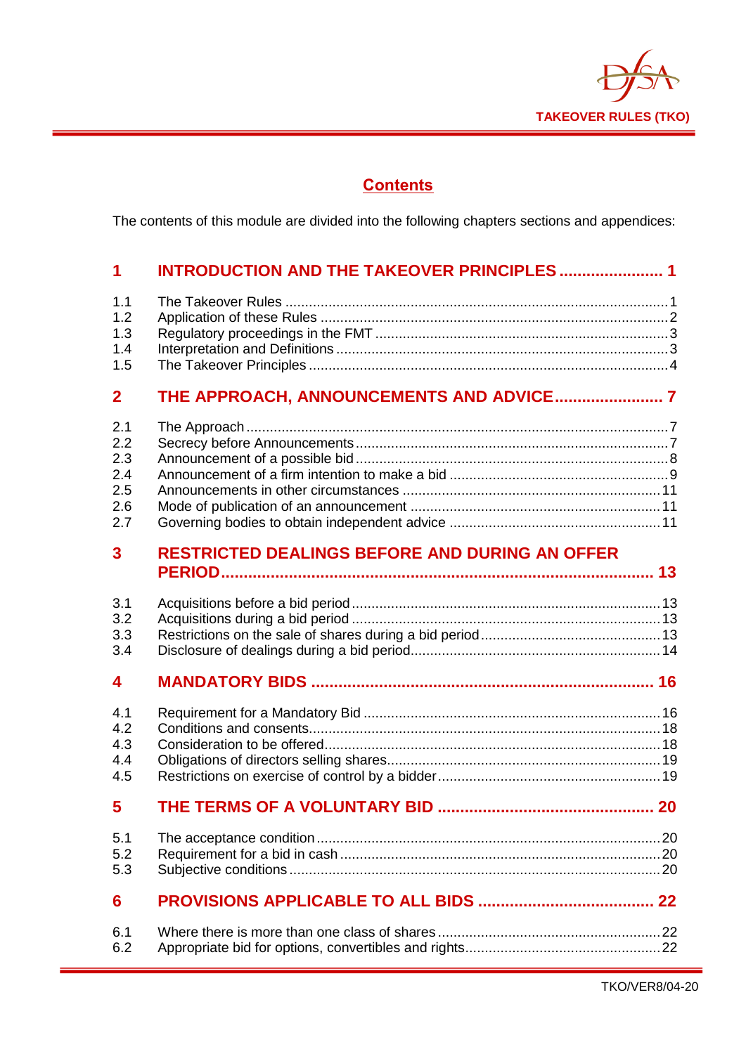# Contents

The contents of this module are divided into the following chapters sections and appendices:

| | | |
|---|---|---|
| **1** | **INTRODUCTION AND THE TAKEOVER PRINCIPLES** | **1** |
| 1.1 | The Takeover Rules | 1 |
| 1.2 | Application of these Rules | 2 |
| 1.3 | Regulatory proceedings in the FMT | 3 |
| 1.4 | Interpretation and Definitions | 3 |
| 1.5 | The Takeover Principles | 4 |
| **2** | **THE APPROACH, ANNOUNCEMENTS AND ADVICE** | **7** |
| 2.1 | The Approach | 7 |
| 2.2 | Secrecy before Announcements | 7 |
| 2.3 | Announcement of a possible bid | 8 |
| 2.4 | Announcement of a firm intention to make a bid | 9 |
| 2.5 | Announcements in other circumstances | 11 |
| 2.6 | Mode of publication of an announcement | 11 |
| 2.7 | Governing bodies to obtain independent advice | 11 |
| **3** | **RESTRICTED DEALINGS BEFORE AND DURING AN OFFER PERIOD** | **13** |
| 3.1 | Acquisitions before a bid period | 13 |
| 3.2 | Acquisitions during a bid period | 13 |
| 3.3 | Restrictions on the sale of shares during a bid period | 13 |
| 3.4 | Disclosure of dealings during a bid period | 14 |
| **4** | **MANDATORY BIDS** | **16** |
| 4.1 | Requirement for a Mandatory Bid | 16 |
| 4.2 | Conditions and consents | 18 |
| 4.3 | Consideration to be offered | 18 |
| 4.4 | Obligations of directors selling shares | 19 |
| 4.5 | Restrictions on exercise of control by a bidder | 19 |
| **5** | **THE TERMS OF A VOLUNTARY BID** | **20** |
| 5.1 | The acceptance condition | 20 |
| 5.2 | Requirement for a bid in cash | 20 |
| 5.3 | Subjective conditions | 20 |
| **6** | **PROVISIONS APPLICABLE TO ALL BIDS** | **22** |
| 6.1 | Where there is more than one class of shares | 22 |
| 6.2 | Appropriate bid for options, convertibles and rights | 22 |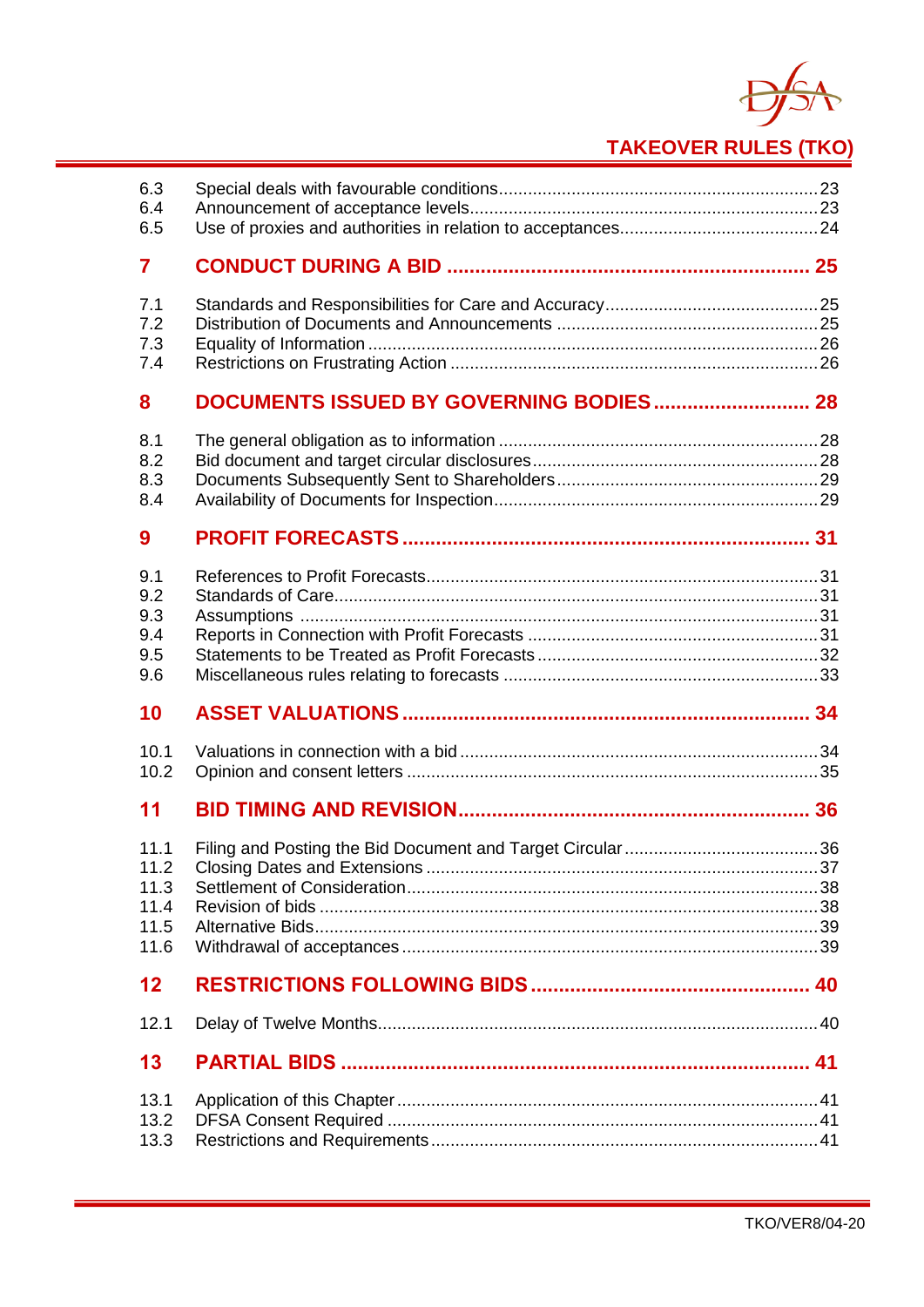6.3 Special deals with favourable conditions .......... 23
6.4 Announcement of acceptance levels .......... 23
6.5 Use of proxies and authorities in relation to acceptances .......... 24

**7 CONDUCT DURING A BID .......... 25**

7.1 Standards and Responsibilities for Care and Accuracy .......... 25
7.2 Distribution of Documents and Announcements .......... 25
7.3 Equality of Information .......... 26
7.4 Restrictions on Frustrating Action .......... 26

**8 DOCUMENTS ISSUED BY GOVERNING BODIES .......... 28**

8.1 The general obligation as to information .......... 28
8.2 Bid document and target circular disclosures .......... 28
8.3 Documents Subsequently Sent to Shareholders .......... 29
8.4 Availability of Documents for Inspection .......... 29

**9 PROFIT FORECASTS .......... 31**

9.1 References to Profit Forecasts .......... 31
9.2 Standards of Care .......... 31
9.3 Assumptions .......... 31
9.4 Reports in Connection with Profit Forecasts .......... 31
9.5 Statements to be Treated as Profit Forecasts .......... 32
9.6 Miscellaneous rules relating to forecasts .......... 33

**10 ASSET VALUATIONS .......... 34**

10.1 Valuations in connection with a bid .......... 34
10.2 Opinion and consent letters .......... 35

**11 BID TIMING AND REVISION .......... 36**

11.1 Filing and Posting the Bid Document and Target Circular .......... 36
11.2 Closing Dates and Extensions .......... 37
11.3 Settlement of Consideration .......... 38
11.4 Revision of bids .......... 38
11.5 Alternative Bids .......... 39
11.6 Withdrawal of acceptances .......... 39

**12 RESTRICTIONS FOLLOWING BIDS .......... 40**

12.1 Delay of Twelve Months .......... 40

**13 PARTIAL BIDS .......... 41**

13.1 Application of this Chapter .......... 41
13.2 DFSA Consent Required .......... 41
13.3 Restrictions and Requirements .......... 41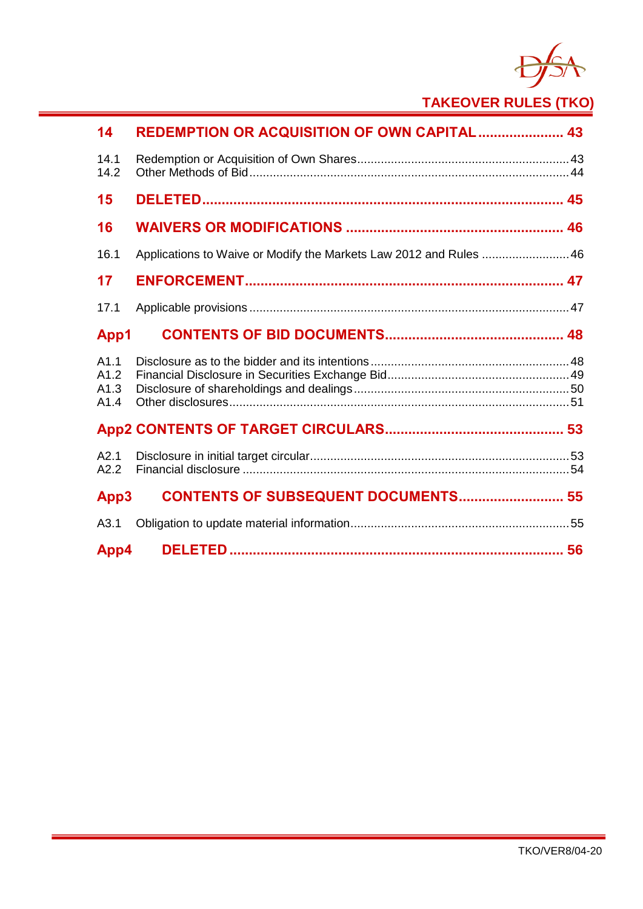| | | |
|---|---|---|
| **14** | **REDEMPTION OR ACQUISITION OF OWN CAPITAL** | **43** |
| 14.1 | Redemption or Acquisition of Own Shares | 43 |
| 14.2 | Other Methods of Bid | 44 |
| **15** | **DELETED** | **45** |
| **16** | **WAIVERS OR MODIFICATIONS** | **46** |
| 16.1 | Applications to Waive or Modify the Markets Law 2012 and Rules | 46 |
| **17** | **ENFORCEMENT** | **47** |
| 17.1 | Applicable provisions | 47 |
| **App1** | **CONTENTS OF BID DOCUMENTS** | **48** |
| A1.1 | Disclosure as to the bidder and its intentions | 48 |
| A1.2 | Financial Disclosure in Securities Exchange Bid | 49 |
| A1.3 | Disclosure of shareholdings and dealings | 50 |
| A1.4 | Other disclosures | 51 |
| **App2** | **CONTENTS OF TARGET CIRCULARS** | **53** |
| A2.1 | Disclosure in initial target circular | 53 |
| A2.2 | Financial disclosure | 54 |
| **App3** | **CONTENTS OF SUBSEQUENT DOCUMENTS** | **55** |
| A3.1 | Obligation to update material information | 55 |
| **App4** | **DELETED** | **56** |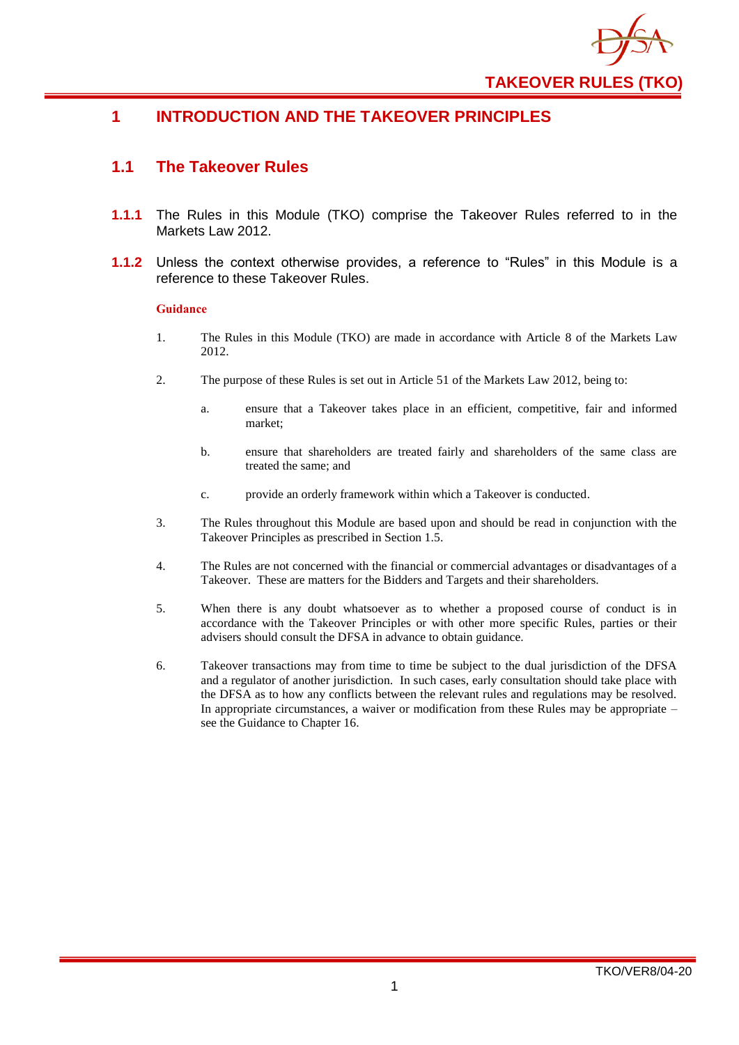# 1 INTRODUCTION AND THE TAKEOVER PRINCIPLES

## 1.1 The Takeover Rules

**1.1.1** The Rules in this Module (TKO) comprise the Takeover Rules referred to in the Markets Law 2012.

**1.1.2** Unless the context otherwise provides, a reference to "Rules" in this Module is a reference to these Takeover Rules.

**Guidance**

1. The Rules in this Module (TKO) are made in accordance with Article 8 of the Markets Law 2012.

2. The purpose of these Rules is set out in Article 51 of the Markets Law 2012, being to:

   a. ensure that a Takeover takes place in an efficient, competitive, fair and informed market;

   b. ensure that shareholders are treated fairly and shareholders of the same class are treated the same; and

   c. provide an orderly framework within which a Takeover is conducted.

3. The Rules throughout this Module are based upon and should be read in conjunction with the Takeover Principles as prescribed in Section 1.5.

4. The Rules are not concerned with the financial or commercial advantages or disadvantages of a Takeover. These are matters for the Bidders and Targets and their shareholders.

5. When there is any doubt whatsoever as to whether a proposed course of conduct is in accordance with the Takeover Principles or with other more specific Rules, parties or their advisers should consult the DFSA in advance to obtain guidance.

6. Takeover transactions may from time to time be subject to the dual jurisdiction of the DFSA and a regulator of another jurisdiction. In such cases, early consultation should take place with the DFSA as to how any conflicts between the relevant rules and regulations may be resolved. In appropriate circumstances, a waiver or modification from these Rules may be appropriate – see the Guidance to Chapter 16.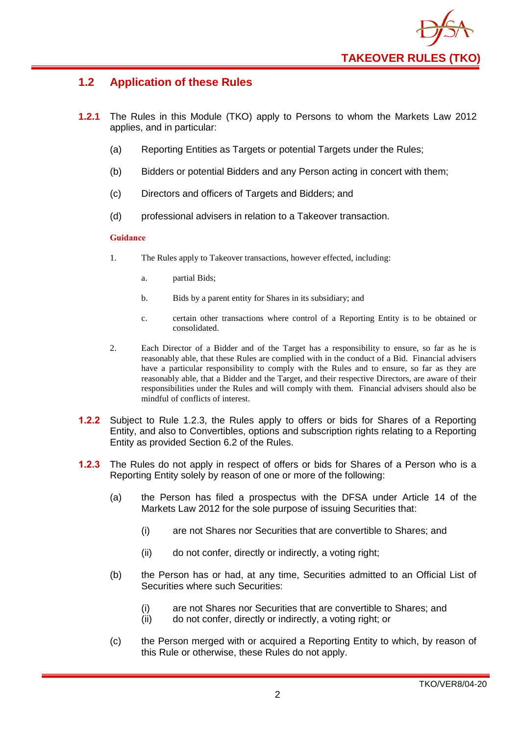## 1.2 Application of these Rules

**1.2.1** The Rules in this Module (TKO) apply to Persons to whom the Markets Law 2012 applies, and in particular:

(a) Reporting Entities as Targets or potential Targets under the Rules;

(b) Bidders or potential Bidders and any Person acting in concert with them;

(c) Directors and officers of Targets and Bidders; and

(d) professional advisers in relation to a Takeover transaction.

**Guidance**

1. The Rules apply to Takeover transactions, however effected, including:

   a. partial Bids;

   b. Bids by a parent entity for Shares in its subsidiary; and

   c. certain other transactions where control of a Reporting Entity is to be obtained or consolidated.

2. Each Director of a Bidder and of the Target has a responsibility to ensure, so far as he is reasonably able, that these Rules are complied with in the conduct of a Bid. Financial advisers have a particular responsibility to comply with the Rules and to ensure, so far as they are reasonably able, that a Bidder and the Target, and their respective Directors, are aware of their responsibilities under the Rules and will comply with them. Financial advisers should also be mindful of conflicts of interest.

**1.2.2** Subject to Rule 1.2.3, the Rules apply to offers or bids for Shares of a Reporting Entity, and also to Convertibles, options and subscription rights relating to a Reporting Entity as provided Section 6.2 of the Rules.

**1.2.3** The Rules do not apply in respect of offers or bids for Shares of a Person who is a Reporting Entity solely by reason of one or more of the following:

(a) the Person has filed a prospectus with the DFSA under Article 14 of the Markets Law 2012 for the sole purpose of issuing Securities that:

   (i) are not Shares nor Securities that are convertible to Shares; and

   (ii) do not confer, directly or indirectly, a voting right;

(b) the Person has or had, at any time, Securities admitted to an Official List of Securities where such Securities:

   (i) are not Shares nor Securities that are convertible to Shares; and
   (ii) do not confer, directly or indirectly, a voting right; or

(c) the Person merged with or acquired a Reporting Entity to which, by reason of this Rule or otherwise, these Rules do not apply.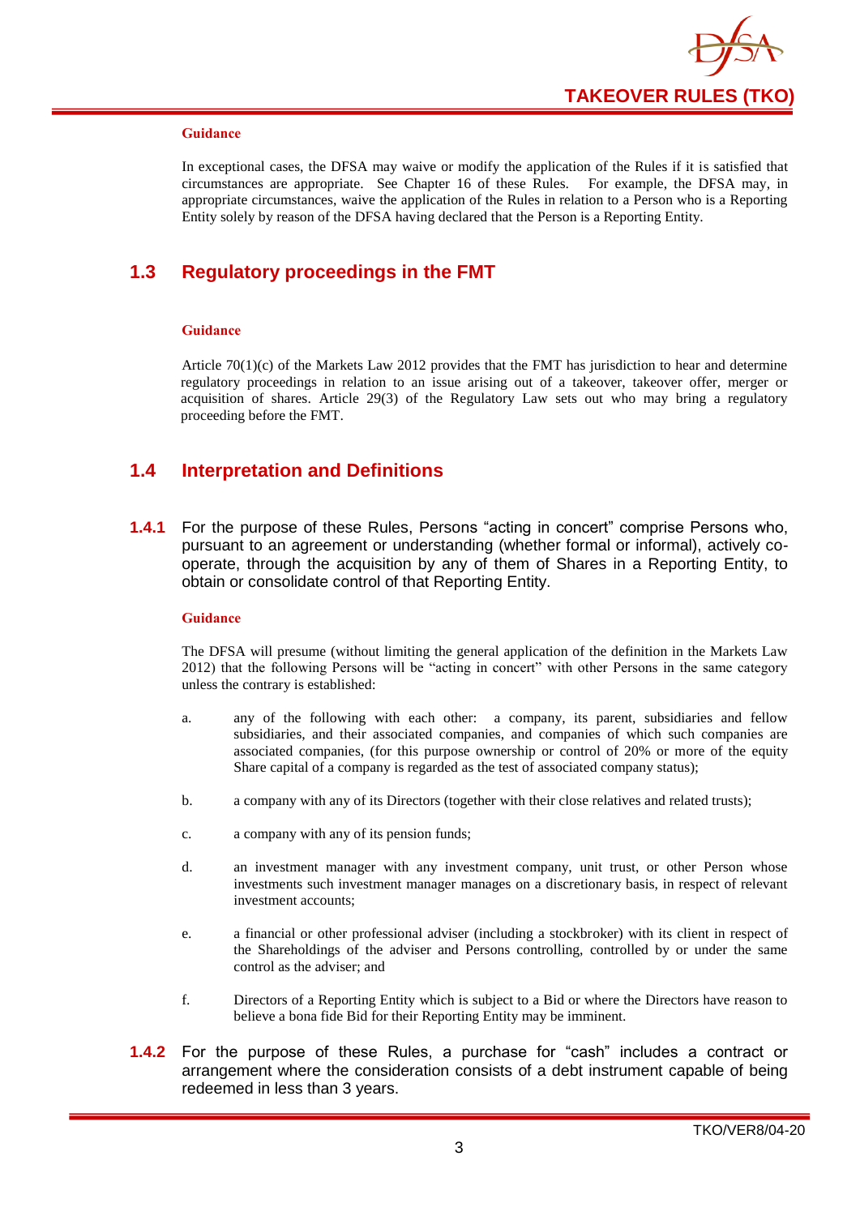**Guidance**

In exceptional cases, the DFSA may waive or modify the application of the Rules if it is satisfied that circumstances are appropriate. See Chapter 16 of these Rules. For example, the DFSA may, in appropriate circumstances, waive the application of the Rules in relation to a Person who is a Reporting Entity solely by reason of the DFSA having declared that the Person is a Reporting Entity.

## 1.3 Regulatory proceedings in the FMT

**Guidance**

Article 70(1)(c) of the Markets Law 2012 provides that the FMT has jurisdiction to hear and determine regulatory proceedings in relation to an issue arising out of a takeover, takeover offer, merger or acquisition of shares. Article 29(3) of the Regulatory Law sets out who may bring a regulatory proceeding before the FMT.

## 1.4 Interpretation and Definitions

**1.4.1** For the purpose of these Rules, Persons "acting in concert" comprise Persons who, pursuant to an agreement or understanding (whether formal or informal), actively co-operate, through the acquisition by any of them of Shares in a Reporting Entity, to obtain or consolidate control of that Reporting Entity.

**Guidance**

The DFSA will presume (without limiting the general application of the definition in the Markets Law 2012) that the following Persons will be "acting in concert" with other Persons in the same category unless the contrary is established:

a. any of the following with each other: a company, its parent, subsidiaries and fellow subsidiaries, and their associated companies, and companies of which such companies are associated companies, (for this purpose ownership or control of 20% or more of the equity Share capital of a company is regarded as the test of associated company status);

b. a company with any of its Directors (together with their close relatives and related trusts);

c. a company with any of its pension funds;

d. an investment manager with any investment company, unit trust, or other Person whose investments such investment manager manages on a discretionary basis, in respect of relevant investment accounts;

e. a financial or other professional adviser (including a stockbroker) with its client in respect of the Shareholdings of the adviser and Persons controlling, controlled by or under the same control as the adviser; and

f. Directors of a Reporting Entity which is subject to a Bid or where the Directors have reason to believe a bona fide Bid for their Reporting Entity may be imminent.

**1.4.2** For the purpose of these Rules, a purchase for "cash" includes a contract or arrangement where the consideration consists of a debt instrument capable of being redeemed in less than 3 years.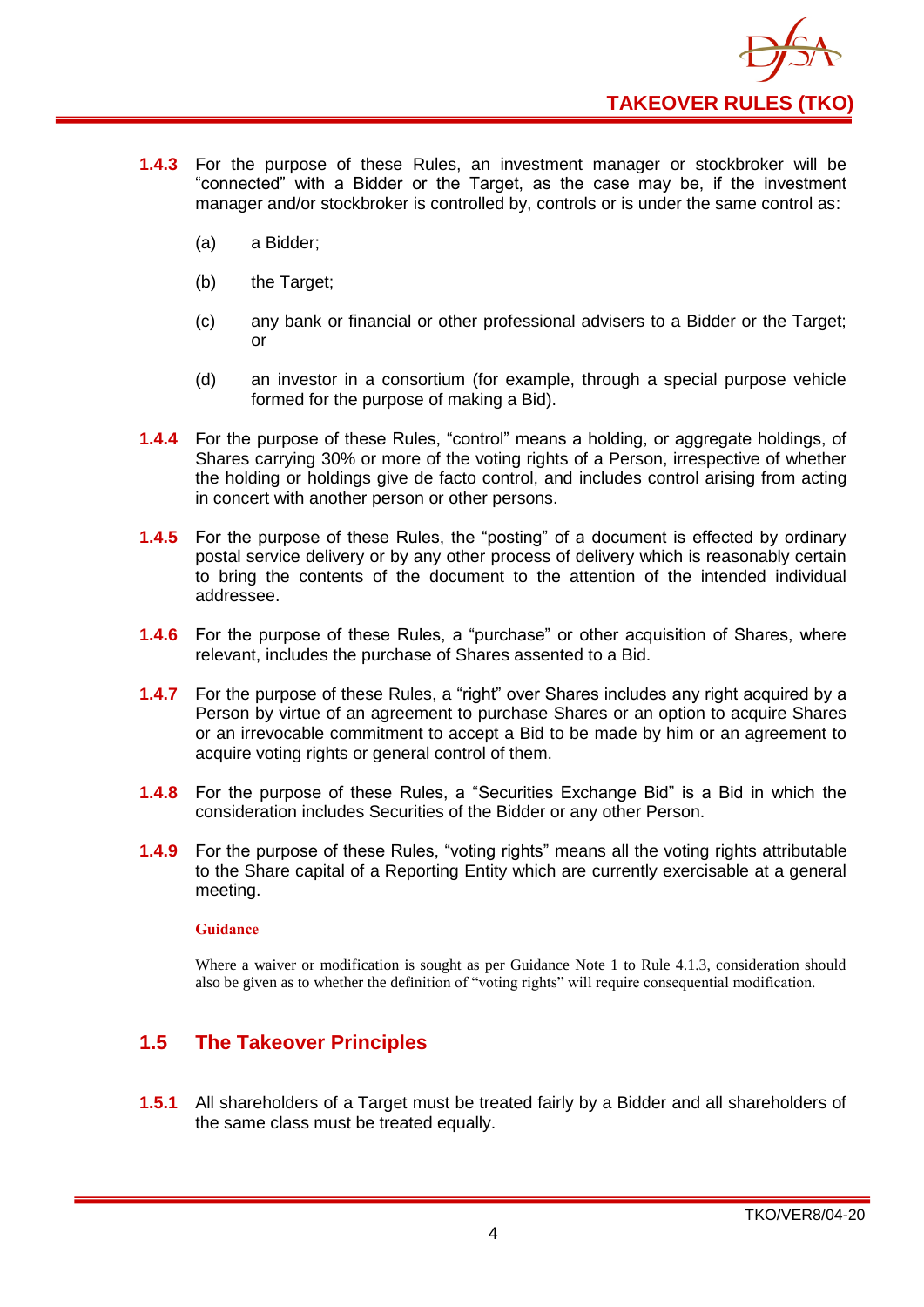**1.4.3** For the purpose of these Rules, an investment manager or stockbroker will be "connected" with a Bidder or the Target, as the case may be, if the investment manager and/or stockbroker is controlled by, controls or is under the same control as:

(a) a Bidder;

(b) the Target;

(c) any bank or financial or other professional advisers to a Bidder or the Target; or

(d) an investor in a consortium (for example, through a special purpose vehicle formed for the purpose of making a Bid).

**1.4.4** For the purpose of these Rules, "control" means a holding, or aggregate holdings, of Shares carrying 30% or more of the voting rights of a Person, irrespective of whether the holding or holdings give de facto control, and includes control arising from acting in concert with another person or other persons.

**1.4.5** For the purpose of these Rules, the "posting" of a document is effected by ordinary postal service delivery or by any other process of delivery which is reasonably certain to bring the contents of the document to the attention of the intended individual addressee.

**1.4.6** For the purpose of these Rules, a "purchase" or other acquisition of Shares, where relevant, includes the purchase of Shares assented to a Bid.

**1.4.7** For the purpose of these Rules, a "right" over Shares includes any right acquired by a Person by virtue of an agreement to purchase Shares or an option to acquire Shares or an irrevocable commitment to accept a Bid to be made by him or an agreement to acquire voting rights or general control of them.

**1.4.8** For the purpose of these Rules, a "Securities Exchange Bid" is a Bid in which the consideration includes Securities of the Bidder or any other Person.

**1.4.9** For the purpose of these Rules, "voting rights" means all the voting rights attributable to the Share capital of a Reporting Entity which are currently exercisable at a general meeting.

**Guidance**

Where a waiver or modification is sought as per Guidance Note 1 to Rule 4.1.3, consideration should also be given as to whether the definition of "voting rights" will require consequential modification.

## 1.5 The Takeover Principles

**1.5.1** All shareholders of a Target must be treated fairly by a Bidder and all shareholders of the same class must be treated equally.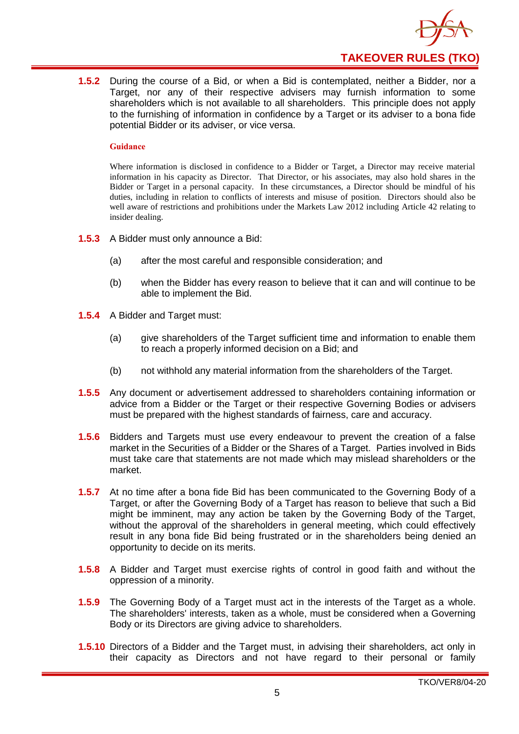**1.5.2** During the course of a Bid, or when a Bid is contemplated, neither a Bidder, nor a Target, nor any of their respective advisers may furnish information to some shareholders which is not available to all shareholders. This principle does not apply to the furnishing of information in confidence by a Target or its adviser to a bona fide potential Bidder or its adviser, or vice versa.

**Guidance**

Where information is disclosed in confidence to a Bidder or Target, a Director may receive material information in his capacity as Director. That Director, or his associates, may also hold shares in the Bidder or Target in a personal capacity. In these circumstances, a Director should be mindful of his duties, including in relation to conflicts of interests and misuse of position. Directors should also be well aware of restrictions and prohibitions under the Markets Law 2012 including Article 42 relating to insider dealing.

**1.5.3** A Bidder must only announce a Bid:

(a) after the most careful and responsible consideration; and

(b) when the Bidder has every reason to believe that it can and will continue to be able to implement the Bid.

**1.5.4** A Bidder and Target must:

(a) give shareholders of the Target sufficient time and information to enable them to reach a properly informed decision on a Bid; and

(b) not withhold any material information from the shareholders of the Target.

**1.5.5** Any document or advertisement addressed to shareholders containing information or advice from a Bidder or the Target or their respective Governing Bodies or advisers must be prepared with the highest standards of fairness, care and accuracy.

**1.5.6** Bidders and Targets must use every endeavour to prevent the creation of a false market in the Securities of a Bidder or the Shares of a Target. Parties involved in Bids must take care that statements are not made which may mislead shareholders or the market.

**1.5.7** At no time after a bona fide Bid has been communicated to the Governing Body of a Target, or after the Governing Body of a Target has reason to believe that such a Bid might be imminent, may any action be taken by the Governing Body of the Target, without the approval of the shareholders in general meeting, which could effectively result in any bona fide Bid being frustrated or in the shareholders being denied an opportunity to decide on its merits.

**1.5.8** A Bidder and Target must exercise rights of control in good faith and without the oppression of a minority.

**1.5.9** The Governing Body of a Target must act in the interests of the Target as a whole. The shareholders' interests, taken as a whole, must be considered when a Governing Body or its Directors are giving advice to shareholders.

**1.5.10** Directors of a Bidder and the Target must, in advising their shareholders, act only in their capacity as Directors and not have regard to their personal or family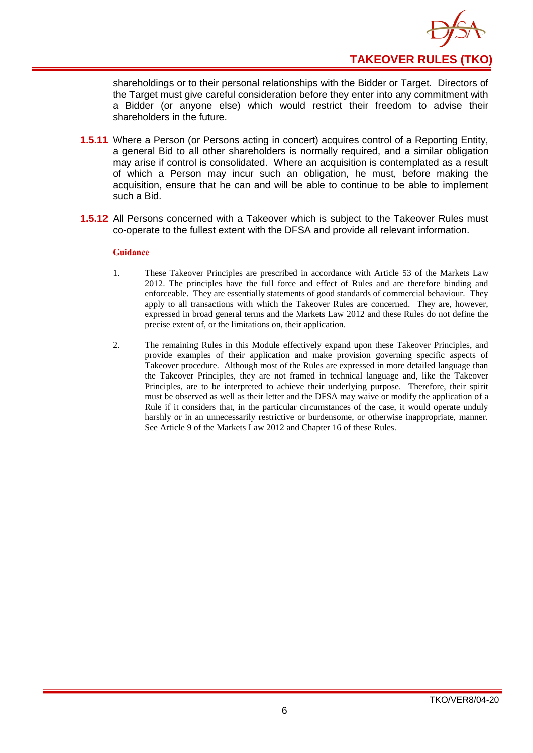shareholdings or to their personal relationships with the Bidder or Target. Directors of the Target must give careful consideration before they enter into any commitment with a Bidder (or anyone else) which would restrict their freedom to advise their shareholders in the future.

**1.5.11** Where a Person (or Persons acting in concert) acquires control of a Reporting Entity, a general Bid to all other shareholders is normally required, and a similar obligation may arise if control is consolidated. Where an acquisition is contemplated as a result of which a Person may incur such an obligation, he must, before making the acquisition, ensure that he can and will be able to continue to be able to implement such a Bid.

**1.5.12** All Persons concerned with a Takeover which is subject to the Takeover Rules must co-operate to the fullest extent with the DFSA and provide all relevant information.

**Guidance**

1. These Takeover Principles are prescribed in accordance with Article 53 of the Markets Law 2012. The principles have the full force and effect of Rules and are therefore binding and enforceable. They are essentially statements of good standards of commercial behaviour. They apply to all transactions with which the Takeover Rules are concerned. They are, however, expressed in broad general terms and the Markets Law 2012 and these Rules do not define the precise extent of, or the limitations on, their application.

2. The remaining Rules in this Module effectively expand upon these Takeover Principles, and provide examples of their application and make provision governing specific aspects of Takeover procedure. Although most of the Rules are expressed in more detailed language than the Takeover Principles, they are not framed in technical language and, like the Takeover Principles, are to be interpreted to achieve their underlying purpose. Therefore, their spirit must be observed as well as their letter and the DFSA may waive or modify the application of a Rule if it considers that, in the particular circumstances of the case, it would operate unduly harshly or in an unnecessarily restrictive or burdensome, or otherwise inappropriate, manner. See Article 9 of the Markets Law 2012 and Chapter 16 of these Rules.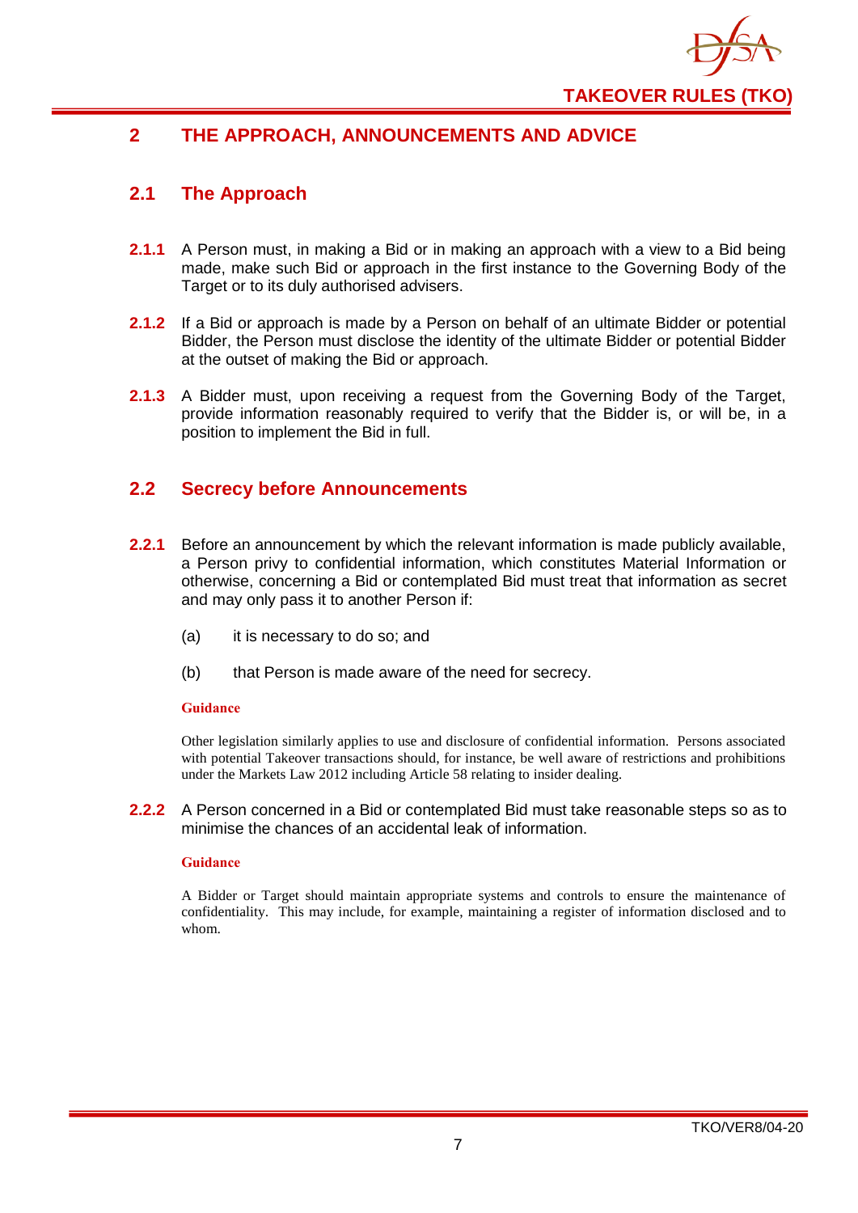# 2 THE APPROACH, ANNOUNCEMENTS AND ADVICE

## 2.1 The Approach

**2.1.1** A Person must, in making a Bid or in making an approach with a view to a Bid being made, make such Bid or approach in the first instance to the Governing Body of the Target or to its duly authorised advisers.

**2.1.2** If a Bid or approach is made by a Person on behalf of an ultimate Bidder or potential Bidder, the Person must disclose the identity of the ultimate Bidder or potential Bidder at the outset of making the Bid or approach.

**2.1.3** A Bidder must, upon receiving a request from the Governing Body of the Target, provide information reasonably required to verify that the Bidder is, or will be, in a position to implement the Bid in full.

## 2.2 Secrecy before Announcements

**2.2.1** Before an announcement by which the relevant information is made publicly available, a Person privy to confidential information, which constitutes Material Information or otherwise, concerning a Bid or contemplated Bid must treat that information as secret and may only pass it to another Person if:

(a) it is necessary to do so; and

(b) that Person is made aware of the need for secrecy.

**Guidance**

Other legislation similarly applies to use and disclosure of confidential information. Persons associated with potential Takeover transactions should, for instance, be well aware of restrictions and prohibitions under the Markets Law 2012 including Article 58 relating to insider dealing.

**2.2.2** A Person concerned in a Bid or contemplated Bid must take reasonable steps so as to minimise the chances of an accidental leak of information.

**Guidance**

A Bidder or Target should maintain appropriate systems and controls to ensure the maintenance of confidentiality. This may include, for example, maintaining a register of information disclosed and to whom.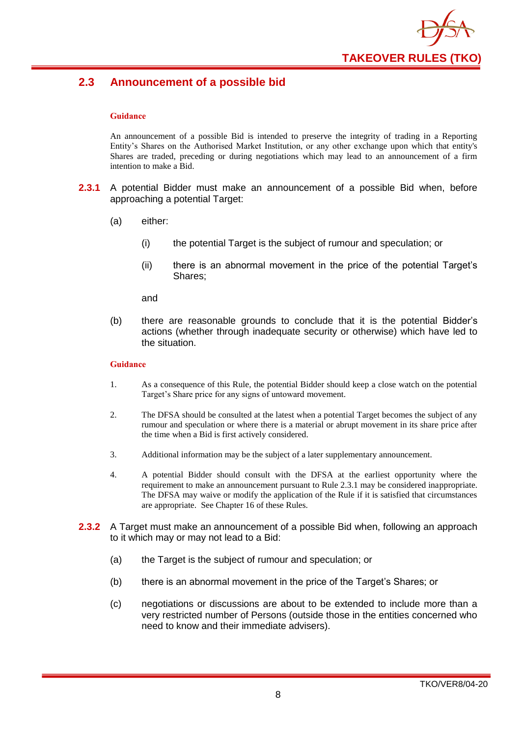## 2.3 Announcement of a possible bid

**Guidance**

An announcement of a possible Bid is intended to preserve the integrity of trading in a Reporting Entity's Shares on the Authorised Market Institution, or any other exchange upon which that entity's Shares are traded, preceding or during negotiations which may lead to an announcement of a firm intention to make a Bid.

**2.3.1** A potential Bidder must make an announcement of a possible Bid when, before approaching a potential Target:

(a) either:

  (i) the potential Target is the subject of rumour and speculation; or

  (ii) there is an abnormal movement in the price of the potential Target's Shares;

  and

(b) there are reasonable grounds to conclude that it is the potential Bidder's actions (whether through inadequate security or otherwise) which have led to the situation.

**Guidance**

1. As a consequence of this Rule, the potential Bidder should keep a close watch on the potential Target's Share price for any signs of untoward movement.

2. The DFSA should be consulted at the latest when a potential Target becomes the subject of any rumour and speculation or where there is a material or abrupt movement in its share price after the time when a Bid is first actively considered.

3. Additional information may be the subject of a later supplementary announcement.

4. A potential Bidder should consult with the DFSA at the earliest opportunity where the requirement to make an announcement pursuant to Rule 2.3.1 may be considered inappropriate. The DFSA may waive or modify the application of the Rule if it is satisfied that circumstances are appropriate. See Chapter 16 of these Rules.

**2.3.2** A Target must make an announcement of a possible Bid when, following an approach to it which may or may not lead to a Bid:

(a) the Target is the subject of rumour and speculation; or

(b) there is an abnormal movement in the price of the Target's Shares; or

(c) negotiations or discussions are about to be extended to include more than a very restricted number of Persons (outside those in the entities concerned who need to know and their immediate advisers).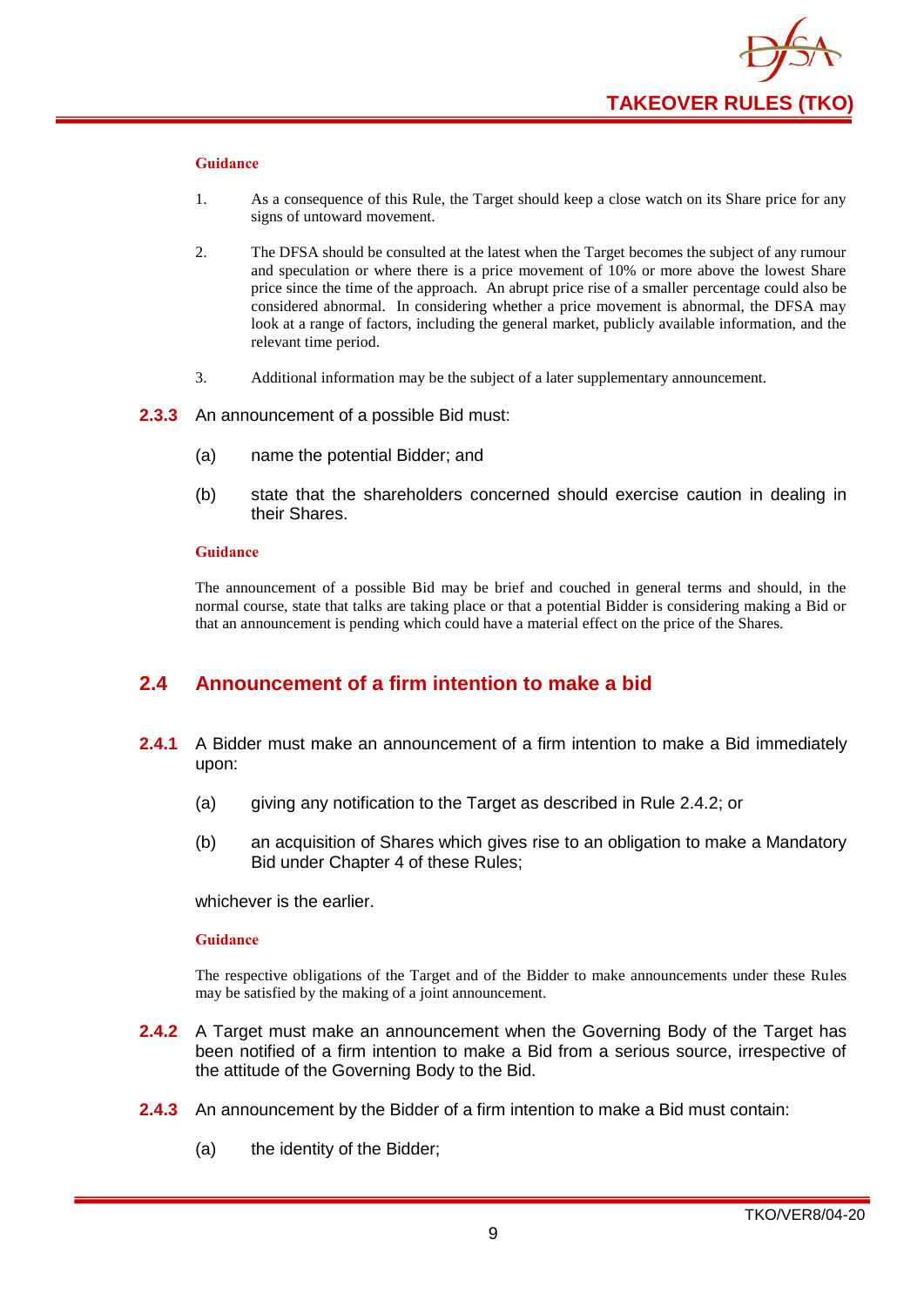**Guidance**

1. As a consequence of this Rule, the Target should keep a close watch on its Share price for any signs of untoward movement.

2. The DFSA should be consulted at the latest when the Target becomes the subject of any rumour and speculation or where there is a price movement of 10% or more above the lowest Share price since the time of the approach. An abrupt price rise of a smaller percentage could also be considered abnormal. In considering whether a price movement is abnormal, the DFSA may look at a range of factors, including the general market, publicly available information, and the relevant time period.

3. Additional information may be the subject of a later supplementary announcement.

**2.3.3** An announcement of a possible Bid must:

(a) name the potential Bidder; and

(b) state that the shareholders concerned should exercise caution in dealing in their Shares.

**Guidance**

The announcement of a possible Bid may be brief and couched in general terms and should, in the normal course, state that talks are taking place or that a potential Bidder is considering making a Bid or that an announcement is pending which could have a material effect on the price of the Shares.

## 2.4 Announcement of a firm intention to make a bid

**2.4.1** A Bidder must make an announcement of a firm intention to make a Bid immediately upon:

(a) giving any notification to the Target as described in Rule 2.4.2; or

(b) an acquisition of Shares which gives rise to an obligation to make a Mandatory Bid under Chapter 4 of these Rules;

whichever is the earlier.

**Guidance**

The respective obligations of the Target and of the Bidder to make announcements under these Rules may be satisfied by the making of a joint announcement.

**2.4.2** A Target must make an announcement when the Governing Body of the Target has been notified of a firm intention to make a Bid from a serious source, irrespective of the attitude of the Governing Body to the Bid.

**2.4.3** An announcement by the Bidder of a firm intention to make a Bid must contain:

(a) the identity of the Bidder;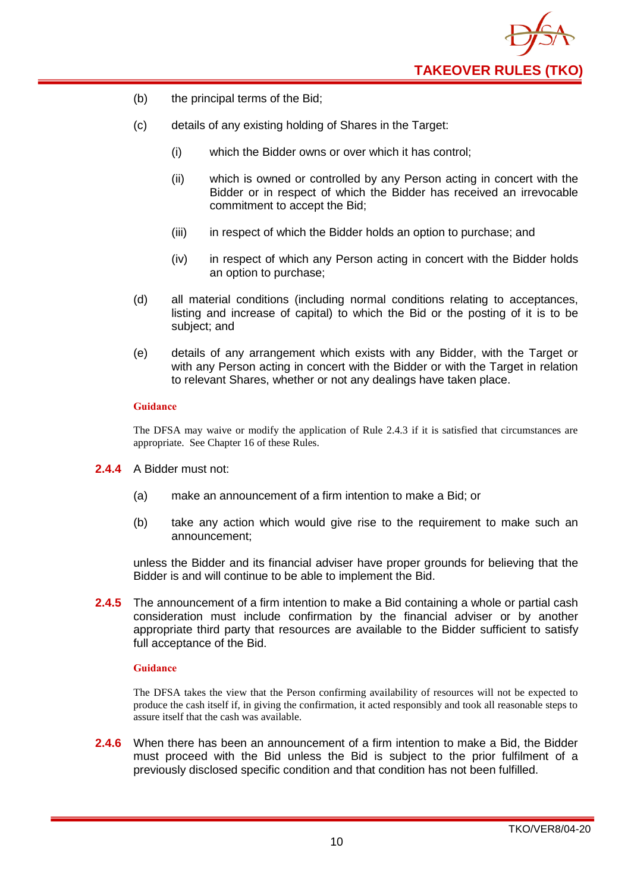(b) the principal terms of the Bid;

(c) details of any existing holding of Shares in the Target:

   (i) which the Bidder owns or over which it has control;

   (ii) which is owned or controlled by any Person acting in concert with the Bidder or in respect of which the Bidder has received an irrevocable commitment to accept the Bid;

   (iii) in respect of which the Bidder holds an option to purchase; and

   (iv) in respect of which any Person acting in concert with the Bidder holds an option to purchase;

(d) all material conditions (including normal conditions relating to acceptances, listing and increase of capital) to which the Bid or the posting of it is to be subject; and

(e) details of any arrangement which exists with any Bidder, with the Target or with any Person acting in concert with the Bidder or with the Target in relation to relevant Shares, whether or not any dealings have taken place.

**Guidance**

The DFSA may waive or modify the application of Rule 2.4.3 if it is satisfied that circumstances are appropriate. See Chapter 16 of these Rules.

**2.4.4** A Bidder must not:

(a) make an announcement of a firm intention to make a Bid; or

(b) take any action which would give rise to the requirement to make such an announcement;

unless the Bidder and its financial adviser have proper grounds for believing that the Bidder is and will continue to be able to implement the Bid.

**2.4.5** The announcement of a firm intention to make a Bid containing a whole or partial cash consideration must include confirmation by the financial adviser or by another appropriate third party that resources are available to the Bidder sufficient to satisfy full acceptance of the Bid.

**Guidance**

The DFSA takes the view that the Person confirming availability of resources will not be expected to produce the cash itself if, in giving the confirmation, it acted responsibly and took all reasonable steps to assure itself that the cash was available.

**2.4.6** When there has been an announcement of a firm intention to make a Bid, the Bidder must proceed with the Bid unless the Bid is subject to the prior fulfilment of a previously disclosed specific condition and that condition has not been fulfilled.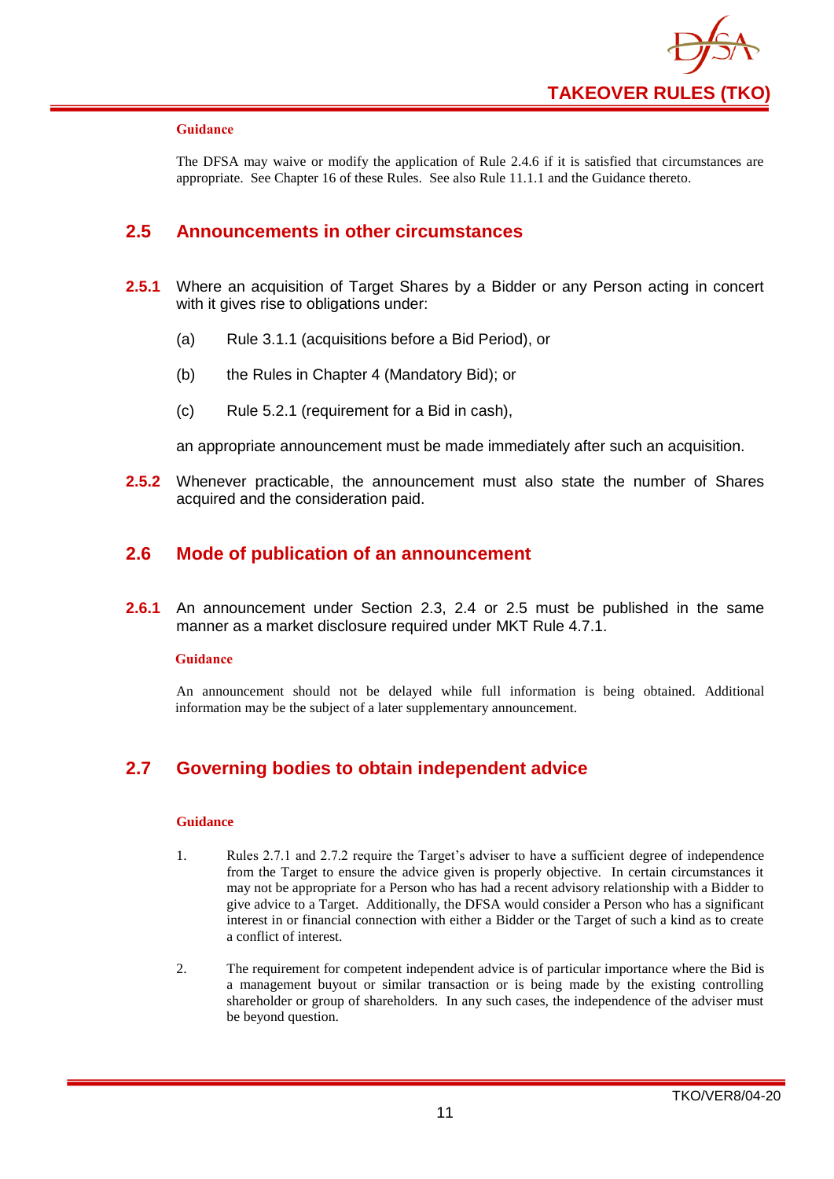**Guidance**

The DFSA may waive or modify the application of Rule 2.4.6 if it is satisfied that circumstances are appropriate. See Chapter 16 of these Rules. See also Rule 11.1.1 and the Guidance thereto.

## 2.5 Announcements in other circumstances

**2.5.1** Where an acquisition of Target Shares by a Bidder or any Person acting in concert with it gives rise to obligations under:

(a) Rule 3.1.1 (acquisitions before a Bid Period), or

(b) the Rules in Chapter 4 (Mandatory Bid); or

(c) Rule 5.2.1 (requirement for a Bid in cash),

an appropriate announcement must be made immediately after such an acquisition.

**2.5.2** Whenever practicable, the announcement must also state the number of Shares acquired and the consideration paid.

## 2.6 Mode of publication of an announcement

**2.6.1** An announcement under Section 2.3, 2.4 or 2.5 must be published in the same manner as a market disclosure required under MKT Rule 4.7.1.

**Guidance**

An announcement should not be delayed while full information is being obtained. Additional information may be the subject of a later supplementary announcement.

## 2.7 Governing bodies to obtain independent advice

**Guidance**

1. Rules 2.7.1 and 2.7.2 require the Target's adviser to have a sufficient degree of independence from the Target to ensure the advice given is properly objective. In certain circumstances it may not be appropriate for a Person who has had a recent advisory relationship with a Bidder to give advice to a Target. Additionally, the DFSA would consider a Person who has a significant interest in or financial connection with either a Bidder or the Target of such a kind as to create a conflict of interest.

2. The requirement for competent independent advice is of particular importance where the Bid is a management buyout or similar transaction or is being made by the existing controlling shareholder or group of shareholders. In any such cases, the independence of the adviser must be beyond question.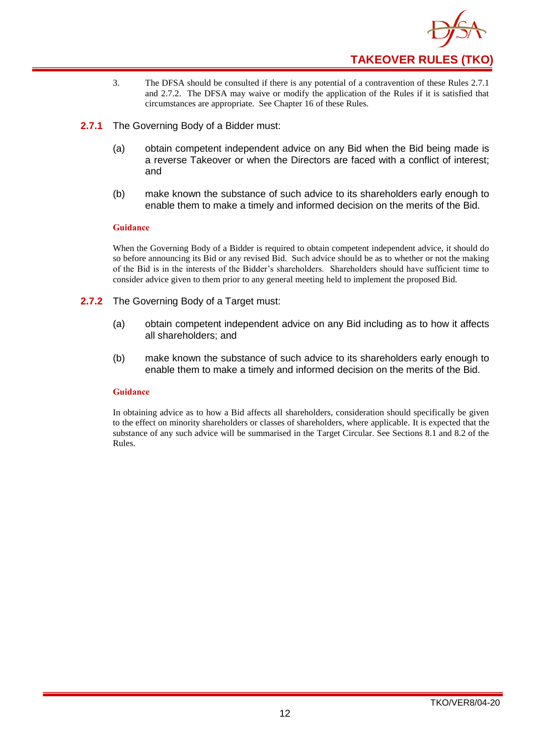3. The DFSA should be consulted if there is any potential of a contravention of these Rules 2.7.1 and 2.7.2. The DFSA may waive or modify the application of the Rules if it is satisfied that circumstances are appropriate. See Chapter 16 of these Rules.

**2.7.1** The Governing Body of a Bidder must:

(a) obtain competent independent advice on any Bid when the Bid being made is a reverse Takeover or when the Directors are faced with a conflict of interest; and

(b) make known the substance of such advice to its shareholders early enough to enable them to make a timely and informed decision on the merits of the Bid.

**Guidance**

When the Governing Body of a Bidder is required to obtain competent independent advice, it should do so before announcing its Bid or any revised Bid. Such advice should be as to whether or not the making of the Bid is in the interests of the Bidder's shareholders. Shareholders should have sufficient time to consider advice given to them prior to any general meeting held to implement the proposed Bid.

**2.7.2** The Governing Body of a Target must:

(a) obtain competent independent advice on any Bid including as to how it affects all shareholders; and

(b) make known the substance of such advice to its shareholders early enough to enable them to make a timely and informed decision on the merits of the Bid.

**Guidance**

In obtaining advice as to how a Bid affects all shareholders, consideration should specifically be given to the effect on minority shareholders or classes of shareholders, where applicable. It is expected that the substance of any such advice will be summarised in the Target Circular. See Sections 8.1 and 8.2 of the Rules.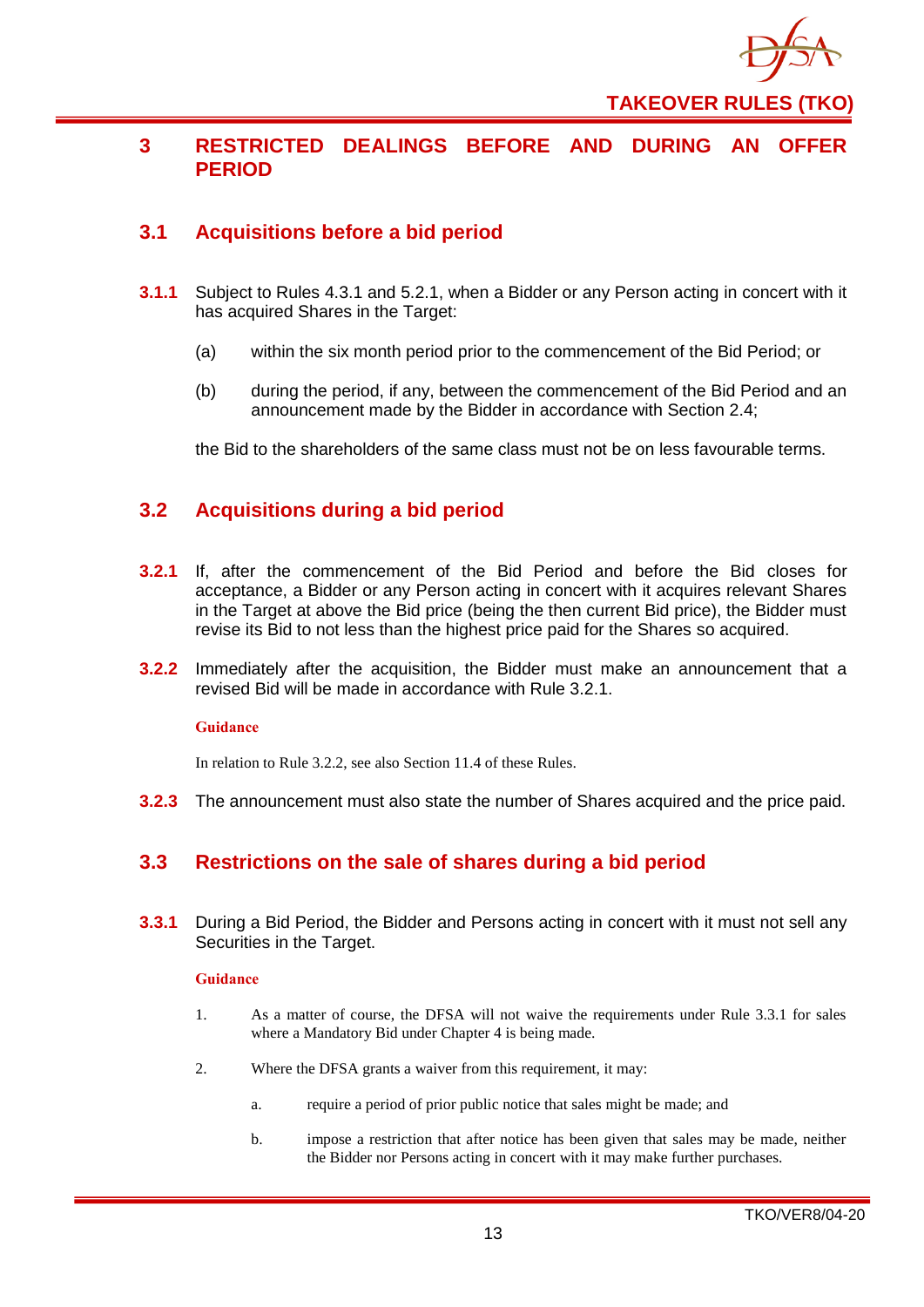# 3 RESTRICTED DEALINGS BEFORE AND DURING AN OFFER PERIOD

## 3.1 Acquisitions before a bid period

**3.1.1** Subject to Rules 4.3.1 and 5.2.1, when a Bidder or any Person acting in concert with it has acquired Shares in the Target:

(a) within the six month period prior to the commencement of the Bid Period; or

(b) during the period, if any, between the commencement of the Bid Period and an announcement made by the Bidder in accordance with Section 2.4;

the Bid to the shareholders of the same class must not be on less favourable terms.

## 3.2 Acquisitions during a bid period

**3.2.1** If, after the commencement of the Bid Period and before the Bid closes for acceptance, a Bidder or any Person acting in concert with it acquires relevant Shares in the Target at above the Bid price (being the then current Bid price), the Bidder must revise its Bid to not less than the highest price paid for the Shares so acquired.

**3.2.2** Immediately after the acquisition, the Bidder must make an announcement that a revised Bid will be made in accordance with Rule 3.2.1.

**Guidance**

In relation to Rule 3.2.2, see also Section 11.4 of these Rules.

**3.2.3** The announcement must also state the number of Shares acquired and the price paid.

## 3.3 Restrictions on the sale of shares during a bid period

**3.3.1** During a Bid Period, the Bidder and Persons acting in concert with it must not sell any Securities in the Target.

**Guidance**

1. As a matter of course, the DFSA will not waive the requirements under Rule 3.3.1 for sales where a Mandatory Bid under Chapter 4 is being made.

2. Where the DFSA grants a waiver from this requirement, it may:

   a. require a period of prior public notice that sales might be made; and

   b. impose a restriction that after notice has been given that sales may be made, neither the Bidder nor Persons acting in concert with it may make further purchases.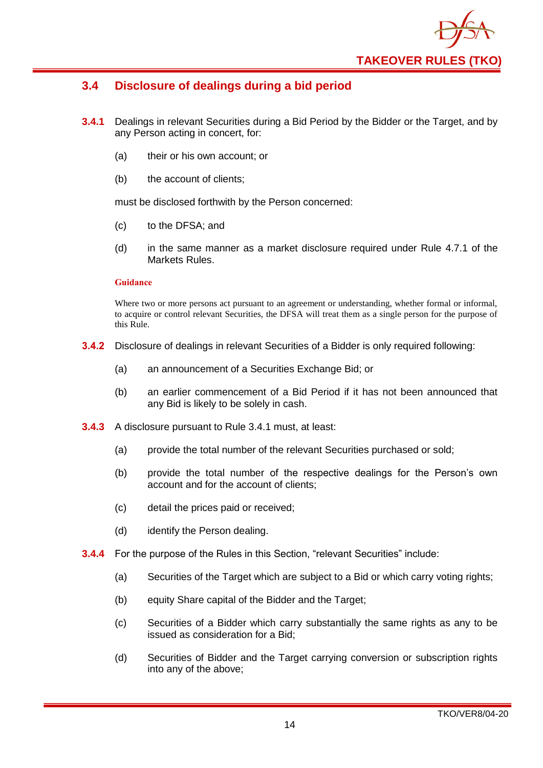## 3.4 Disclosure of dealings during a bid period

**3.4.1** Dealings in relevant Securities during a Bid Period by the Bidder or the Target, and by any Person acting in concert, for:

(a) their or his own account; or

(b) the account of clients;

must be disclosed forthwith by the Person concerned:

(c) to the DFSA; and

(d) in the same manner as a market disclosure required under Rule 4.7.1 of the Markets Rules.

**Guidance**

Where two or more persons act pursuant to an agreement or understanding, whether formal or informal, to acquire or control relevant Securities, the DFSA will treat them as a single person for the purpose of this Rule.

**3.4.2** Disclosure of dealings in relevant Securities of a Bidder is only required following:

(a) an announcement of a Securities Exchange Bid; or

(b) an earlier commencement of a Bid Period if it has not been announced that any Bid is likely to be solely in cash.

**3.4.3** A disclosure pursuant to Rule 3.4.1 must, at least:

(a) provide the total number of the relevant Securities purchased or sold;

(b) provide the total number of the respective dealings for the Person's own account and for the account of clients;

(c) detail the prices paid or received;

(d) identify the Person dealing.

**3.4.4** For the purpose of the Rules in this Section, "relevant Securities" include:

(a) Securities of the Target which are subject to a Bid or which carry voting rights;

(b) equity Share capital of the Bidder and the Target;

(c) Securities of a Bidder which carry substantially the same rights as any to be issued as consideration for a Bid;

(d) Securities of Bidder and the Target carrying conversion or subscription rights into any of the above;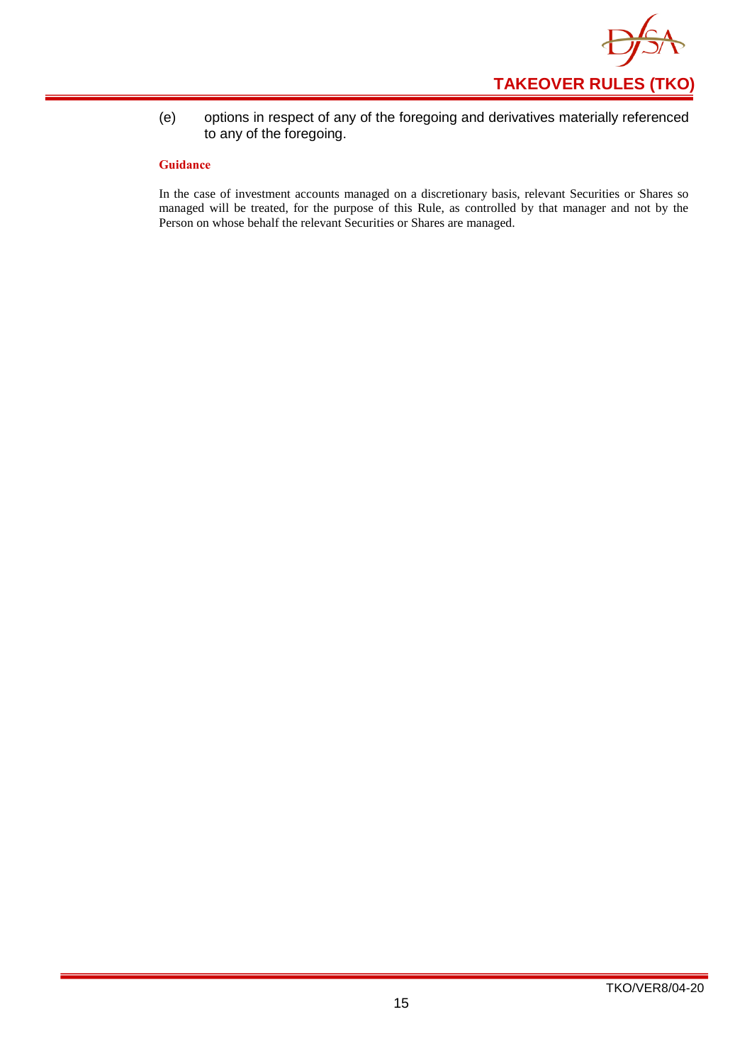(e) options in respect of any of the foregoing and derivatives materially referenced to any of the foregoing.

**Guidance**

In the case of investment accounts managed on a discretionary basis, relevant Securities or Shares so managed will be treated, for the purpose of this Rule, as controlled by that manager and not by the Person on whose behalf the relevant Securities or Shares are managed.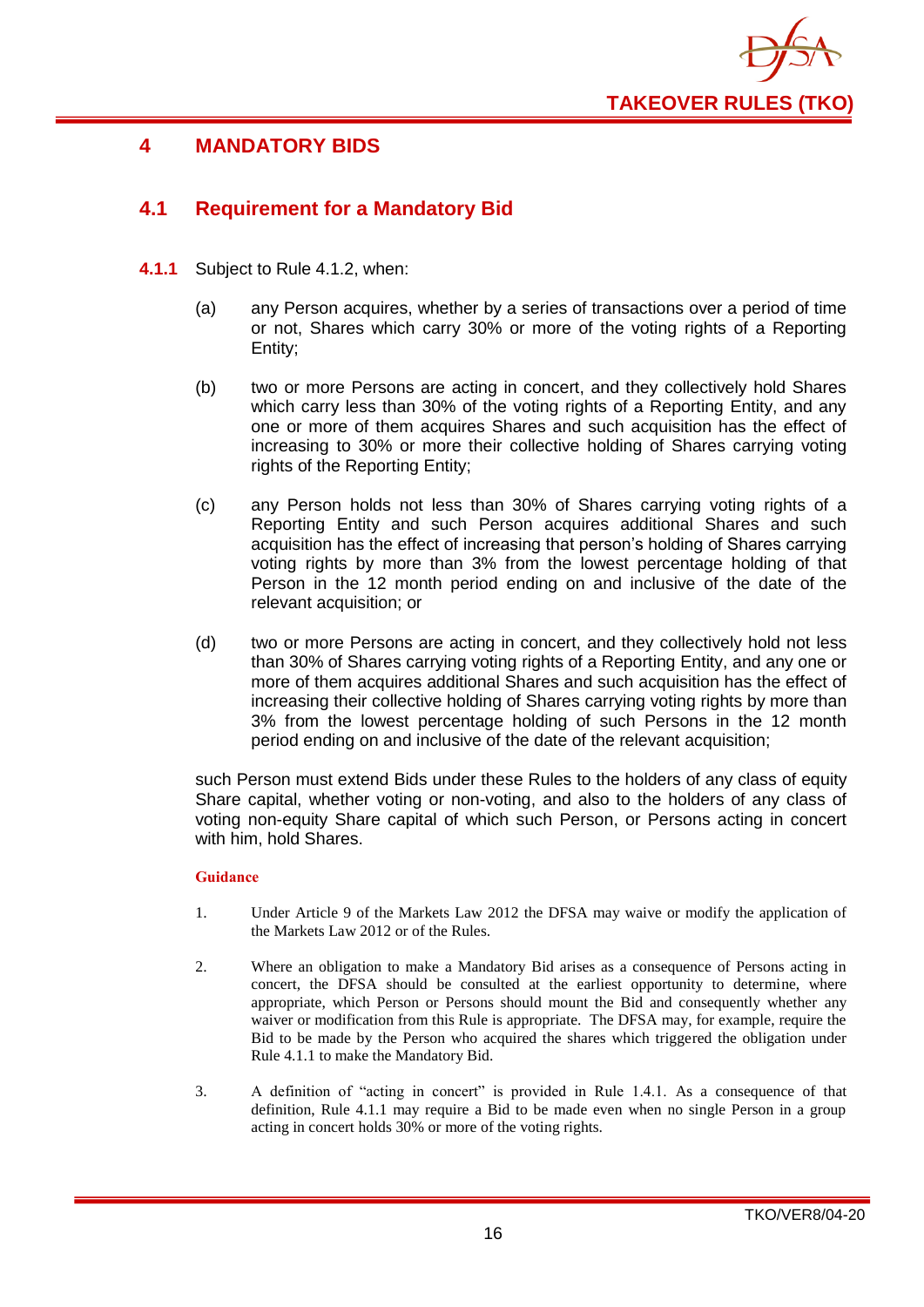# 4 MANDATORY BIDS

## 4.1 Requirement for a Mandatory Bid

**4.1.1** Subject to Rule 4.1.2, when:

(a) any Person acquires, whether by a series of transactions over a period of time or not, Shares which carry 30% or more of the voting rights of a Reporting Entity;

(b) two or more Persons are acting in concert, and they collectively hold Shares which carry less than 30% of the voting rights of a Reporting Entity, and any one or more of them acquires Shares and such acquisition has the effect of increasing to 30% or more their collective holding of Shares carrying voting rights of the Reporting Entity;

(c) any Person holds not less than 30% of Shares carrying voting rights of a Reporting Entity and such Person acquires additional Shares and such acquisition has the effect of increasing that person's holding of Shares carrying voting rights by more than 3% from the lowest percentage holding of that Person in the 12 month period ending on and inclusive of the date of the relevant acquisition; or

(d) two or more Persons are acting in concert, and they collectively hold not less than 30% of Shares carrying voting rights of a Reporting Entity, and any one or more of them acquires additional Shares and such acquisition has the effect of increasing their collective holding of Shares carrying voting rights by more than 3% from the lowest percentage holding of such Persons in the 12 month period ending on and inclusive of the date of the relevant acquisition;

such Person must extend Bids under these Rules to the holders of any class of equity Share capital, whether voting or non-voting, and also to the holders of any class of voting non-equity Share capital of which such Person, or Persons acting in concert with him, hold Shares.

**Guidance**

1. Under Article 9 of the Markets Law 2012 the DFSA may waive or modify the application of the Markets Law 2012 or of the Rules.

2. Where an obligation to make a Mandatory Bid arises as a consequence of Persons acting in concert, the DFSA should be consulted at the earliest opportunity to determine, where appropriate, which Person or Persons should mount the Bid and consequently whether any waiver or modification from this Rule is appropriate. The DFSA may, for example, require the Bid to be made by the Person who acquired the shares which triggered the obligation under Rule 4.1.1 to make the Mandatory Bid.

3. A definition of "acting in concert" is provided in Rule 1.4.1. As a consequence of that definition, Rule 4.1.1 may require a Bid to be made even when no single Person in a group acting in concert holds 30% or more of the voting rights.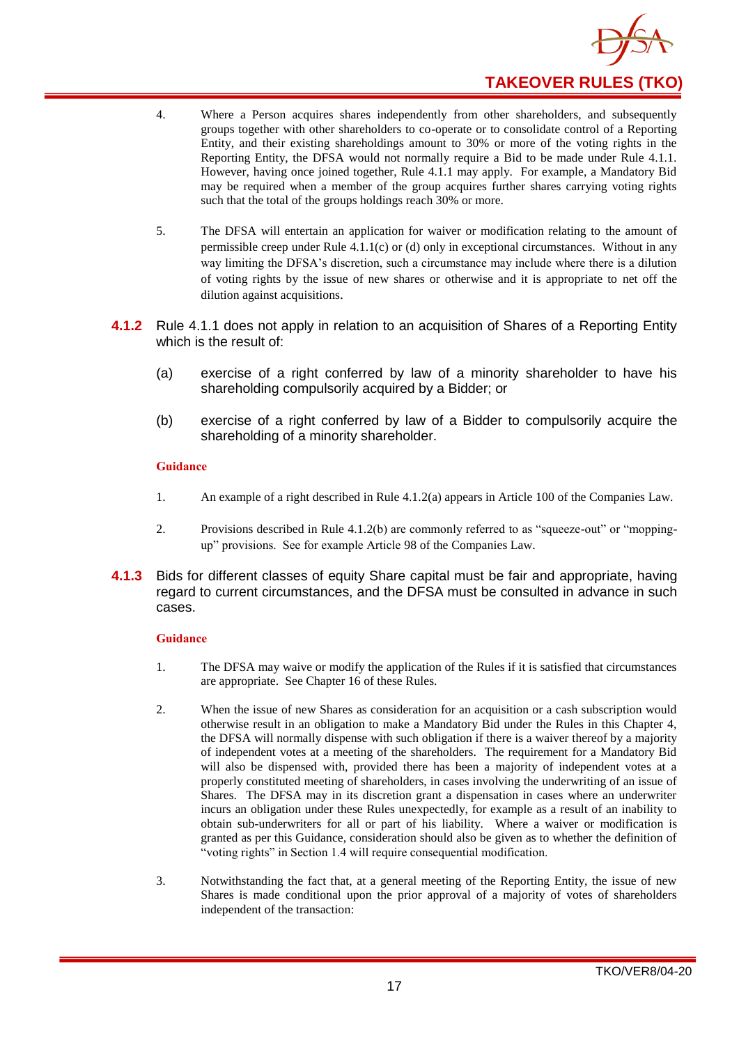4. Where a Person acquires shares independently from other shareholders, and subsequently groups together with other shareholders to co-operate or to consolidate control of a Reporting Entity, and their existing shareholdings amount to 30% or more of the voting rights in the Reporting Entity, the DFSA would not normally require a Bid to be made under Rule 4.1.1. However, having once joined together, Rule 4.1.1 may apply. For example, a Mandatory Bid may be required when a member of the group acquires further shares carrying voting rights such that the total of the groups holdings reach 30% or more.

5. The DFSA will entertain an application for waiver or modification relating to the amount of permissible creep under Rule 4.1.1(c) or (d) only in exceptional circumstances. Without in any way limiting the DFSA's discretion, such a circumstance may include where there is a dilution of voting rights by the issue of new shares or otherwise and it is appropriate to net off the dilution against acquisitions.

**4.1.2** Rule 4.1.1 does not apply in relation to an acquisition of Shares of a Reporting Entity which is the result of:

(a) exercise of a right conferred by law of a minority shareholder to have his shareholding compulsorily acquired by a Bidder; or

(b) exercise of a right conferred by law of a Bidder to compulsorily acquire the shareholding of a minority shareholder.

**Guidance**

1. An example of a right described in Rule 4.1.2(a) appears in Article 100 of the Companies Law.

2. Provisions described in Rule 4.1.2(b) are commonly referred to as "squeeze-out" or "mopping-up" provisions. See for example Article 98 of the Companies Law.

**4.1.3** Bids for different classes of equity Share capital must be fair and appropriate, having regard to current circumstances, and the DFSA must be consulted in advance in such cases.

**Guidance**

1. The DFSA may waive or modify the application of the Rules if it is satisfied that circumstances are appropriate. See Chapter 16 of these Rules.

2. When the issue of new Shares as consideration for an acquisition or a cash subscription would otherwise result in an obligation to make a Mandatory Bid under the Rules in this Chapter 4, the DFSA will normally dispense with such obligation if there is a waiver thereof by a majority of independent votes at a meeting of the shareholders. The requirement for a Mandatory Bid will also be dispensed with, provided there has been a majority of independent votes at a properly constituted meeting of shareholders, in cases involving the underwriting of an issue of Shares. The DFSA may in its discretion grant a dispensation in cases where an underwriter incurs an obligation under these Rules unexpectedly, for example as a result of an inability to obtain sub-underwriters for all or part of his liability. Where a waiver or modification is granted as per this Guidance, consideration should also be given as to whether the definition of "voting rights" in Section 1.4 will require consequential modification.

3. Notwithstanding the fact that, at a general meeting of the Reporting Entity, the issue of new Shares is made conditional upon the prior approval of a majority of votes of shareholders independent of the transaction: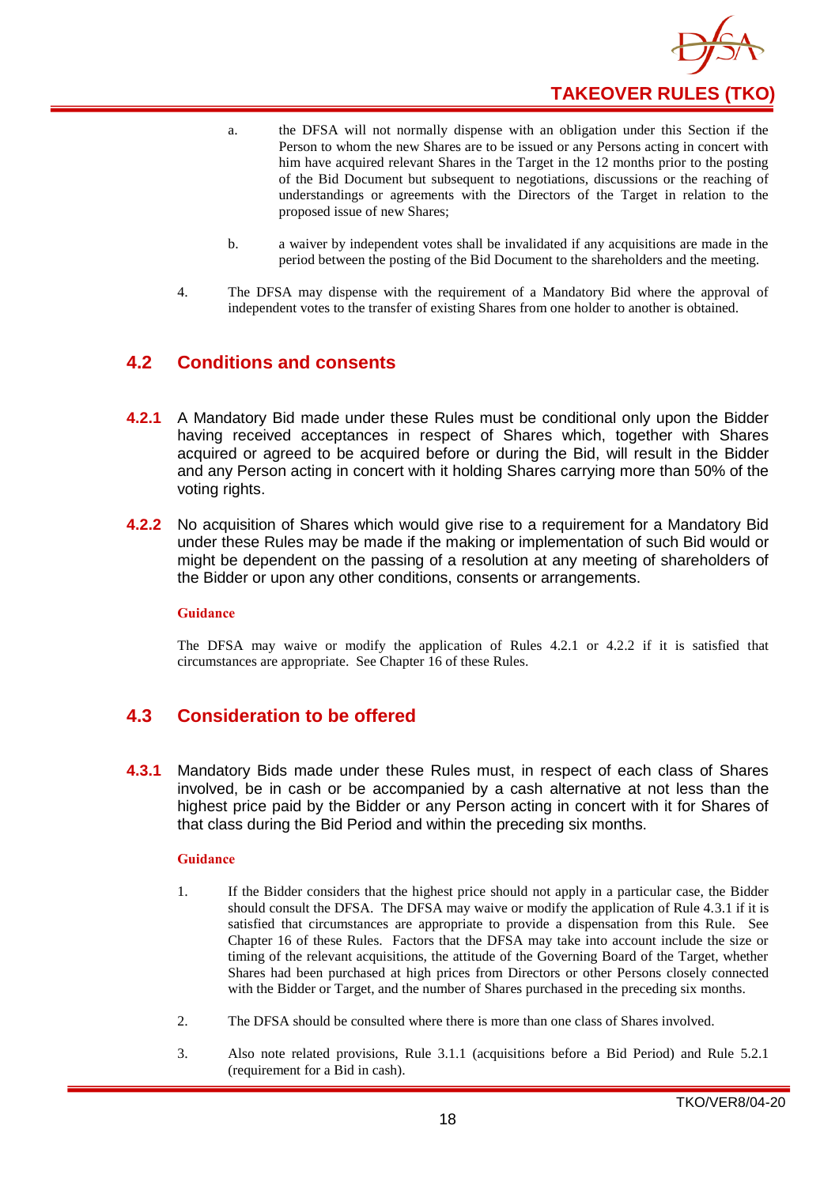a. the DFSA will not normally dispense with an obligation under this Section if the Person to whom the new Shares are to be issued or any Persons acting in concert with him have acquired relevant Shares in the Target in the 12 months prior to the posting of the Bid Document but subsequent to negotiations, discussions or the reaching of understandings or agreements with the Directors of the Target in relation to the proposed issue of new Shares;

b. a waiver by independent votes shall be invalidated if any acquisitions are made in the period between the posting of the Bid Document to the shareholders and the meeting.

4. The DFSA may dispense with the requirement of a Mandatory Bid where the approval of independent votes to the transfer of existing Shares from one holder to another is obtained.

## 4.2 Conditions and consents

**4.2.1** A Mandatory Bid made under these Rules must be conditional only upon the Bidder having received acceptances in respect of Shares which, together with Shares acquired or agreed to be acquired before or during the Bid, will result in the Bidder and any Person acting in concert with it holding Shares carrying more than 50% of the voting rights.

**4.2.2** No acquisition of Shares which would give rise to a requirement for a Mandatory Bid under these Rules may be made if the making or implementation of such Bid would or might be dependent on the passing of a resolution at any meeting of shareholders of the Bidder or upon any other conditions, consents or arrangements.

**Guidance**

The DFSA may waive or modify the application of Rules 4.2.1 or 4.2.2 if it is satisfied that circumstances are appropriate. See Chapter 16 of these Rules.

## 4.3 Consideration to be offered

**4.3.1** Mandatory Bids made under these Rules must, in respect of each class of Shares involved, be in cash or be accompanied by a cash alternative at not less than the highest price paid by the Bidder or any Person acting in concert with it for Shares of that class during the Bid Period and within the preceding six months.

**Guidance**

1. If the Bidder considers that the highest price should not apply in a particular case, the Bidder should consult the DFSA. The DFSA may waive or modify the application of Rule 4.3.1 if it is satisfied that circumstances are appropriate to provide a dispensation from this Rule. See Chapter 16 of these Rules. Factors that the DFSA may take into account include the size or timing of the relevant acquisitions, the attitude of the Governing Board of the Target, whether Shares had been purchased at high prices from Directors or other Persons closely connected with the Bidder or Target, and the number of Shares purchased in the preceding six months.

2. The DFSA should be consulted where there is more than one class of Shares involved.

3. Also note related provisions, Rule 3.1.1 (acquisitions before a Bid Period) and Rule 5.2.1 (requirement for a Bid in cash).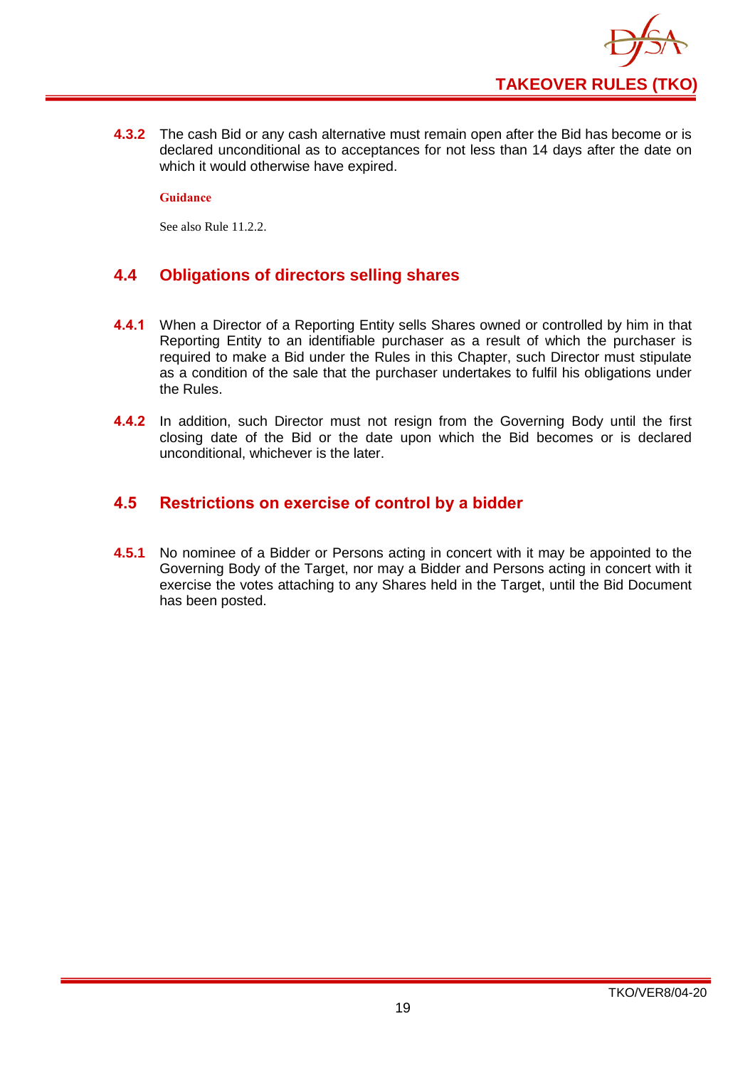**4.3.2** The cash Bid or any cash alternative must remain open after the Bid has become or is declared unconditional as to acceptances for not less than 14 days after the date on which it would otherwise have expired.

**Guidance**

See also Rule 11.2.2.

## 4.4 Obligations of directors selling shares

**4.4.1** When a Director of a Reporting Entity sells Shares owned or controlled by him in that Reporting Entity to an identifiable purchaser as a result of which the purchaser is required to make a Bid under the Rules in this Chapter, such Director must stipulate as a condition of the sale that the purchaser undertakes to fulfil his obligations under the Rules.

**4.4.2** In addition, such Director must not resign from the Governing Body until the first closing date of the Bid or the date upon which the Bid becomes or is declared unconditional, whichever is the later.

## 4.5 Restrictions on exercise of control by a bidder

**4.5.1** No nominee of a Bidder or Persons acting in concert with it may be appointed to the Governing Body of the Target, nor may a Bidder and Persons acting in concert with it exercise the votes attaching to any Shares held in the Target, until the Bid Document has been posted.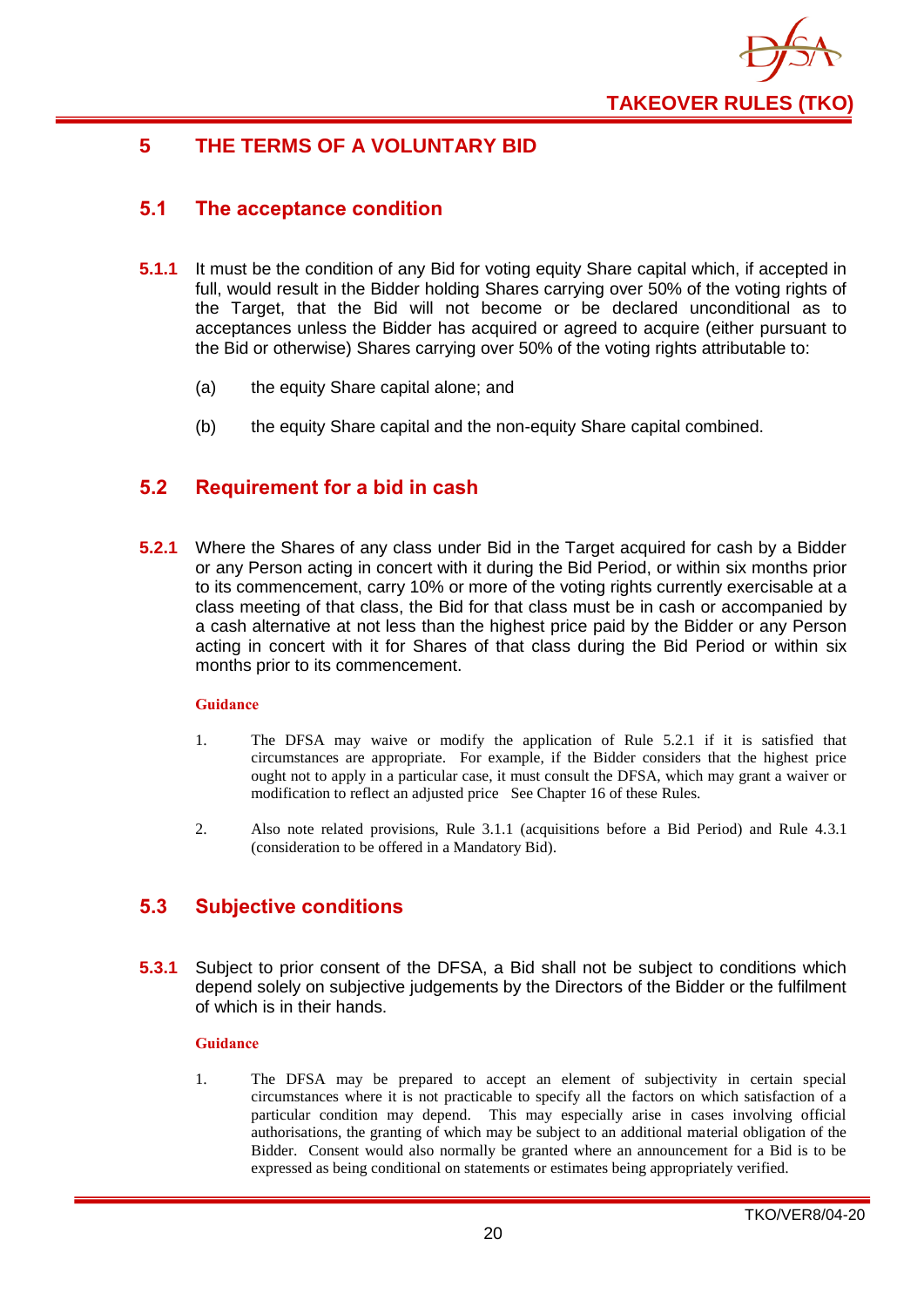# 5 THE TERMS OF A VOLUNTARY BID

## 5.1 The acceptance condition

**5.1.1** It must be the condition of any Bid for voting equity Share capital which, if accepted in full, would result in the Bidder holding Shares carrying over 50% of the voting rights of the Target, that the Bid will not become or be declared unconditional as to acceptances unless the Bidder has acquired or agreed to acquire (either pursuant to the Bid or otherwise) Shares carrying over 50% of the voting rights attributable to:

(a) the equity Share capital alone; and

(b) the equity Share capital and the non-equity Share capital combined.

## 5.2 Requirement for a bid in cash

**5.2.1** Where the Shares of any class under Bid in the Target acquired for cash by a Bidder or any Person acting in concert with it during the Bid Period, or within six months prior to its commencement, carry 10% or more of the voting rights currently exercisable at a class meeting of that class, the Bid for that class must be in cash or accompanied by a cash alternative at not less than the highest price paid by the Bidder or any Person acting in concert with it for Shares of that class during the Bid Period or within six months prior to its commencement.

**Guidance**

1. The DFSA may waive or modify the application of Rule 5.2.1 if it is satisfied that circumstances are appropriate. For example, if the Bidder considers that the highest price ought not to apply in a particular case, it must consult the DFSA, which may grant a waiver or modification to reflect an adjusted price See Chapter 16 of these Rules.

2. Also note related provisions, Rule 3.1.1 (acquisitions before a Bid Period) and Rule 4.3.1 (consideration to be offered in a Mandatory Bid).

## 5.3 Subjective conditions

**5.3.1** Subject to prior consent of the DFSA, a Bid shall not be subject to conditions which depend solely on subjective judgements by the Directors of the Bidder or the fulfilment of which is in their hands.

**Guidance**

1. The DFSA may be prepared to accept an element of subjectivity in certain special circumstances where it is not practicable to specify all the factors on which satisfaction of a particular condition may depend. This may especially arise in cases involving official authorisations, the granting of which may be subject to an additional material obligation of the Bidder. Consent would also normally be granted where an announcement for a Bid is to be expressed as being conditional on statements or estimates being appropriately verified.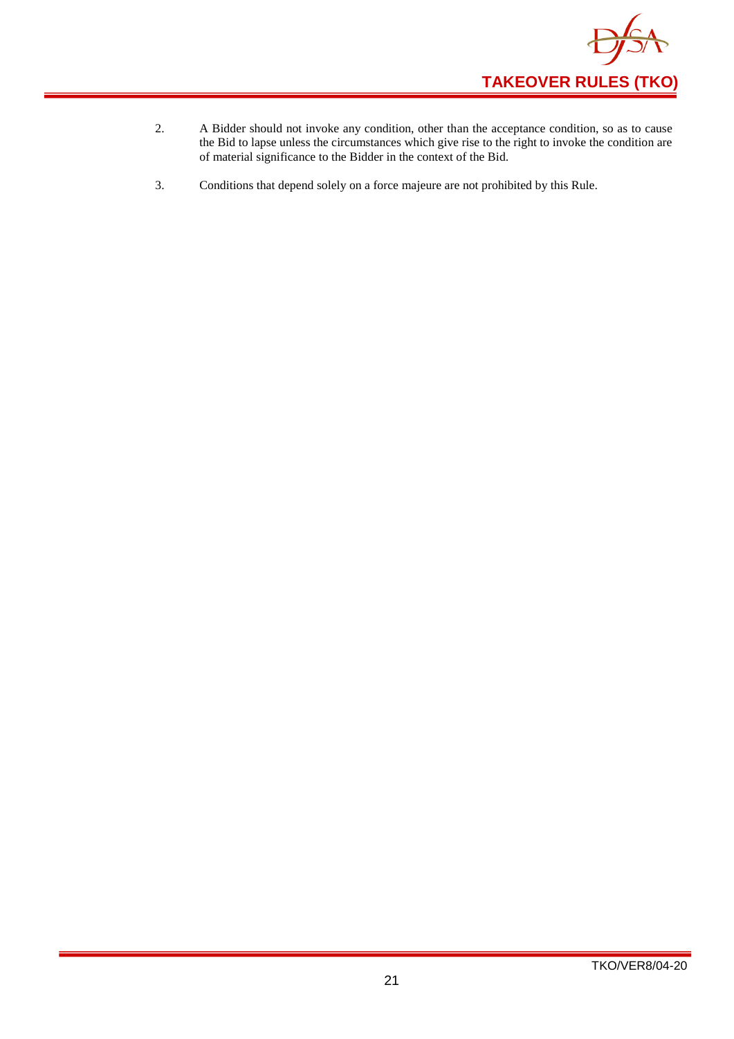2. A Bidder should not invoke any condition, other than the acceptance condition, so as to cause the Bid to lapse unless the circumstances which give rise to the right to invoke the condition are of material significance to the Bidder in the context of the Bid.

3. Conditions that depend solely on a force majeure are not prohibited by this Rule.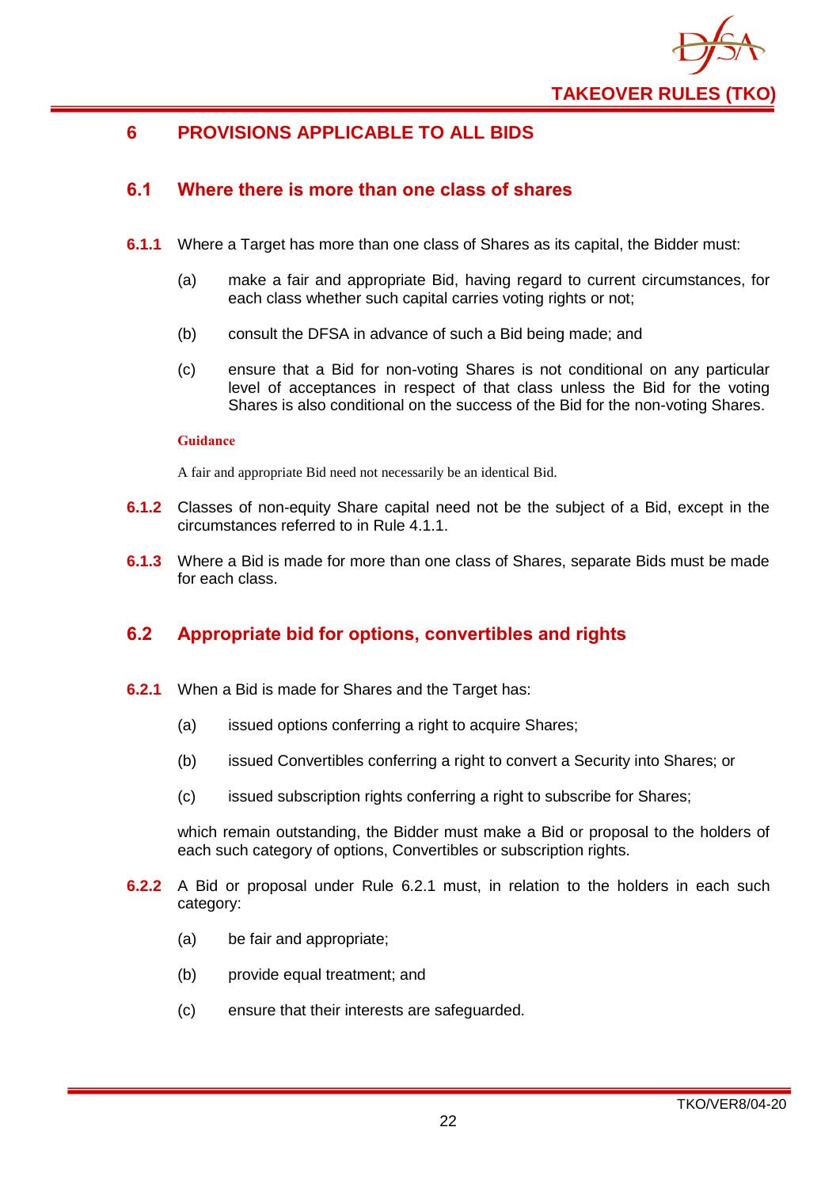# 6 PROVISIONS APPLICABLE TO ALL BIDS

## 6.1 Where there is more than one class of shares

**6.1.1** Where a Target has more than one class of Shares as its capital, the Bidder must:

(a) make a fair and appropriate Bid, having regard to current circumstances, for each class whether such capital carries voting rights or not;

(b) consult the DFSA in advance of such a Bid being made; and

(c) ensure that a Bid for non-voting Shares is not conditional on any particular level of acceptances in respect of that class unless the Bid for the voting Shares is also conditional on the success of the Bid for the non-voting Shares.

**Guidance**

A fair and appropriate Bid need not necessarily be an identical Bid.

**6.1.2** Classes of non-equity Share capital need not be the subject of a Bid, except in the circumstances referred to in Rule 4.1.1.

**6.1.3** Where a Bid is made for more than one class of Shares, separate Bids must be made for each class.

## 6.2 Appropriate bid for options, convertibles and rights

**6.2.1** When a Bid is made for Shares and the Target has:

(a) issued options conferring a right to acquire Shares;

(b) issued Convertibles conferring a right to convert a Security into Shares; or

(c) issued subscription rights conferring a right to subscribe for Shares;

which remain outstanding, the Bidder must make a Bid or proposal to the holders of each such category of options, Convertibles or subscription rights.

**6.2.2** A Bid or proposal under Rule 6.2.1 must, in relation to the holders in each such category:

(a) be fair and appropriate;

(b) provide equal treatment; and

(c) ensure that their interests are safeguarded.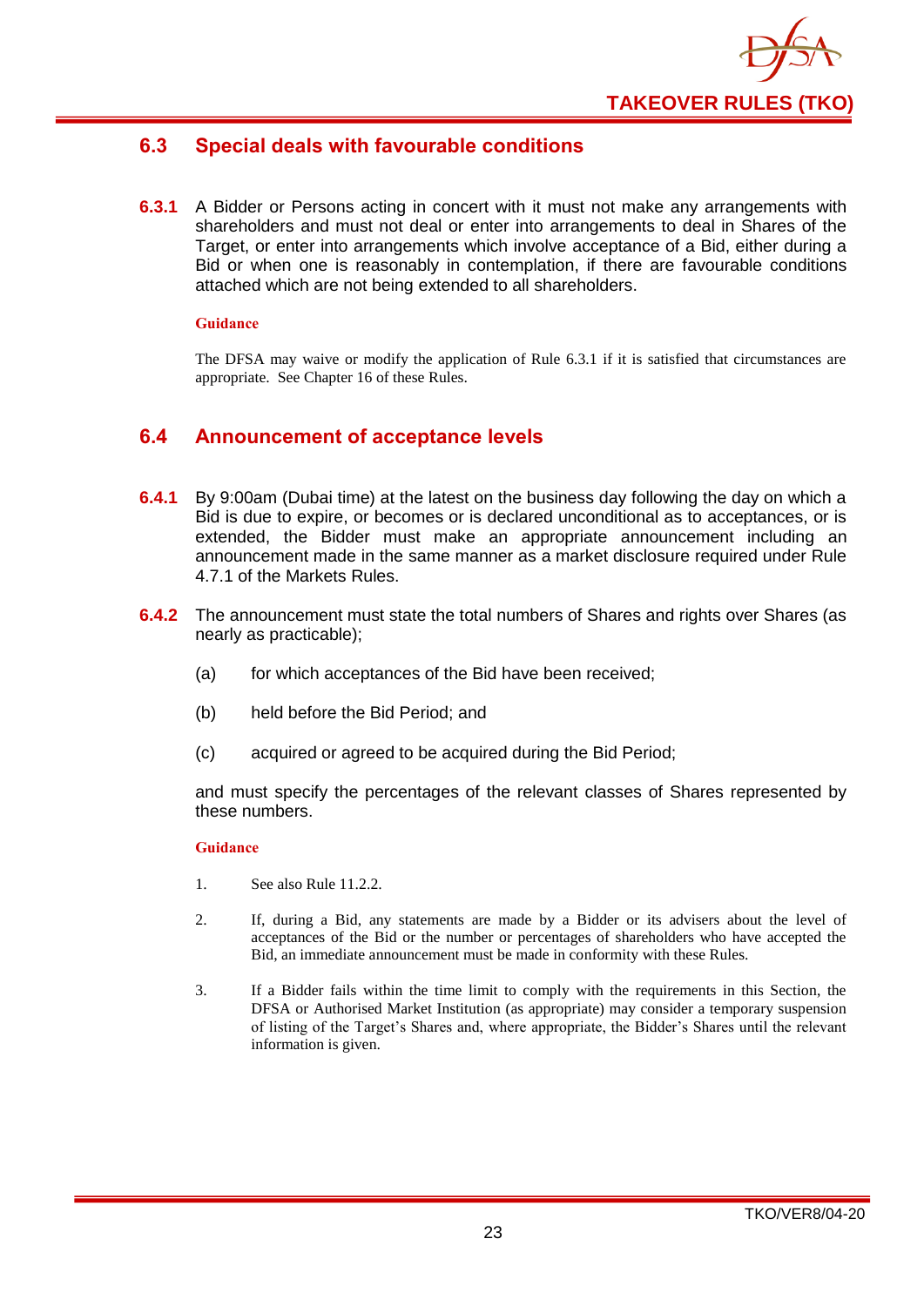## 6.3 Special deals with favourable conditions

**6.3.1** A Bidder or Persons acting in concert with it must not make any arrangements with shareholders and must not deal or enter into arrangements to deal in Shares of the Target, or enter into arrangements which involve acceptance of a Bid, either during a Bid or when one is reasonably in contemplation, if there are favourable conditions attached which are not being extended to all shareholders.

**Guidance**

The DFSA may waive or modify the application of Rule 6.3.1 if it is satisfied that circumstances are appropriate. See Chapter 16 of these Rules.

## 6.4 Announcement of acceptance levels

**6.4.1** By 9:00am (Dubai time) at the latest on the business day following the day on which a Bid is due to expire, or becomes or is declared unconditional as to acceptances, or is extended, the Bidder must make an appropriate announcement including an announcement made in the same manner as a market disclosure required under Rule 4.7.1 of the Markets Rules.

**6.4.2** The announcement must state the total numbers of Shares and rights over Shares (as nearly as practicable);

(a) for which acceptances of the Bid have been received;

(b) held before the Bid Period; and

(c) acquired or agreed to be acquired during the Bid Period;

and must specify the percentages of the relevant classes of Shares represented by these numbers.

**Guidance**

1. See also Rule 11.2.2.

2. If, during a Bid, any statements are made by a Bidder or its advisers about the level of acceptances of the Bid or the number or percentages of shareholders who have accepted the Bid, an immediate announcement must be made in conformity with these Rules.

3. If a Bidder fails within the time limit to comply with the requirements in this Section, the DFSA or Authorised Market Institution (as appropriate) may consider a temporary suspension of listing of the Target's Shares and, where appropriate, the Bidder's Shares until the relevant information is given.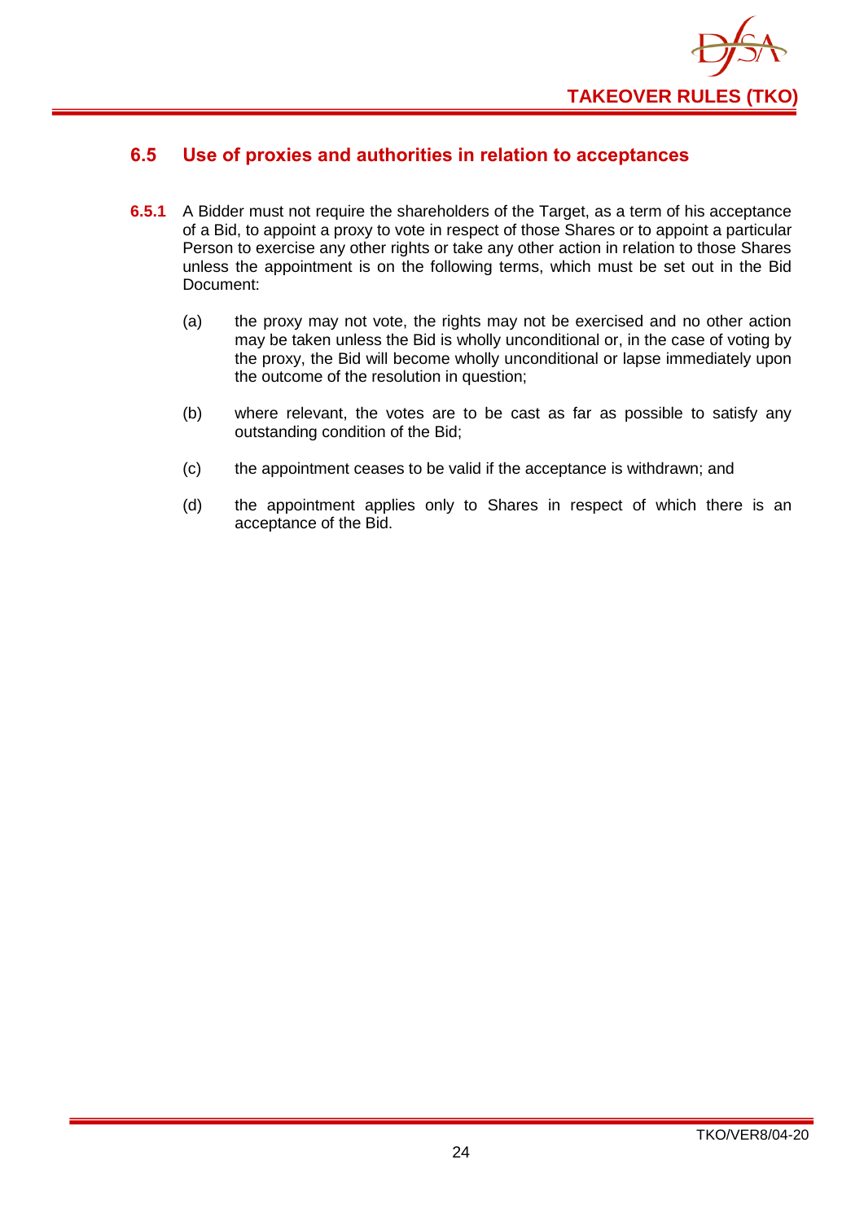## 6.5 Use of proxies and authorities in relation to acceptances

**6.5.1** A Bidder must not require the shareholders of the Target, as a term of his acceptance of a Bid, to appoint a proxy to vote in respect of those Shares or to appoint a particular Person to exercise any other rights or take any other action in relation to those Shares unless the appointment is on the following terms, which must be set out in the Bid Document:

(a) the proxy may not vote, the rights may not be exercised and no other action may be taken unless the Bid is wholly unconditional or, in the case of voting by the proxy, the Bid will become wholly unconditional or lapse immediately upon the outcome of the resolution in question;

(b) where relevant, the votes are to be cast as far as possible to satisfy any outstanding condition of the Bid;

(c) the appointment ceases to be valid if the acceptance is withdrawn; and

(d) the appointment applies only to Shares in respect of which there is an acceptance of the Bid.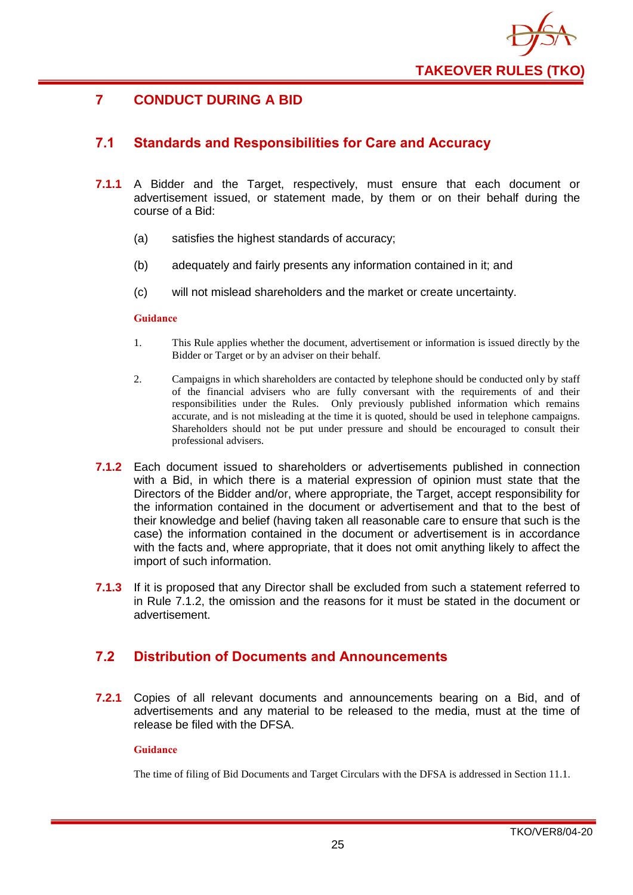# 7 CONDUCT DURING A BID

## 7.1 Standards and Responsibilities for Care and Accuracy

**7.1.1** A Bidder and the Target, respectively, must ensure that each document or advertisement issued, or statement made, by them or on their behalf during the course of a Bid:

(a) satisfies the highest standards of accuracy;

(b) adequately and fairly presents any information contained in it; and

(c) will not mislead shareholders and the market or create uncertainty.

**Guidance**

1. This Rule applies whether the document, advertisement or information is issued directly by the Bidder or Target or by an adviser on their behalf.

2. Campaigns in which shareholders are contacted by telephone should be conducted only by staff of the financial advisers who are fully conversant with the requirements of and their responsibilities under the Rules. Only previously published information which remains accurate, and is not misleading at the time it is quoted, should be used in telephone campaigns. Shareholders should not be put under pressure and should be encouraged to consult their professional advisers.

**7.1.2** Each document issued to shareholders or advertisements published in connection with a Bid, in which there is a material expression of opinion must state that the Directors of the Bidder and/or, where appropriate, the Target, accept responsibility for the information contained in the document or advertisement and that to the best of their knowledge and belief (having taken all reasonable care to ensure that such is the case) the information contained in the document or advertisement is in accordance with the facts and, where appropriate, that it does not omit anything likely to affect the import of such information.

**7.1.3** If it is proposed that any Director shall be excluded from such a statement referred to in Rule 7.1.2, the omission and the reasons for it must be stated in the document or advertisement.

## 7.2 Distribution of Documents and Announcements

**7.2.1** Copies of all relevant documents and announcements bearing on a Bid, and of advertisements and any material to be released to the media, must at the time of release be filed with the DFSA.

**Guidance**

The time of filing of Bid Documents and Target Circulars with the DFSA is addressed in Section 11.1.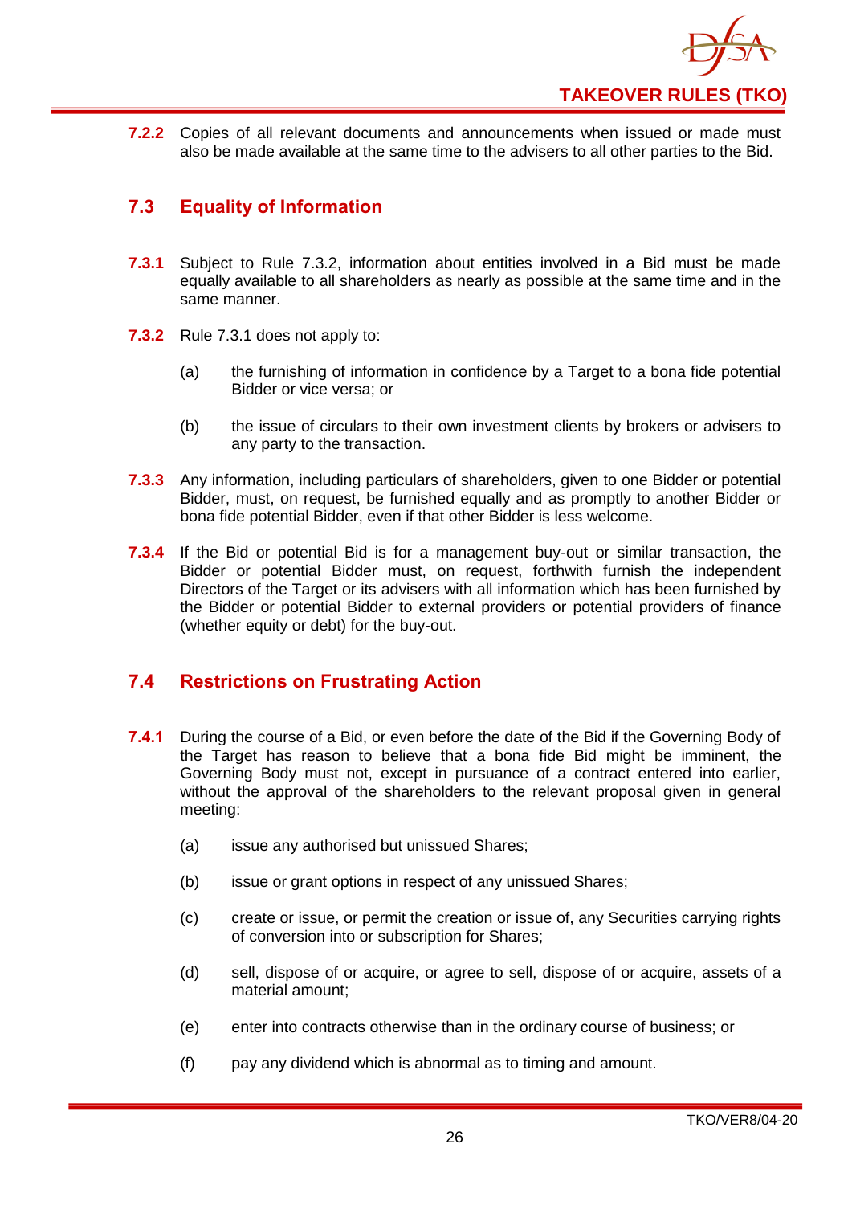**7.2.2** Copies of all relevant documents and announcements when issued or made must also be made available at the same time to the advisers to all other parties to the Bid.

## 7.3 Equality of Information

**7.3.1** Subject to Rule 7.3.2, information about entities involved in a Bid must be made equally available to all shareholders as nearly as possible at the same time and in the same manner.

**7.3.2** Rule 7.3.1 does not apply to:

(a) the furnishing of information in confidence by a Target to a bona fide potential Bidder or vice versa; or

(b) the issue of circulars to their own investment clients by brokers or advisers to any party to the transaction.

**7.3.3** Any information, including particulars of shareholders, given to one Bidder or potential Bidder, must, on request, be furnished equally and as promptly to another Bidder or bona fide potential Bidder, even if that other Bidder is less welcome.

**7.3.4** If the Bid or potential Bid is for a management buy-out or similar transaction, the Bidder or potential Bidder must, on request, forthwith furnish the independent Directors of the Target or its advisers with all information which has been furnished by the Bidder or potential Bidder to external providers or potential providers of finance (whether equity or debt) for the buy-out.

## 7.4 Restrictions on Frustrating Action

**7.4.1** During the course of a Bid, or even before the date of the Bid if the Governing Body of the Target has reason to believe that a bona fide Bid might be imminent, the Governing Body must not, except in pursuance of a contract entered into earlier, without the approval of the shareholders to the relevant proposal given in general meeting:

(a) issue any authorised but unissued Shares;

(b) issue or grant options in respect of any unissued Shares;

(c) create or issue, or permit the creation or issue of, any Securities carrying rights of conversion into or subscription for Shares;

(d) sell, dispose of or acquire, or agree to sell, dispose of or acquire, assets of a material amount;

(e) enter into contracts otherwise than in the ordinary course of business; or

(f) pay any dividend which is abnormal as to timing and amount.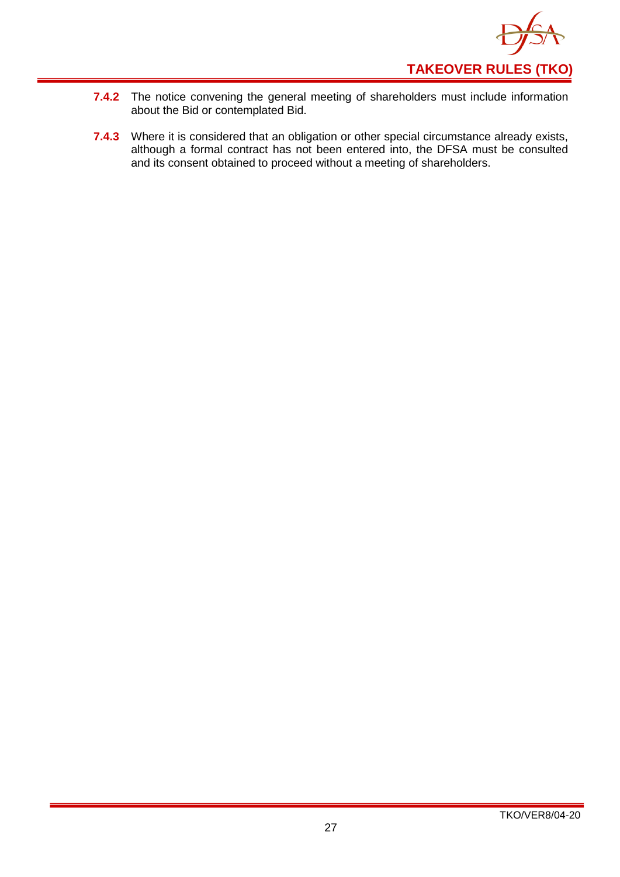**7.4.2** The notice convening the general meeting of shareholders must include information about the Bid or contemplated Bid.

**7.4.3** Where it is considered that an obligation or other special circumstance already exists, although a formal contract has not been entered into, the DFSA must be consulted and its consent obtained to proceed without a meeting of shareholders.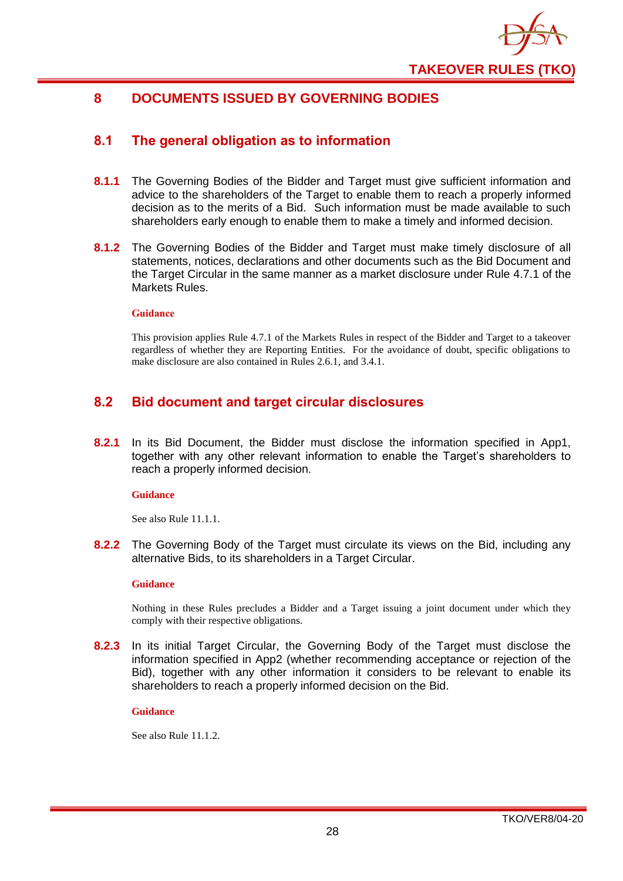# 8 DOCUMENTS ISSUED BY GOVERNING BODIES

## 8.1 The general obligation as to information

**8.1.1** The Governing Bodies of the Bidder and Target must give sufficient information and advice to the shareholders of the Target to enable them to reach a properly informed decision as to the merits of a Bid. Such information must be made available to such shareholders early enough to enable them to make a timely and informed decision.

**8.1.2** The Governing Bodies of the Bidder and Target must make timely disclosure of all statements, notices, declarations and other documents such as the Bid Document and the Target Circular in the same manner as a market disclosure under Rule 4.7.1 of the Markets Rules.

**Guidance**

This provision applies Rule 4.7.1 of the Markets Rules in respect of the Bidder and Target to a takeover regardless of whether they are Reporting Entities. For the avoidance of doubt, specific obligations to make disclosure are also contained in Rules 2.6.1, and 3.4.1.

## 8.2 Bid document and target circular disclosures

**8.2.1** In its Bid Document, the Bidder must disclose the information specified in App1, together with any other relevant information to enable the Target's shareholders to reach a properly informed decision.

**Guidance**

See also Rule 11.1.1.

**8.2.2** The Governing Body of the Target must circulate its views on the Bid, including any alternative Bids, to its shareholders in a Target Circular.

**Guidance**

Nothing in these Rules precludes a Bidder and a Target issuing a joint document under which they comply with their respective obligations.

**8.2.3** In its initial Target Circular, the Governing Body of the Target must disclose the information specified in App2 (whether recommending acceptance or rejection of the Bid), together with any other information it considers to be relevant to enable its shareholders to reach a properly informed decision on the Bid.

**Guidance**

See also Rule 11.1.2.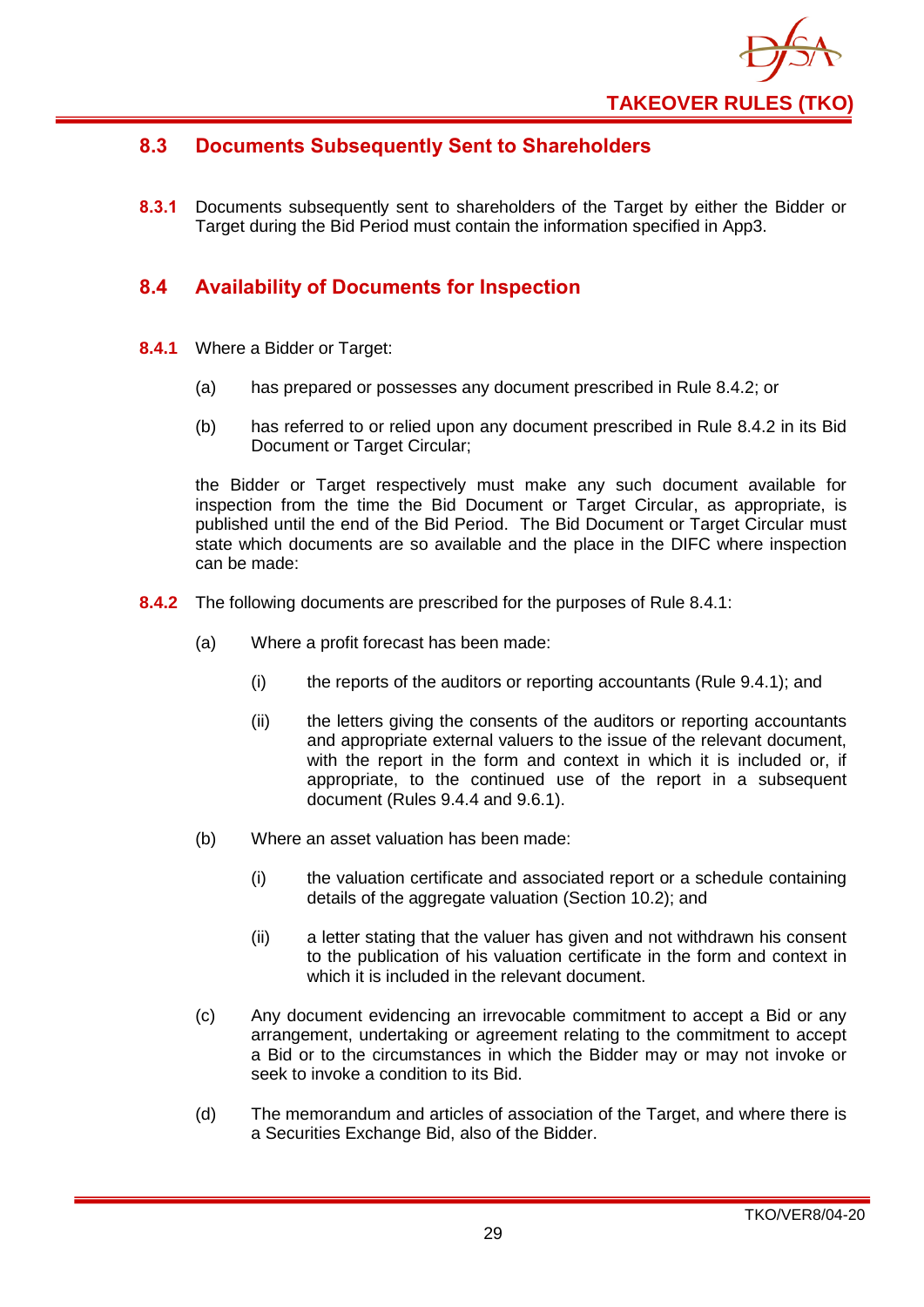## 8.3 Documents Subsequently Sent to Shareholders

**8.3.1** Documents subsequently sent to shareholders of the Target by either the Bidder or Target during the Bid Period must contain the information specified in App3.

## 8.4 Availability of Documents for Inspection

**8.4.1** Where a Bidder or Target:

(a) has prepared or possesses any document prescribed in Rule 8.4.2; or

(b) has referred to or relied upon any document prescribed in Rule 8.4.2 in its Bid Document or Target Circular;

the Bidder or Target respectively must make any such document available for inspection from the time the Bid Document or Target Circular, as appropriate, is published until the end of the Bid Period. The Bid Document or Target Circular must state which documents are so available and the place in the DIFC where inspection can be made:

**8.4.2** The following documents are prescribed for the purposes of Rule 8.4.1:

(a) Where a profit forecast has been made:

(i) the reports of the auditors or reporting accountants (Rule 9.4.1); and

(ii) the letters giving the consents of the auditors or reporting accountants and appropriate external valuers to the issue of the relevant document, with the report in the form and context in which it is included or, if appropriate, to the continued use of the report in a subsequent document (Rules 9.4.4 and 9.6.1).

(b) Where an asset valuation has been made:

(i) the valuation certificate and associated report or a schedule containing details of the aggregate valuation (Section 10.2); and

(ii) a letter stating that the valuer has given and not withdrawn his consent to the publication of his valuation certificate in the form and context in which it is included in the relevant document.

(c) Any document evidencing an irrevocable commitment to accept a Bid or any arrangement, undertaking or agreement relating to the commitment to accept a Bid or to the circumstances in which the Bidder may or may not invoke or seek to invoke a condition to its Bid.

(d) The memorandum and articles of association of the Target, and where there is a Securities Exchange Bid, also of the Bidder.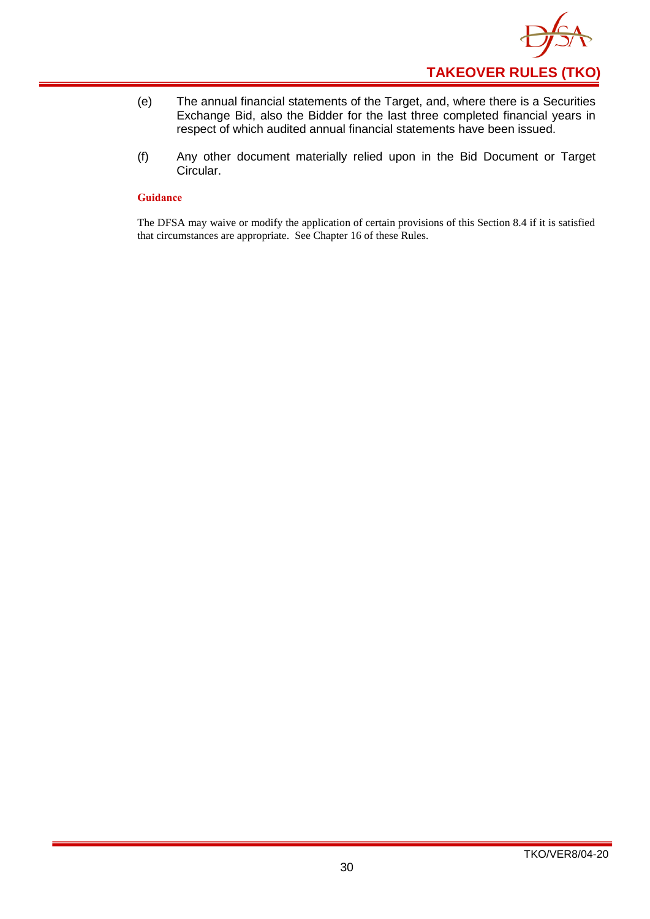(e) The annual financial statements of the Target, and, where there is a Securities Exchange Bid, also the Bidder for the last three completed financial years in respect of which audited annual financial statements have been issued.

(f) Any other document materially relied upon in the Bid Document or Target Circular.

**Guidance**

The DFSA may waive or modify the application of certain provisions of this Section 8.4 if it is satisfied that circumstances are appropriate. See Chapter 16 of these Rules.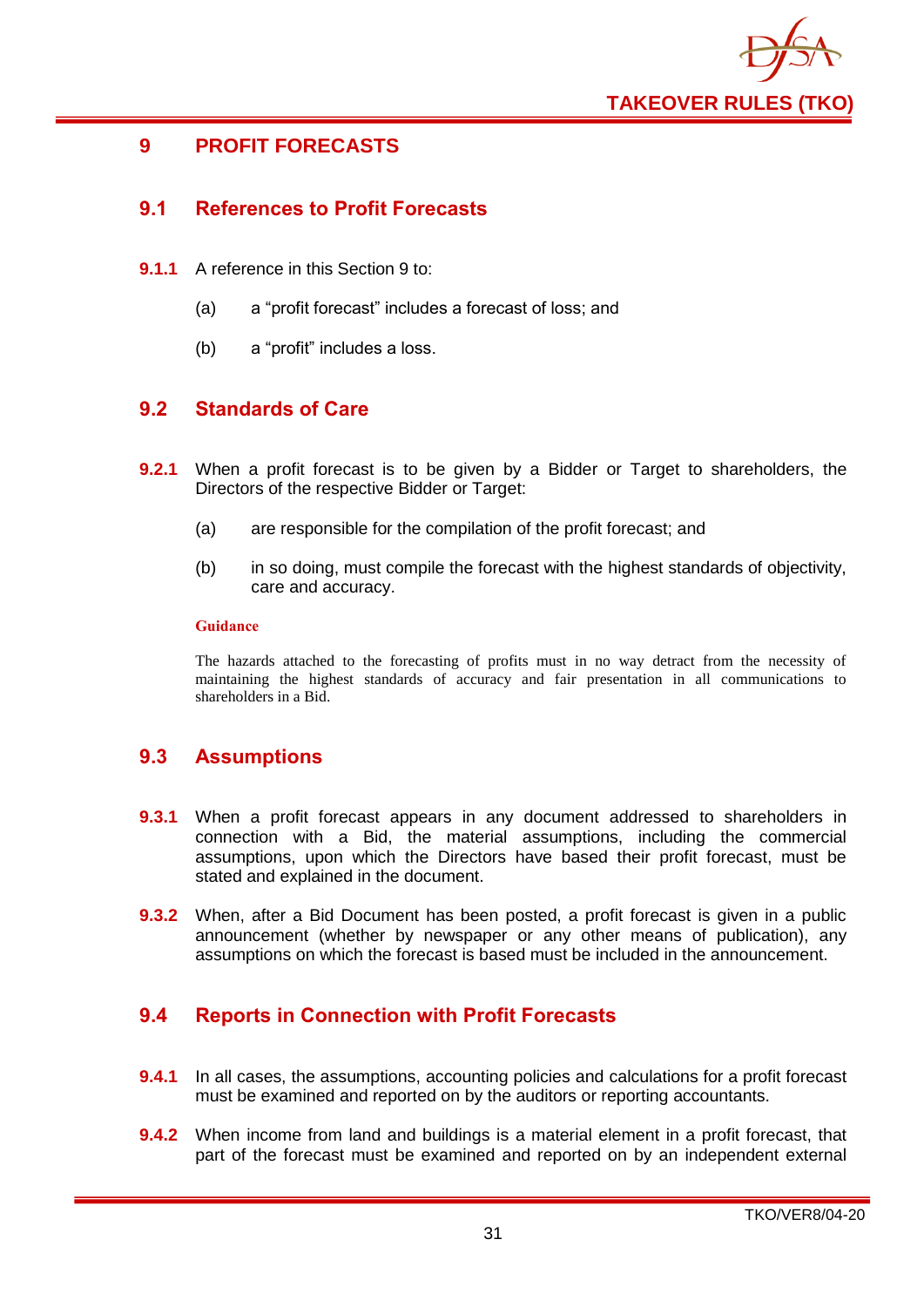# 9 PROFIT FORECASTS

## 9.1 References to Profit Forecasts

**9.1.1** A reference in this Section 9 to:

(a) a "profit forecast" includes a forecast of loss; and

(b) a "profit" includes a loss.

## 9.2 Standards of Care

**9.2.1** When a profit forecast is to be given by a Bidder or Target to shareholders, the Directors of the respective Bidder or Target:

(a) are responsible for the compilation of the profit forecast; and

(b) in so doing, must compile the forecast with the highest standards of objectivity, care and accuracy.

**Guidance**

The hazards attached to the forecasting of profits must in no way detract from the necessity of maintaining the highest standards of accuracy and fair presentation in all communications to shareholders in a Bid.

## 9.3 Assumptions

**9.3.1** When a profit forecast appears in any document addressed to shareholders in connection with a Bid, the material assumptions, including the commercial assumptions, upon which the Directors have based their profit forecast, must be stated and explained in the document.

**9.3.2** When, after a Bid Document has been posted, a profit forecast is given in a public announcement (whether by newspaper or any other means of publication), any assumptions on which the forecast is based must be included in the announcement.

## 9.4 Reports in Connection with Profit Forecasts

**9.4.1** In all cases, the assumptions, accounting policies and calculations for a profit forecast must be examined and reported on by the auditors or reporting accountants.

**9.4.2** When income from land and buildings is a material element in a profit forecast, that part of the forecast must be examined and reported on by an independent external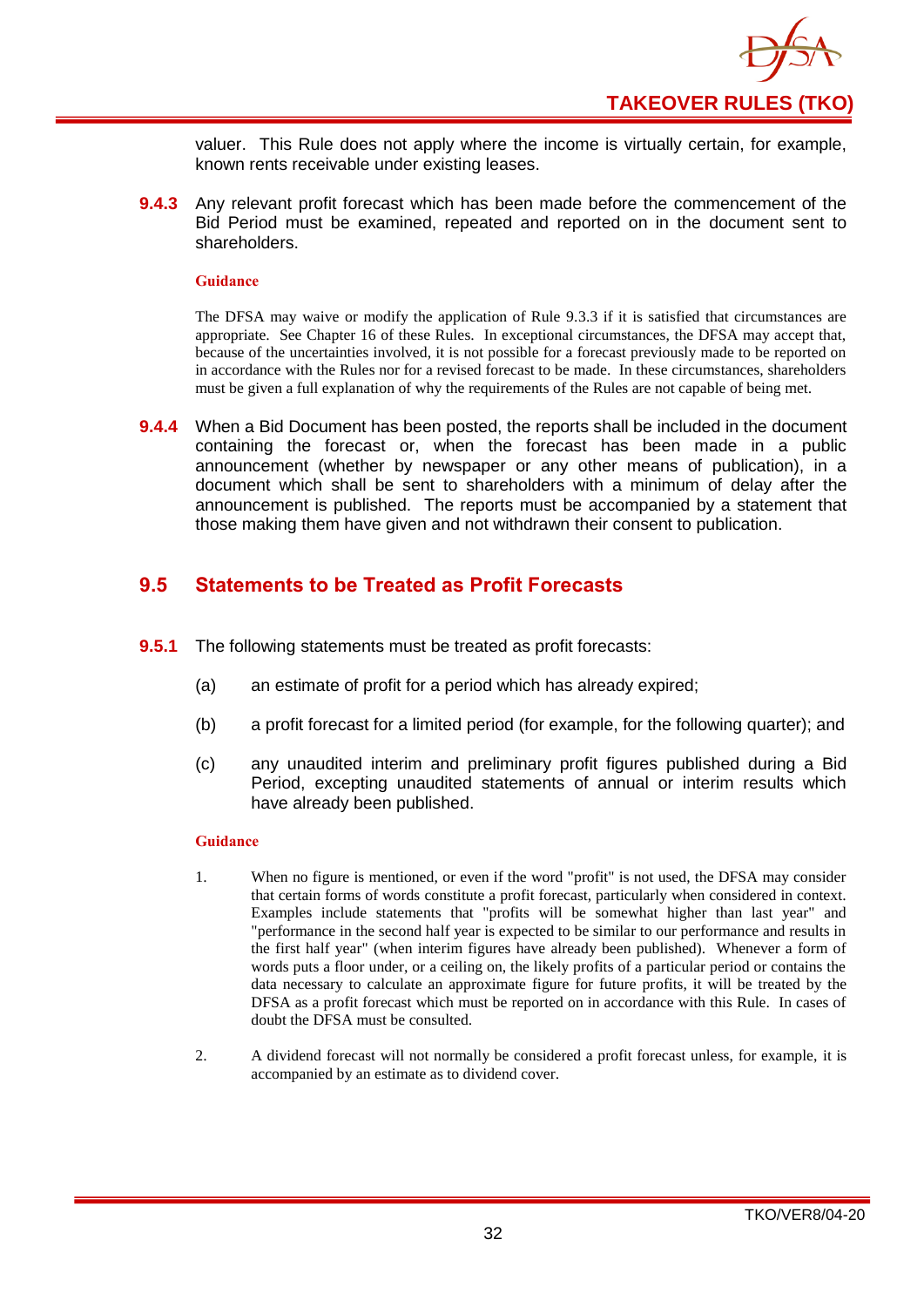valuer. This Rule does not apply where the income is virtually certain, for example, known rents receivable under existing leases.

**9.4.3** Any relevant profit forecast which has been made before the commencement of the Bid Period must be examined, repeated and reported on in the document sent to shareholders.

**Guidance**

The DFSA may waive or modify the application of Rule 9.3.3 if it is satisfied that circumstances are appropriate. See Chapter 16 of these Rules. In exceptional circumstances, the DFSA may accept that, because of the uncertainties involved, it is not possible for a forecast previously made to be reported on in accordance with the Rules nor for a revised forecast to be made. In these circumstances, shareholders must be given a full explanation of why the requirements of the Rules are not capable of being met.

**9.4.4** When a Bid Document has been posted, the reports shall be included in the document containing the forecast or, when the forecast has been made in a public announcement (whether by newspaper or any other means of publication), in a document which shall be sent to shareholders with a minimum of delay after the announcement is published. The reports must be accompanied by a statement that those making them have given and not withdrawn their consent to publication.

## 9.5 Statements to be Treated as Profit Forecasts

**9.5.1** The following statements must be treated as profit forecasts:

(a) an estimate of profit for a period which has already expired;

(b) a profit forecast for a limited period (for example, for the following quarter); and

(c) any unaudited interim and preliminary profit figures published during a Bid Period, excepting unaudited statements of annual or interim results which have already been published.

**Guidance**

1. When no figure is mentioned, or even if the word "profit" is not used, the DFSA may consider that certain forms of words constitute a profit forecast, particularly when considered in context. Examples include statements that "profits will be somewhat higher than last year" and "performance in the second half year is expected to be similar to our performance and results in the first half year" (when interim figures have already been published). Whenever a form of words puts a floor under, or a ceiling on, the likely profits of a particular period or contains the data necessary to calculate an approximate figure for future profits, it will be treated by the DFSA as a profit forecast which must be reported on in accordance with this Rule. In cases of doubt the DFSA must be consulted.

2. A dividend forecast will not normally be considered a profit forecast unless, for example, it is accompanied by an estimate as to dividend cover.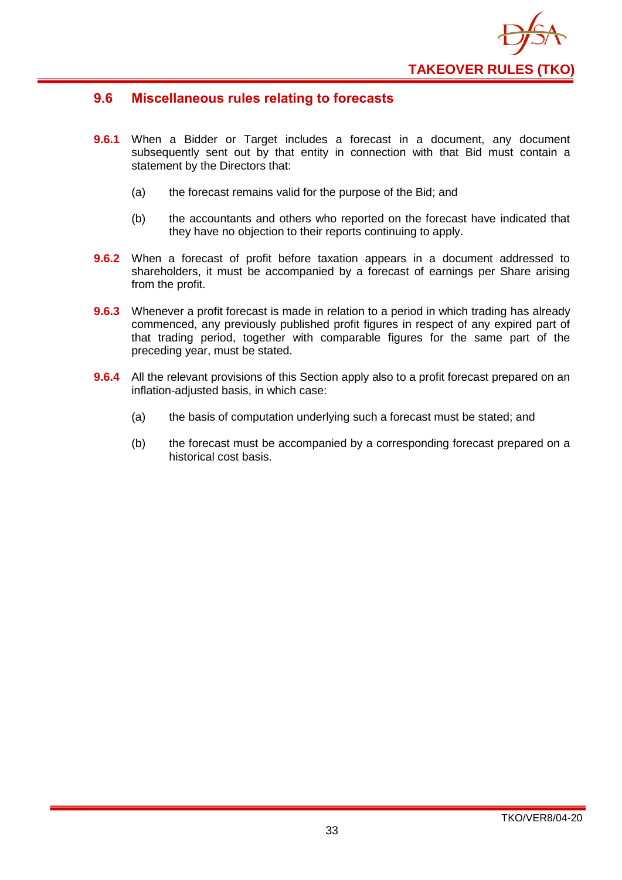## 9.6 Miscellaneous rules relating to forecasts

**9.6.1** When a Bidder or Target includes a forecast in a document, any document subsequently sent out by that entity in connection with that Bid must contain a statement by the Directors that:

(a) the forecast remains valid for the purpose of the Bid; and

(b) the accountants and others who reported on the forecast have indicated that they have no objection to their reports continuing to apply.

**9.6.2** When a forecast of profit before taxation appears in a document addressed to shareholders, it must be accompanied by a forecast of earnings per Share arising from the profit.

**9.6.3** Whenever a profit forecast is made in relation to a period in which trading has already commenced, any previously published profit figures in respect of any expired part of that trading period, together with comparable figures for the same part of the preceding year, must be stated.

**9.6.4** All the relevant provisions of this Section apply also to a profit forecast prepared on an inflation-adjusted basis, in which case:

(a) the basis of computation underlying such a forecast must be stated; and

(b) the forecast must be accompanied by a corresponding forecast prepared on a historical cost basis.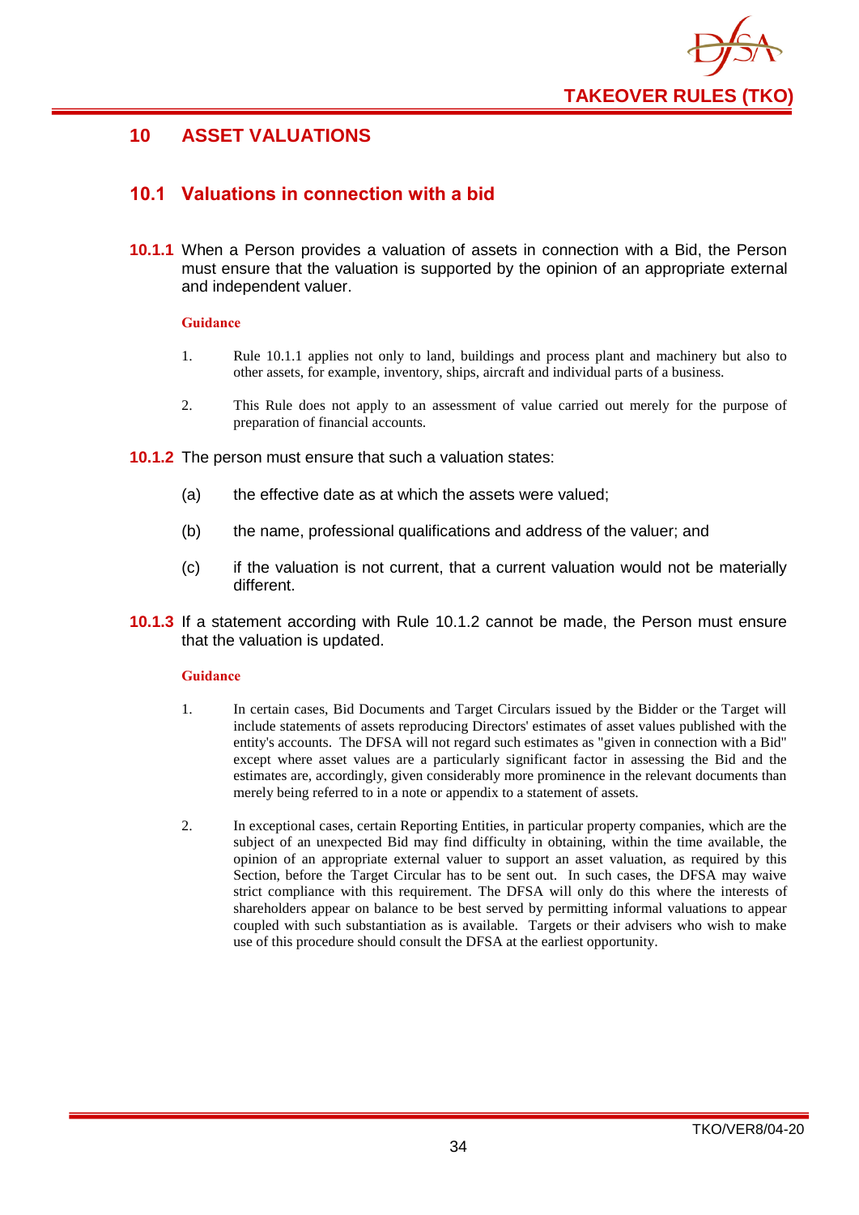# 10 ASSET VALUATIONS

## 10.1 Valuations in connection with a bid

**10.1.1** When a Person provides a valuation of assets in connection with a Bid, the Person must ensure that the valuation is supported by the opinion of an appropriate external and independent valuer.

**Guidance**

1. Rule 10.1.1 applies not only to land, buildings and process plant and machinery but also to other assets, for example, inventory, ships, aircraft and individual parts of a business.

2. This Rule does not apply to an assessment of value carried out merely for the purpose of preparation of financial accounts.

**10.1.2** The person must ensure that such a valuation states:

(a) the effective date as at which the assets were valued;

(b) the name, professional qualifications and address of the valuer; and

(c) if the valuation is not current, that a current valuation would not be materially different.

**10.1.3** If a statement according with Rule 10.1.2 cannot be made, the Person must ensure that the valuation is updated.

**Guidance**

1. In certain cases, Bid Documents and Target Circulars issued by the Bidder or the Target will include statements of assets reproducing Directors' estimates of asset values published with the entity's accounts. The DFSA will not regard such estimates as "given in connection with a Bid" except where asset values are a particularly significant factor in assessing the Bid and the estimates are, accordingly, given considerably more prominence in the relevant documents than merely being referred to in a note or appendix to a statement of assets.

2. In exceptional cases, certain Reporting Entities, in particular property companies, which are the subject of an unexpected Bid may find difficulty in obtaining, within the time available, the opinion of an appropriate external valuer to support an asset valuation, as required by this Section, before the Target Circular has to be sent out. In such cases, the DFSA may waive strict compliance with this requirement. The DFSA will only do this where the interests of shareholders appear on balance to be best served by permitting informal valuations to appear coupled with such substantiation as is available. Targets or their advisers who wish to make use of this procedure should consult the DFSA at the earliest opportunity.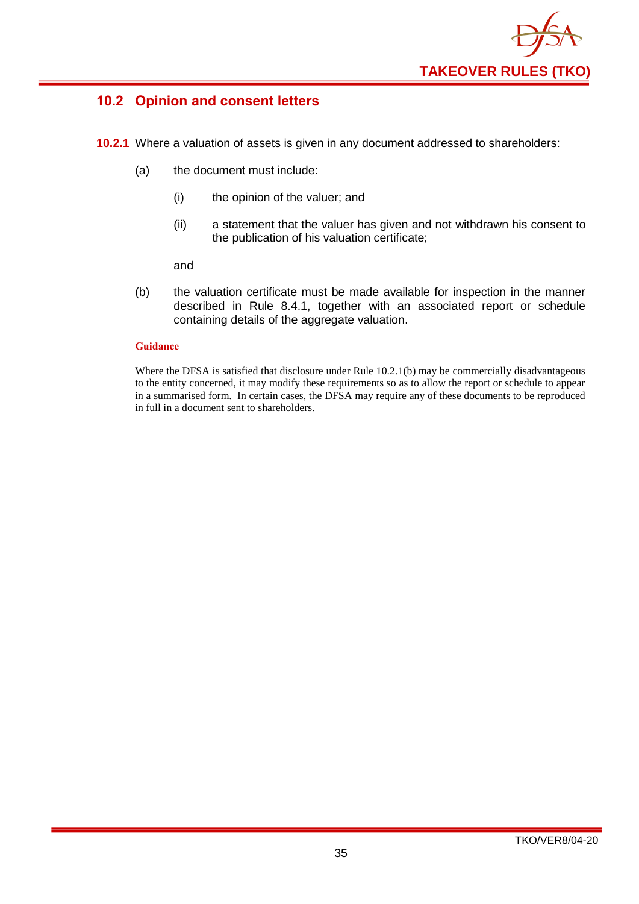## 10.2 Opinion and consent letters

**10.2.1** Where a valuation of assets is given in any document addressed to shareholders:

(a) the document must include:

  (i) the opinion of the valuer; and

  (ii) a statement that the valuer has given and not withdrawn his consent to the publication of his valuation certificate;

  and

(b) the valuation certificate must be made available for inspection in the manner described in Rule 8.4.1, together with an associated report or schedule containing details of the aggregate valuation.

**Guidance**

Where the DFSA is satisfied that disclosure under Rule 10.2.1(b) may be commercially disadvantageous to the entity concerned, it may modify these requirements so as to allow the report or schedule to appear in a summarised form. In certain cases, the DFSA may require any of these documents to be reproduced in full in a document sent to shareholders.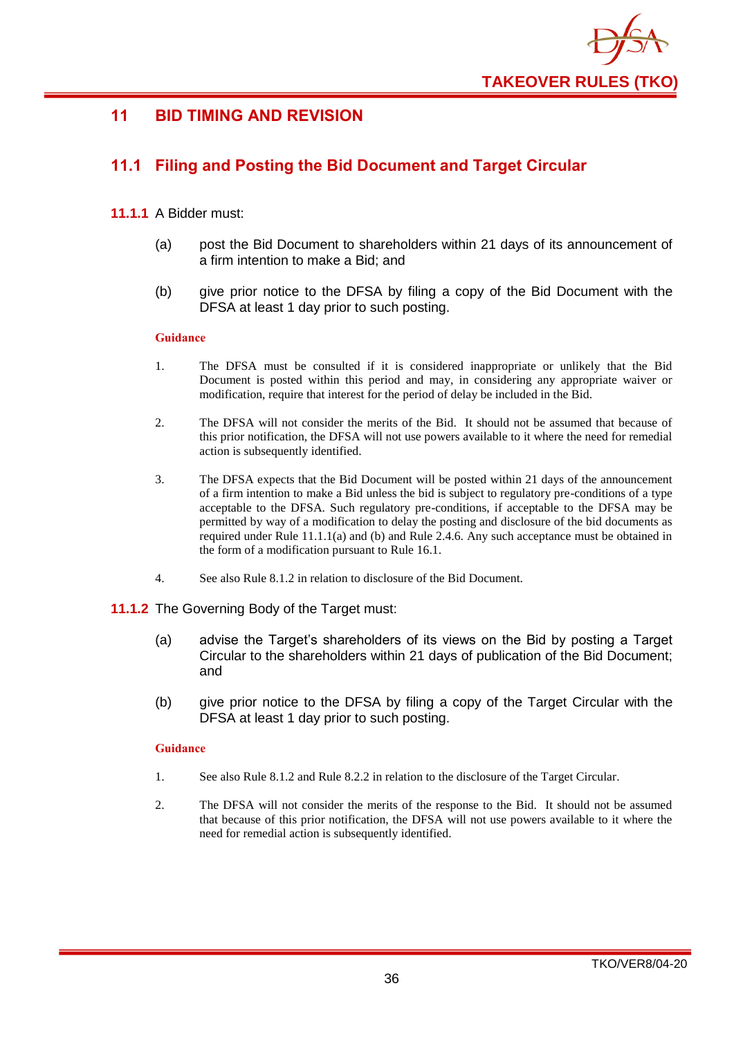## 11 BID TIMING AND REVISION

### 11.1 Filing and Posting the Bid Document and Target Circular

**11.1.1** A Bidder must:

(a) post the Bid Document to shareholders within 21 days of its announcement of a firm intention to make a Bid; and

(b) give prior notice to the DFSA by filing a copy of the Bid Document with the DFSA at least 1 day prior to such posting.

**Guidance**

1. The DFSA must be consulted if it is considered inappropriate or unlikely that the Bid Document is posted within this period and may, in considering any appropriate waiver or modification, require that interest for the period of delay be included in the Bid.

2. The DFSA will not consider the merits of the Bid. It should not be assumed that because of this prior notification, the DFSA will not use powers available to it where the need for remedial action is subsequently identified.

3. The DFSA expects that the Bid Document will be posted within 21 days of the announcement of a firm intention to make a Bid unless the bid is subject to regulatory pre-conditions of a type acceptable to the DFSA. Such regulatory pre-conditions, if acceptable to the DFSA may be permitted by way of a modification to delay the posting and disclosure of the bid documents as required under Rule 11.1.1(a) and (b) and Rule 2.4.6. Any such acceptance must be obtained in the form of a modification pursuant to Rule 16.1.

4. See also Rule 8.1.2 in relation to disclosure of the Bid Document.

**11.1.2** The Governing Body of the Target must:

(a) advise the Target's shareholders of its views on the Bid by posting a Target Circular to the shareholders within 21 days of publication of the Bid Document; and

(b) give prior notice to the DFSA by filing a copy of the Target Circular with the DFSA at least 1 day prior to such posting.

**Guidance**

1. See also Rule 8.1.2 and Rule 8.2.2 in relation to the disclosure of the Target Circular.

2. The DFSA will not consider the merits of the response to the Bid. It should not be assumed that because of this prior notification, the DFSA will not use powers available to it where the need for remedial action is subsequently identified.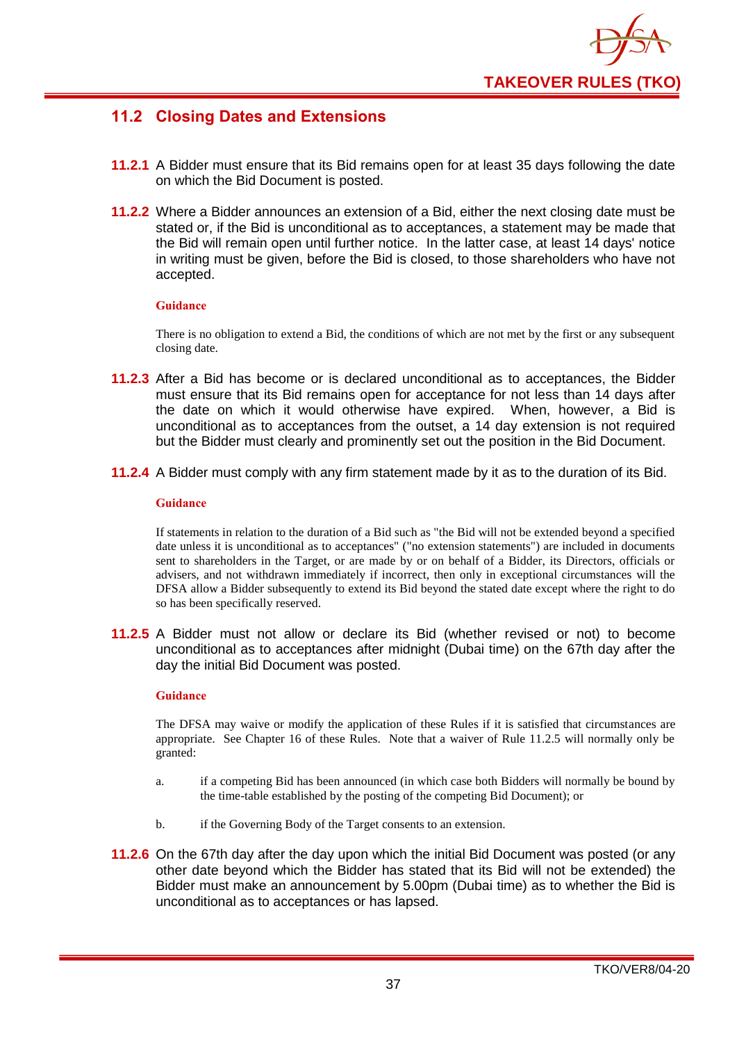## 11.2 Closing Dates and Extensions

**11.2.1** A Bidder must ensure that its Bid remains open for at least 35 days following the date on which the Bid Document is posted.

**11.2.2** Where a Bidder announces an extension of a Bid, either the next closing date must be stated or, if the Bid is unconditional as to acceptances, a statement may be made that the Bid will remain open until further notice. In the latter case, at least 14 days' notice in writing must be given, before the Bid is closed, to those shareholders who have not accepted.

**Guidance**

There is no obligation to extend a Bid, the conditions of which are not met by the first or any subsequent closing date.

**11.2.3** After a Bid has become or is declared unconditional as to acceptances, the Bidder must ensure that its Bid remains open for acceptance for not less than 14 days after the date on which it would otherwise have expired. When, however, a Bid is unconditional as to acceptances from the outset, a 14 day extension is not required but the Bidder must clearly and prominently set out the position in the Bid Document.

**11.2.4** A Bidder must comply with any firm statement made by it as to the duration of its Bid.

**Guidance**

If statements in relation to the duration of a Bid such as "the Bid will not be extended beyond a specified date unless it is unconditional as to acceptances" ("no extension statements") are included in documents sent to shareholders in the Target, or are made by or on behalf of a Bidder, its Directors, officials or advisers, and not withdrawn immediately if incorrect, then only in exceptional circumstances will the DFSA allow a Bidder subsequently to extend its Bid beyond the stated date except where the right to do so has been specifically reserved.

**11.2.5** A Bidder must not allow or declare its Bid (whether revised or not) to become unconditional as to acceptances after midnight (Dubai time) on the 67th day after the day the initial Bid Document was posted.

**Guidance**

The DFSA may waive or modify the application of these Rules if it is satisfied that circumstances are appropriate. See Chapter 16 of these Rules. Note that a waiver of Rule 11.2.5 will normally only be granted:

a. if a competing Bid has been announced (in which case both Bidders will normally be bound by the time-table established by the posting of the competing Bid Document); or

b. if the Governing Body of the Target consents to an extension.

**11.2.6** On the 67th day after the day upon which the initial Bid Document was posted (or any other date beyond which the Bidder has stated that its Bid will not be extended) the Bidder must make an announcement by 5.00pm (Dubai time) as to whether the Bid is unconditional as to acceptances or has lapsed.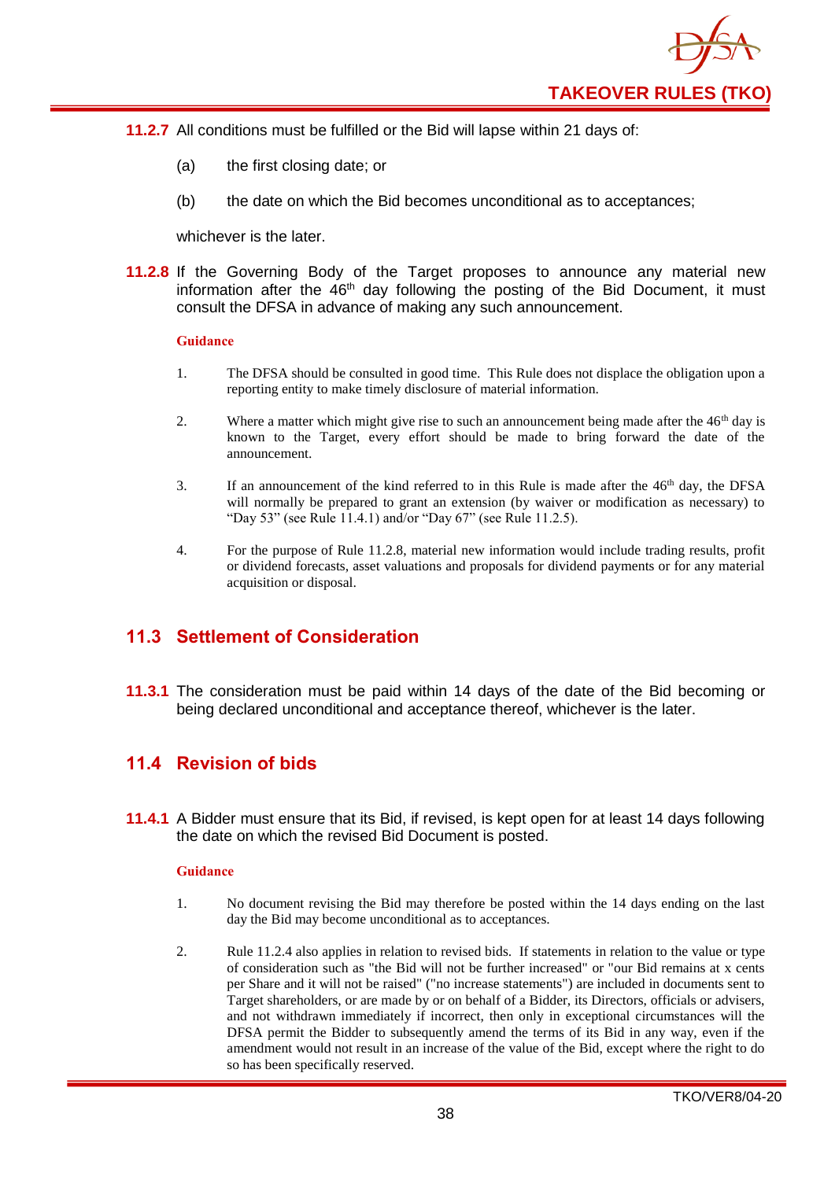**11.2.7** All conditions must be fulfilled or the Bid will lapse within 21 days of:

(a) the first closing date; or

(b) the date on which the Bid becomes unconditional as to acceptances;

whichever is the later.

**11.2.8** If the Governing Body of the Target proposes to announce any material new information after the 46th day following the posting of the Bid Document, it must consult the DFSA in advance of making any such announcement.

**Guidance**

1. The DFSA should be consulted in good time. This Rule does not displace the obligation upon a reporting entity to make timely disclosure of material information.

2. Where a matter which might give rise to such an announcement being made after the 46th day is known to the Target, every effort should be made to bring forward the date of the announcement.

3. If an announcement of the kind referred to in this Rule is made after the 46th day, the DFSA will normally be prepared to grant an extension (by waiver or modification as necessary) to "Day 53" (see Rule 11.4.1) and/or "Day 67" (see Rule 11.2.5).

4. For the purpose of Rule 11.2.8, material new information would include trading results, profit or dividend forecasts, asset valuations and proposals for dividend payments or for any material acquisition or disposal.

## 11.3 Settlement of Consideration

**11.3.1** The consideration must be paid within 14 days of the date of the Bid becoming or being declared unconditional and acceptance thereof, whichever is the later.

## 11.4 Revision of bids

**11.4.1** A Bidder must ensure that its Bid, if revised, is kept open for at least 14 days following the date on which the revised Bid Document is posted.

**Guidance**

1. No document revising the Bid may therefore be posted within the 14 days ending on the last day the Bid may become unconditional as to acceptances.

2. Rule 11.2.4 also applies in relation to revised bids. If statements in relation to the value or type of consideration such as "the Bid will not be further increased" or "our Bid remains at x cents per Share and it will not be raised" ("no increase statements") are included in documents sent to Target shareholders, or are made by or on behalf of a Bidder, its Directors, officials or advisers, and not withdrawn immediately if incorrect, then only in exceptional circumstances will the DFSA permit the Bidder to subsequently amend the terms of its Bid in any way, even if the amendment would not result in an increase of the value of the Bid, except where the right to do so has been specifically reserved.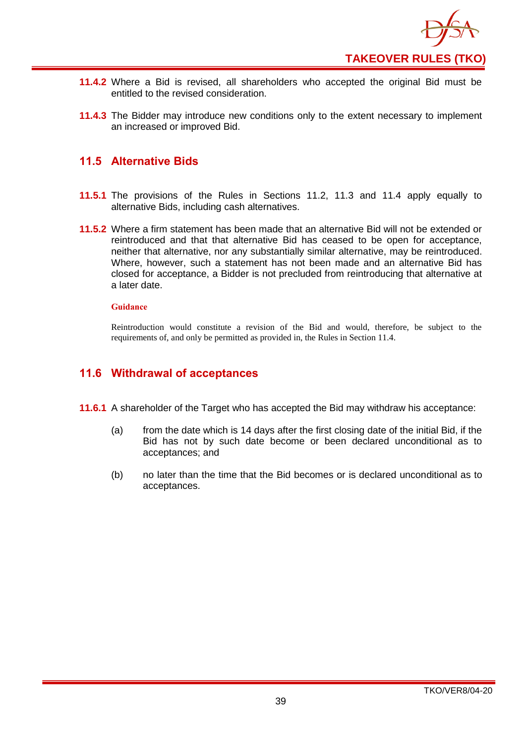**11.4.2** Where a Bid is revised, all shareholders who accepted the original Bid must be entitled to the revised consideration.

**11.4.3** The Bidder may introduce new conditions only to the extent necessary to implement an increased or improved Bid.

## 11.5 Alternative Bids

**11.5.1** The provisions of the Rules in Sections 11.2, 11.3 and 11.4 apply equally to alternative Bids, including cash alternatives.

**11.5.2** Where a firm statement has been made that an alternative Bid will not be extended or reintroduced and that that alternative Bid has ceased to be open for acceptance, neither that alternative, nor any substantially similar alternative, may be reintroduced. Where, however, such a statement has not been made and an alternative Bid has closed for acceptance, a Bidder is not precluded from reintroducing that alternative at a later date.

**Guidance**

Reintroduction would constitute a revision of the Bid and would, therefore, be subject to the requirements of, and only be permitted as provided in, the Rules in Section 11.4.

## 11.6 Withdrawal of acceptances

**11.6.1** A shareholder of the Target who has accepted the Bid may withdraw his acceptance:

(a) from the date which is 14 days after the first closing date of the initial Bid, if the Bid has not by such date become or been declared unconditional as to acceptances; and

(b) no later than the time that the Bid becomes or is declared unconditional as to acceptances.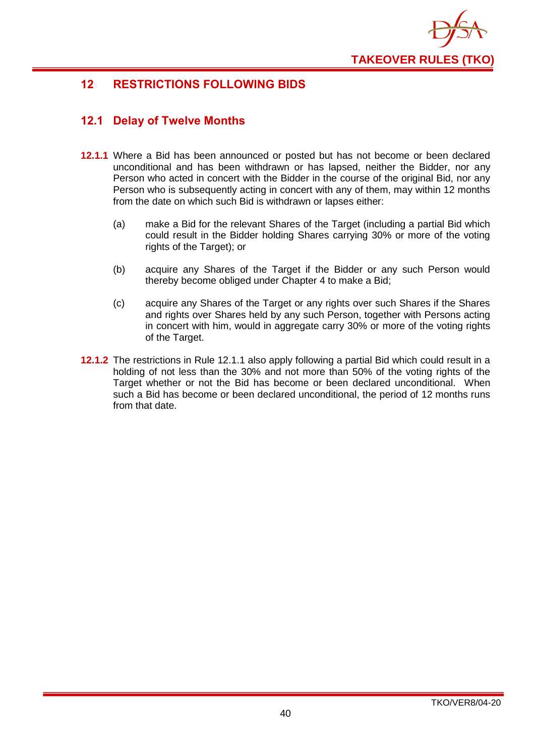## 12 RESTRICTIONS FOLLOWING BIDS

### 12.1 Delay of Twelve Months

**12.1.1** Where a Bid has been announced or posted but has not become or been declared unconditional and has been withdrawn or has lapsed, neither the Bidder, nor any Person who acted in concert with the Bidder in the course of the original Bid, nor any Person who is subsequently acting in concert with any of them, may within 12 months from the date on which such Bid is withdrawn or lapses either:

(a) make a Bid for the relevant Shares of the Target (including a partial Bid which could result in the Bidder holding Shares carrying 30% or more of the voting rights of the Target); or

(b) acquire any Shares of the Target if the Bidder or any such Person would thereby become obliged under Chapter 4 to make a Bid;

(c) acquire any Shares of the Target or any rights over such Shares if the Shares and rights over Shares held by any such Person, together with Persons acting in concert with him, would in aggregate carry 30% or more of the voting rights of the Target.

**12.1.2** The restrictions in Rule 12.1.1 also apply following a partial Bid which could result in a holding of not less than the 30% and not more than 50% of the voting rights of the Target whether or not the Bid has become or been declared unconditional. When such a Bid has become or been declared unconditional, the period of 12 months runs from that date.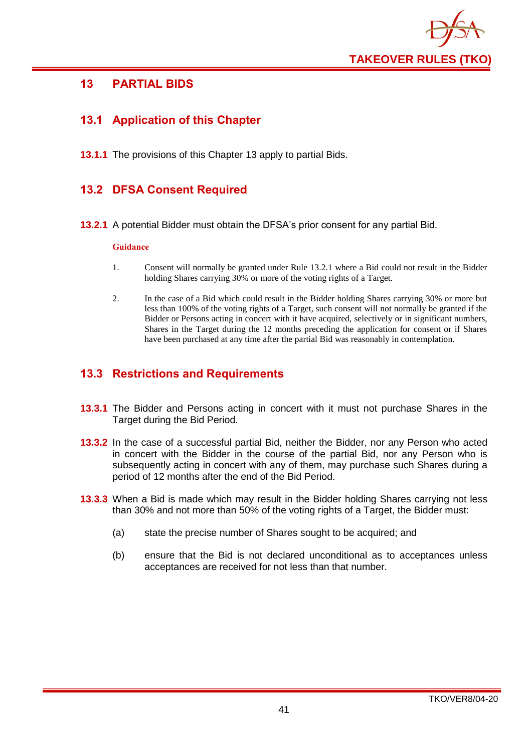# 13 PARTIAL BIDS

## 13.1 Application of this Chapter

**13.1.1** The provisions of this Chapter 13 apply to partial Bids.

## 13.2 DFSA Consent Required

**13.2.1** A potential Bidder must obtain the DFSA's prior consent for any partial Bid.

**Guidance**

1. Consent will normally be granted under Rule 13.2.1 where a Bid could not result in the Bidder holding Shares carrying 30% or more of the voting rights of a Target.

2. In the case of a Bid which could result in the Bidder holding Shares carrying 30% or more but less than 100% of the voting rights of a Target, such consent will not normally be granted if the Bidder or Persons acting in concert with it have acquired, selectively or in significant numbers, Shares in the Target during the 12 months preceding the application for consent or if Shares have been purchased at any time after the partial Bid was reasonably in contemplation.

## 13.3 Restrictions and Requirements

**13.3.1** The Bidder and Persons acting in concert with it must not purchase Shares in the Target during the Bid Period.

**13.3.2** In the case of a successful partial Bid, neither the Bidder, nor any Person who acted in concert with the Bidder in the course of the partial Bid, nor any Person who is subsequently acting in concert with any of them, may purchase such Shares during a period of 12 months after the end of the Bid Period.

**13.3.3** When a Bid is made which may result in the Bidder holding Shares carrying not less than 30% and not more than 50% of the voting rights of a Target, the Bidder must:

(a) state the precise number of Shares sought to be acquired; and

(b) ensure that the Bid is not declared unconditional as to acceptances unless acceptances are received for not less than that number.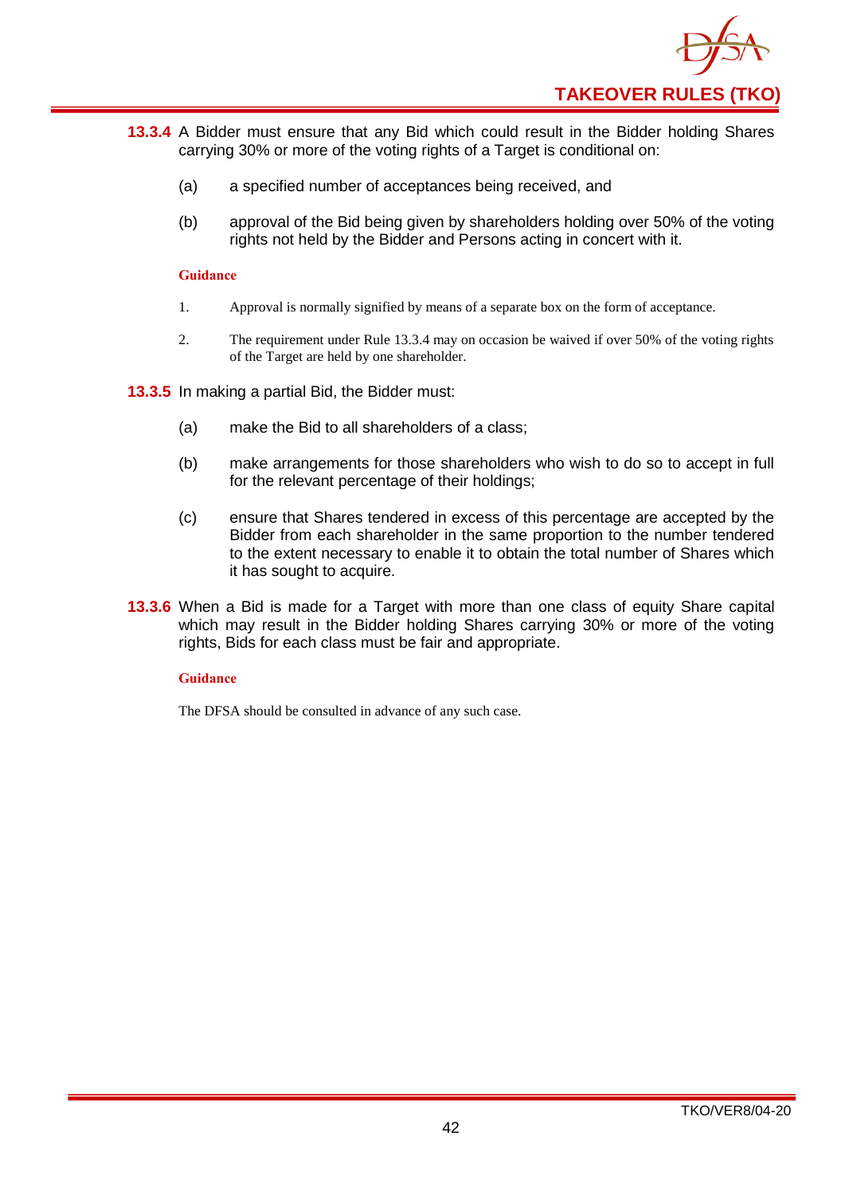**13.3.4** A Bidder must ensure that any Bid which could result in the Bidder holding Shares carrying 30% or more of the voting rights of a Target is conditional on:

(a) a specified number of acceptances being received, and

(b) approval of the Bid being given by shareholders holding over 50% of the voting rights not held by the Bidder and Persons acting in concert with it.

**Guidance**

1. Approval is normally signified by means of a separate box on the form of acceptance.

2. The requirement under Rule 13.3.4 may on occasion be waived if over 50% of the voting rights of the Target are held by one shareholder.

**13.3.5** In making a partial Bid, the Bidder must:

(a) make the Bid to all shareholders of a class;

(b) make arrangements for those shareholders who wish to do so to accept in full for the relevant percentage of their holdings;

(c) ensure that Shares tendered in excess of this percentage are accepted by the Bidder from each shareholder in the same proportion to the number tendered to the extent necessary to enable it to obtain the total number of Shares which it has sought to acquire.

**13.3.6** When a Bid is made for a Target with more than one class of equity Share capital which may result in the Bidder holding Shares carrying 30% or more of the voting rights, Bids for each class must be fair and appropriate.

**Guidance**

The DFSA should be consulted in advance of any such case.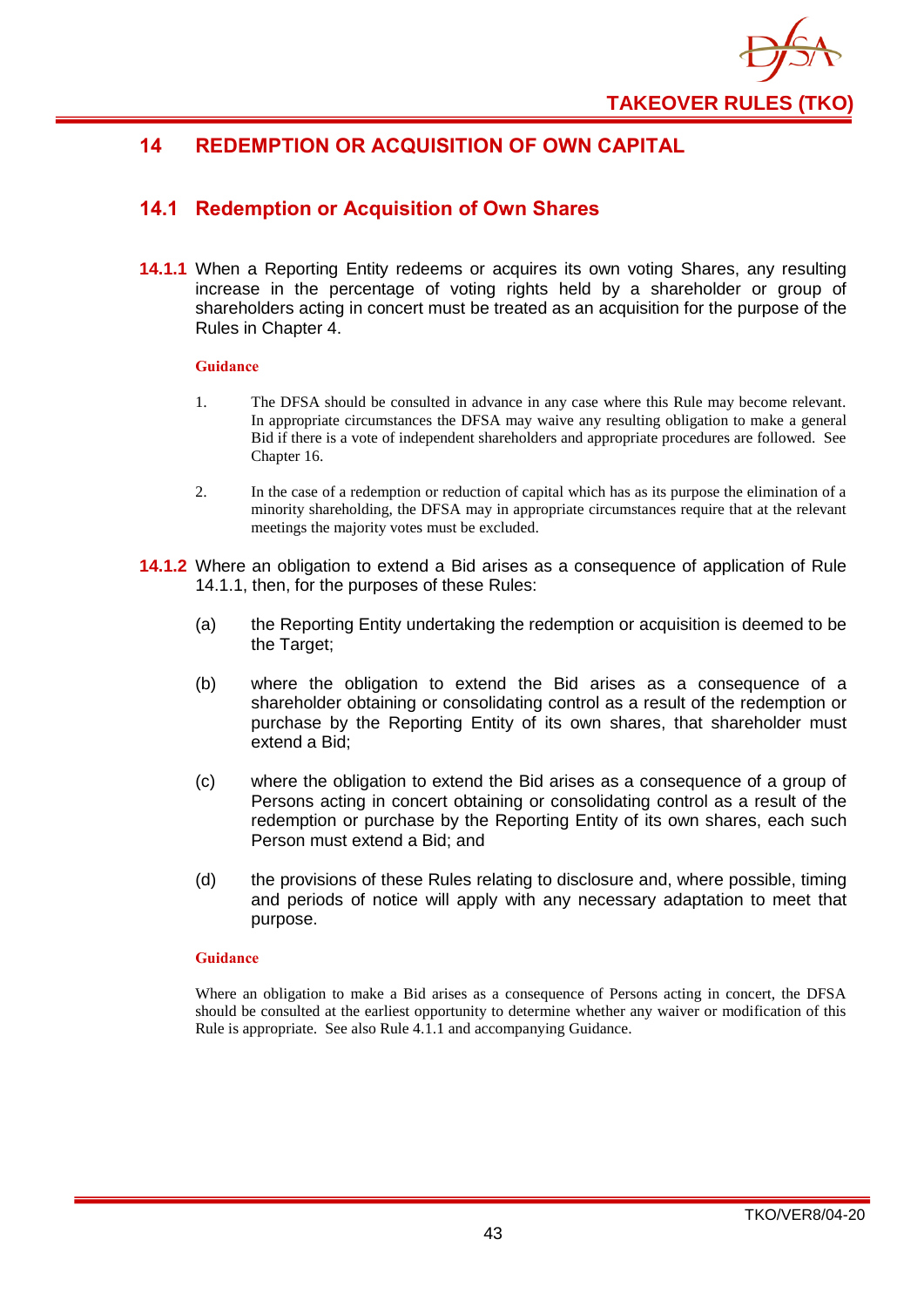## 14 REDEMPTION OR ACQUISITION OF OWN CAPITAL

### 14.1 Redemption or Acquisition of Own Shares

**14.1.1** When a Reporting Entity redeems or acquires its own voting Shares, any resulting increase in the percentage of voting rights held by a shareholder or group of shareholders acting in concert must be treated as an acquisition for the purpose of the Rules in Chapter 4.

**Guidance**

1. The DFSA should be consulted in advance in any case where this Rule may become relevant. In appropriate circumstances the DFSA may waive any resulting obligation to make a general Bid if there is a vote of independent shareholders and appropriate procedures are followed. See Chapter 16.

2. In the case of a redemption or reduction of capital which has as its purpose the elimination of a minority shareholding, the DFSA may in appropriate circumstances require that at the relevant meetings the majority votes must be excluded.

**14.1.2** Where an obligation to extend a Bid arises as a consequence of application of Rule 14.1.1, then, for the purposes of these Rules:

(a) the Reporting Entity undertaking the redemption or acquisition is deemed to be the Target;

(b) where the obligation to extend the Bid arises as a consequence of a shareholder obtaining or consolidating control as a result of the redemption or purchase by the Reporting Entity of its own shares, that shareholder must extend a Bid;

(c) where the obligation to extend the Bid arises as a consequence of a group of Persons acting in concert obtaining or consolidating control as a result of the redemption or purchase by the Reporting Entity of its own shares, each such Person must extend a Bid; and

(d) the provisions of these Rules relating to disclosure and, where possible, timing and periods of notice will apply with any necessary adaptation to meet that purpose.

**Guidance**

Where an obligation to make a Bid arises as a consequence of Persons acting in concert, the DFSA should be consulted at the earliest opportunity to determine whether any waiver or modification of this Rule is appropriate. See also Rule 4.1.1 and accompanying Guidance.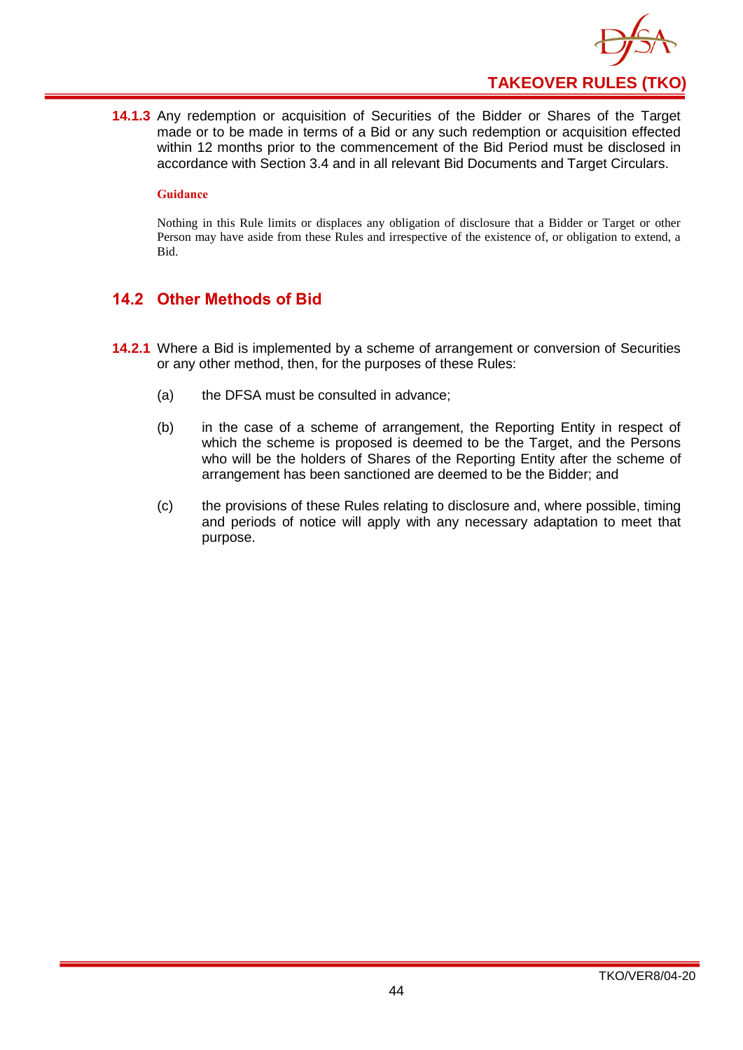**14.1.3** Any redemption or acquisition of Securities of the Bidder or Shares of the Target made or to be made in terms of a Bid or any such redemption or acquisition effected within 12 months prior to the commencement of the Bid Period must be disclosed in accordance with Section 3.4 and in all relevant Bid Documents and Target Circulars.

**Guidance**

Nothing in this Rule limits or displaces any obligation of disclosure that a Bidder or Target or other Person may have aside from these Rules and irrespective of the existence of, or obligation to extend, a Bid.

## 14.2 Other Methods of Bid

**14.2.1** Where a Bid is implemented by a scheme of arrangement or conversion of Securities or any other method, then, for the purposes of these Rules:

(a) the DFSA must be consulted in advance;

(b) in the case of a scheme of arrangement, the Reporting Entity in respect of which the scheme is proposed is deemed to be the Target, and the Persons who will be the holders of Shares of the Reporting Entity after the scheme of arrangement has been sanctioned are deemed to be the Bidder; and

(c) the provisions of these Rules relating to disclosure and, where possible, timing and periods of notice will apply with any necessary adaptation to meet that purpose.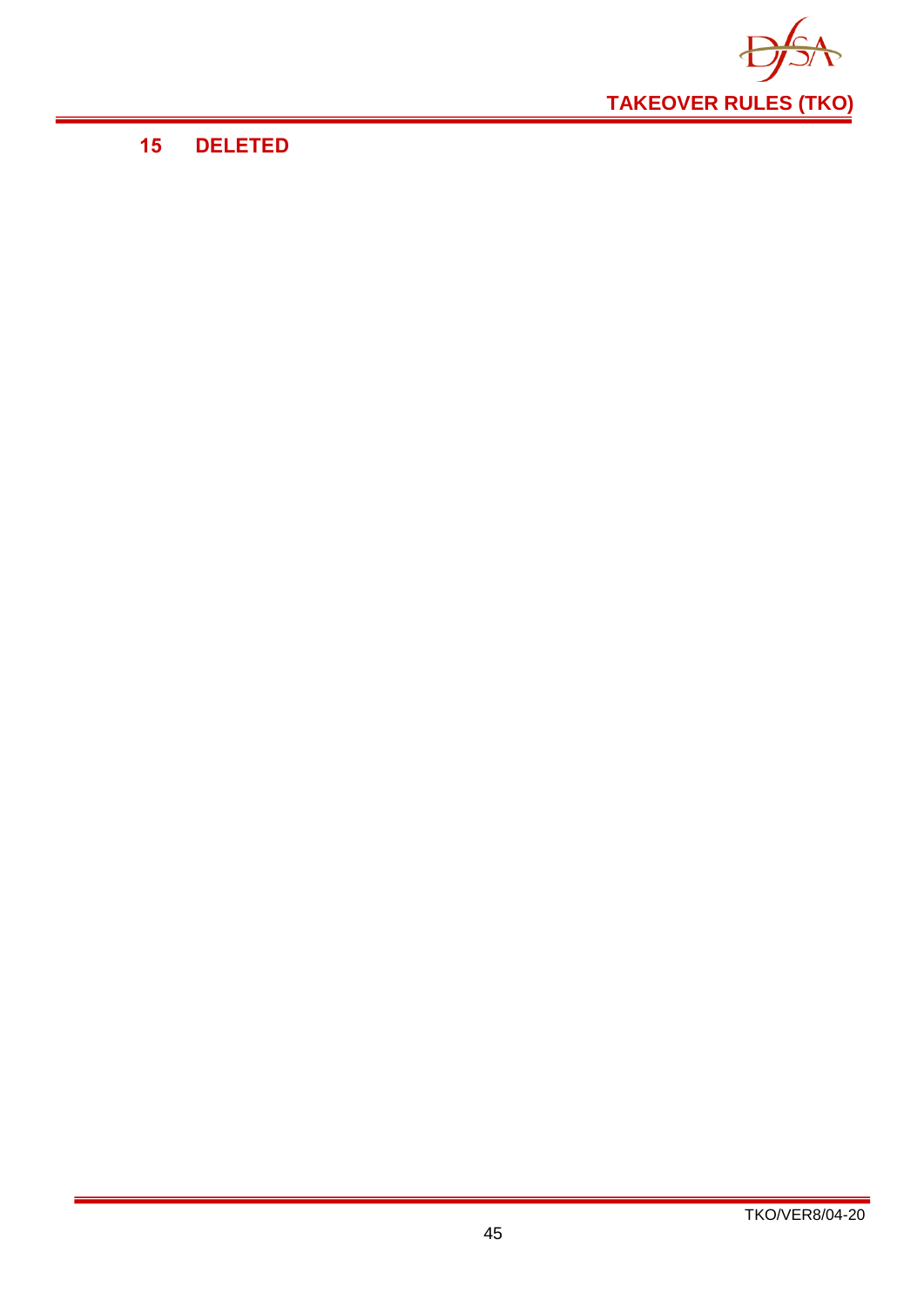# 15 DELETED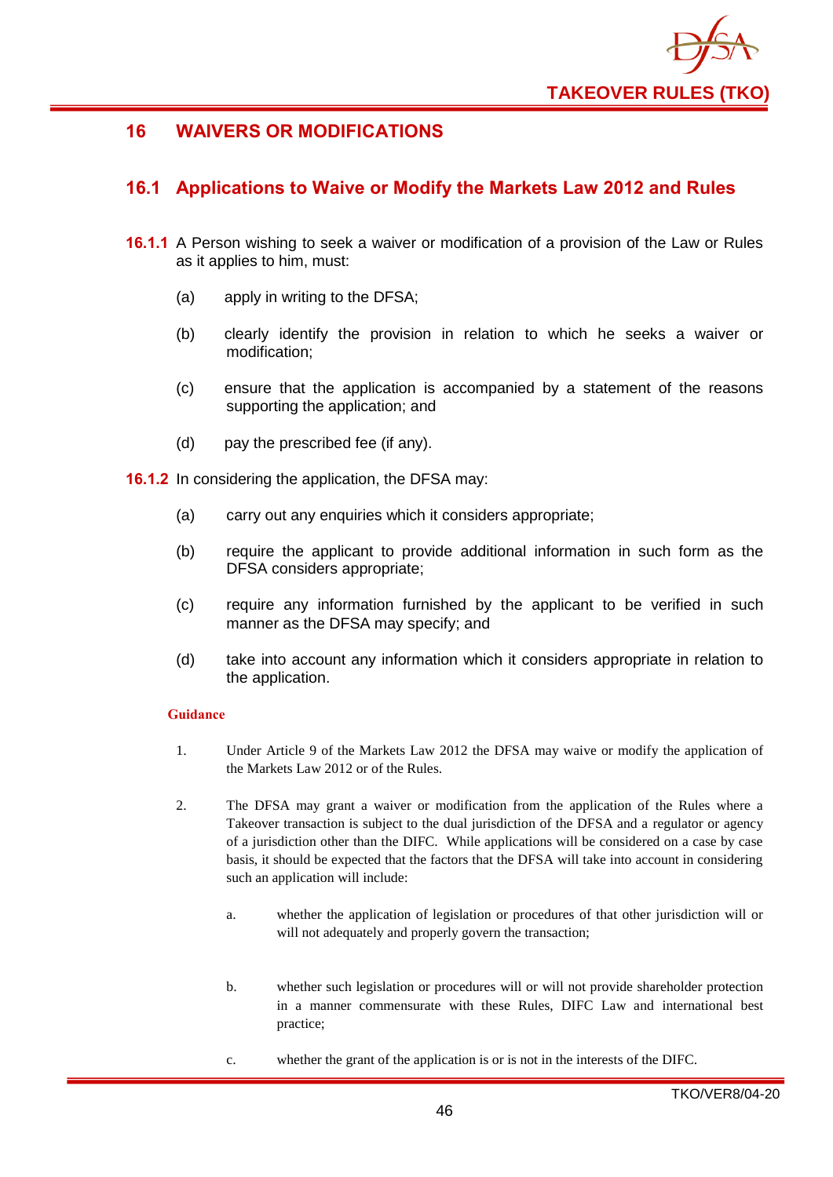# 16 WAIVERS OR MODIFICATIONS

## 16.1 Applications to Waive or Modify the Markets Law 2012 and Rules

**16.1.1** A Person wishing to seek a waiver or modification of a provision of the Law or Rules as it applies to him, must:

(a) apply in writing to the DFSA;

(b) clearly identify the provision in relation to which he seeks a waiver or modification;

(c) ensure that the application is accompanied by a statement of the reasons supporting the application; and

(d) pay the prescribed fee (if any).

**16.1.2** In considering the application, the DFSA may:

(a) carry out any enquiries which it considers appropriate;

(b) require the applicant to provide additional information in such form as the DFSA considers appropriate;

(c) require any information furnished by the applicant to be verified in such manner as the DFSA may specify; and

(d) take into account any information which it considers appropriate in relation to the application.

**Guidance**

1. Under Article 9 of the Markets Law 2012 the DFSA may waive or modify the application of the Markets Law 2012 or of the Rules.

2. The DFSA may grant a waiver or modification from the application of the Rules where a Takeover transaction is subject to the dual jurisdiction of the DFSA and a regulator or agency of a jurisdiction other than the DIFC. While applications will be considered on a case by case basis, it should be expected that the factors that the DFSA will take into account in considering such an application will include:

   a. whether the application of legislation or procedures of that other jurisdiction will or will not adequately and properly govern the transaction;

   b. whether such legislation or procedures will or will not provide shareholder protection in a manner commensurate with these Rules, DIFC Law and international best practice;

   c. whether the grant of the application is or is not in the interests of the DIFC.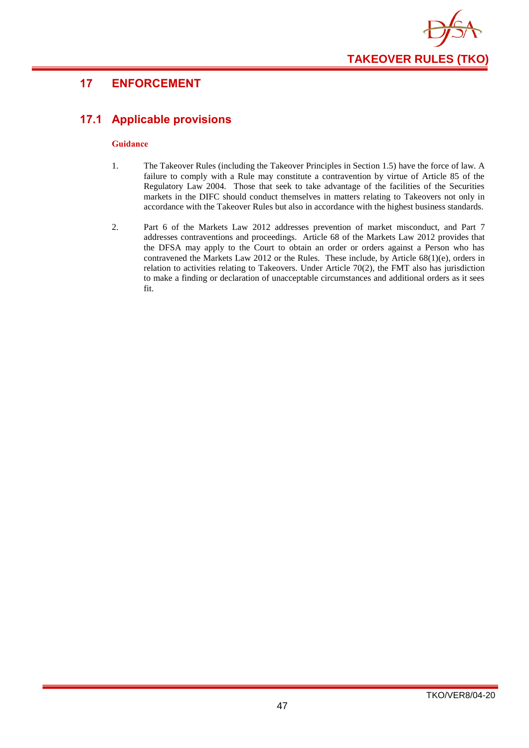# 17 ENFORCEMENT

## 17.1 Applicable provisions

**Guidance**

1. The Takeover Rules (including the Takeover Principles in Section 1.5) have the force of law. A failure to comply with a Rule may constitute a contravention by virtue of Article 85 of the Regulatory Law 2004. Those that seek to take advantage of the facilities of the Securities markets in the DIFC should conduct themselves in matters relating to Takeovers not only in accordance with the Takeover Rules but also in accordance with the highest business standards.

2. Part 6 of the Markets Law 2012 addresses prevention of market misconduct, and Part 7 addresses contraventions and proceedings. Article 68 of the Markets Law 2012 provides that the DFSA may apply to the Court to obtain an order or orders against a Person who has contravened the Markets Law 2012 or the Rules. These include, by Article 68(1)(e), orders in relation to activities relating to Takeovers. Under Article 70(2), the FMT also has jurisdiction to make a finding or declaration of unacceptable circumstances and additional orders as it sees fit.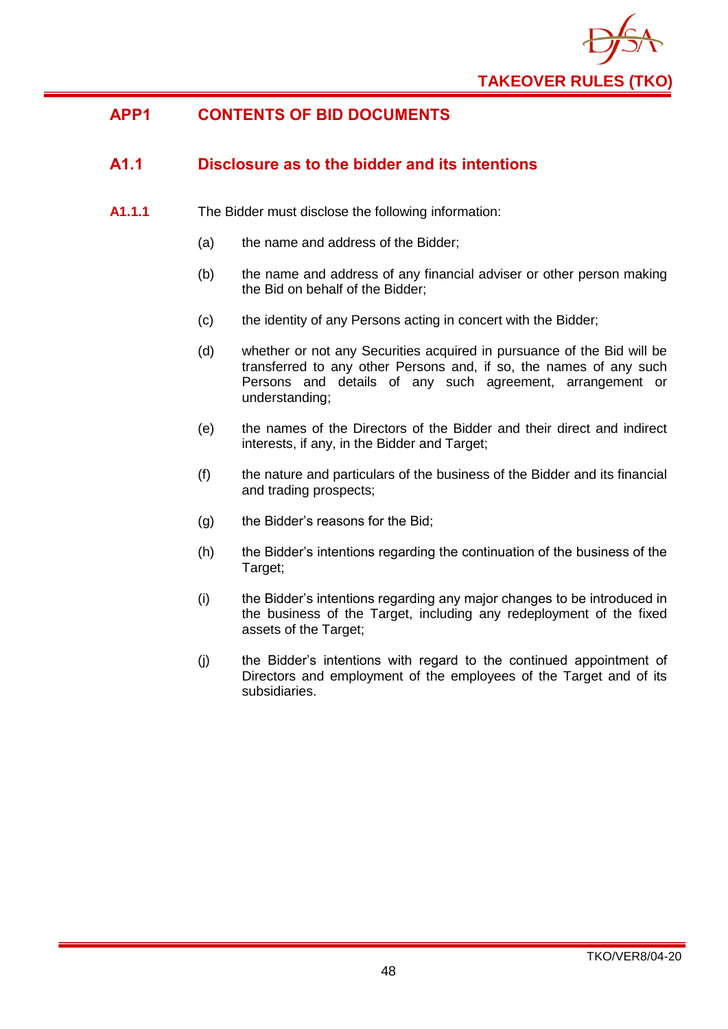# APP1 CONTENTS OF BID DOCUMENTS

## A1.1 Disclosure as to the bidder and its intentions

**A1.1.1** The Bidder must disclose the following information:

(a) the name and address of the Bidder;

(b) the name and address of any financial adviser or other person making the Bid on behalf of the Bidder;

(c) the identity of any Persons acting in concert with the Bidder;

(d) whether or not any Securities acquired in pursuance of the Bid will be transferred to any other Persons and, if so, the names of any such Persons and details of any such agreement, arrangement or understanding;

(e) the names of the Directors of the Bidder and their direct and indirect interests, if any, in the Bidder and Target;

(f) the nature and particulars of the business of the Bidder and its financial and trading prospects;

(g) the Bidder's reasons for the Bid;

(h) the Bidder's intentions regarding the continuation of the business of the Target;

(i) the Bidder's intentions regarding any major changes to be introduced in the business of the Target, including any redeployment of the fixed assets of the Target;

(j) the Bidder's intentions with regard to the continued appointment of Directors and employment of the employees of the Target and of its subsidiaries.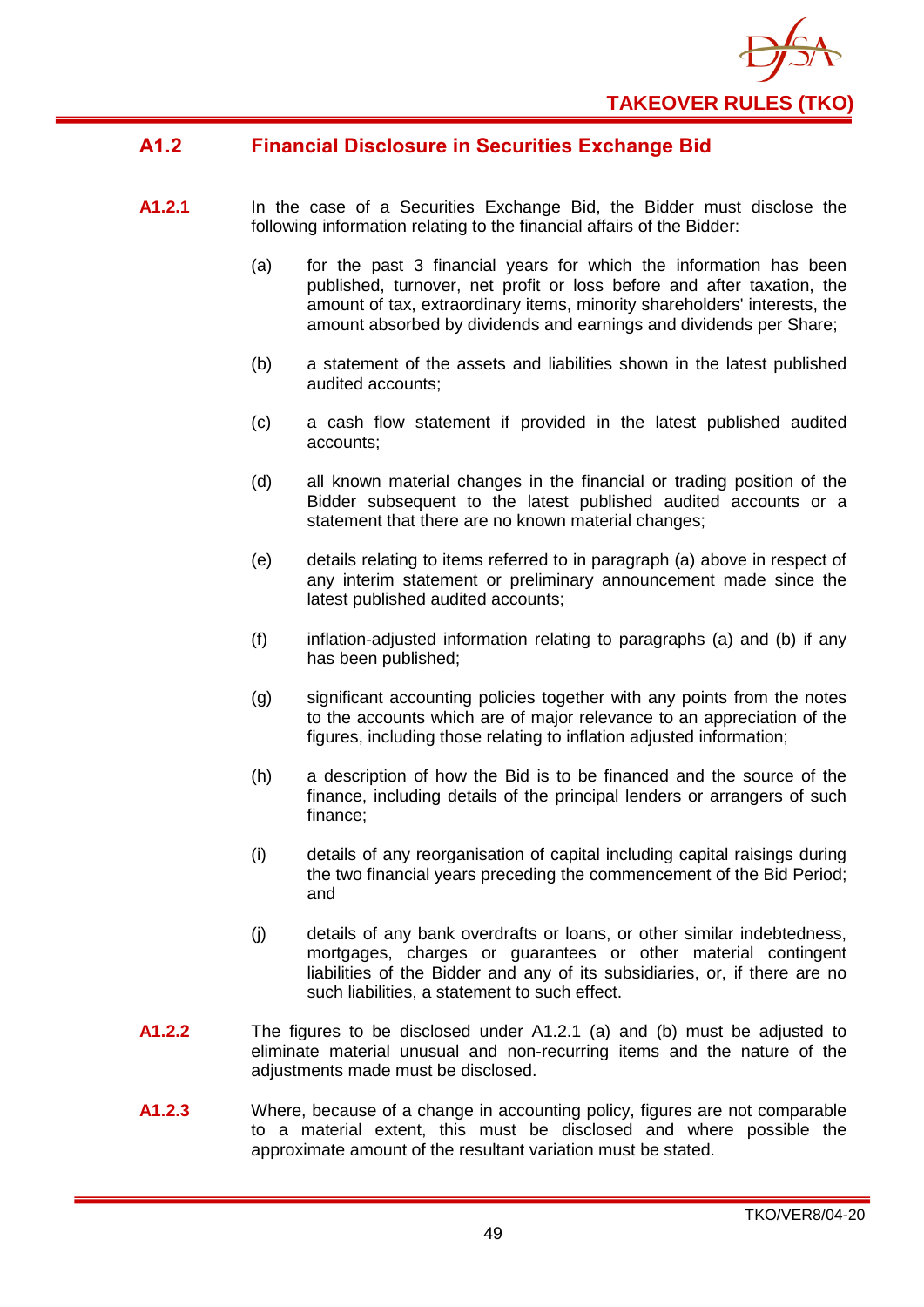## A1.2 Financial Disclosure in Securities Exchange Bid

**A1.2.1** In the case of a Securities Exchange Bid, the Bidder must disclose the following information relating to the financial affairs of the Bidder:

(a) for the past 3 financial years for which the information has been published, turnover, net profit or loss before and after taxation, the amount of tax, extraordinary items, minority shareholders' interests, the amount absorbed by dividends and earnings and dividends per Share;

(b) a statement of the assets and liabilities shown in the latest published audited accounts;

(c) a cash flow statement if provided in the latest published audited accounts;

(d) all known material changes in the financial or trading position of the Bidder subsequent to the latest published audited accounts or a statement that there are no known material changes;

(e) details relating to items referred to in paragraph (a) above in respect of any interim statement or preliminary announcement made since the latest published audited accounts;

(f) inflation-adjusted information relating to paragraphs (a) and (b) if any has been published;

(g) significant accounting policies together with any points from the notes to the accounts which are of major relevance to an appreciation of the figures, including those relating to inflation adjusted information;

(h) a description of how the Bid is to be financed and the source of the finance, including details of the principal lenders or arrangers of such finance;

(i) details of any reorganisation of capital including capital raisings during the two financial years preceding the commencement of the Bid Period; and

(j) details of any bank overdrafts or loans, or other similar indebtedness, mortgages, charges or guarantees or other material contingent liabilities of the Bidder and any of its subsidiaries, or, if there are no such liabilities, a statement to such effect.

**A1.2.2** The figures to be disclosed under A1.2.1 (a) and (b) must be adjusted to eliminate material unusual and non-recurring items and the nature of the adjustments made must be disclosed.

**A1.2.3** Where, because of a change in accounting policy, figures are not comparable to a material extent, this must be disclosed and where possible the approximate amount of the resultant variation must be stated.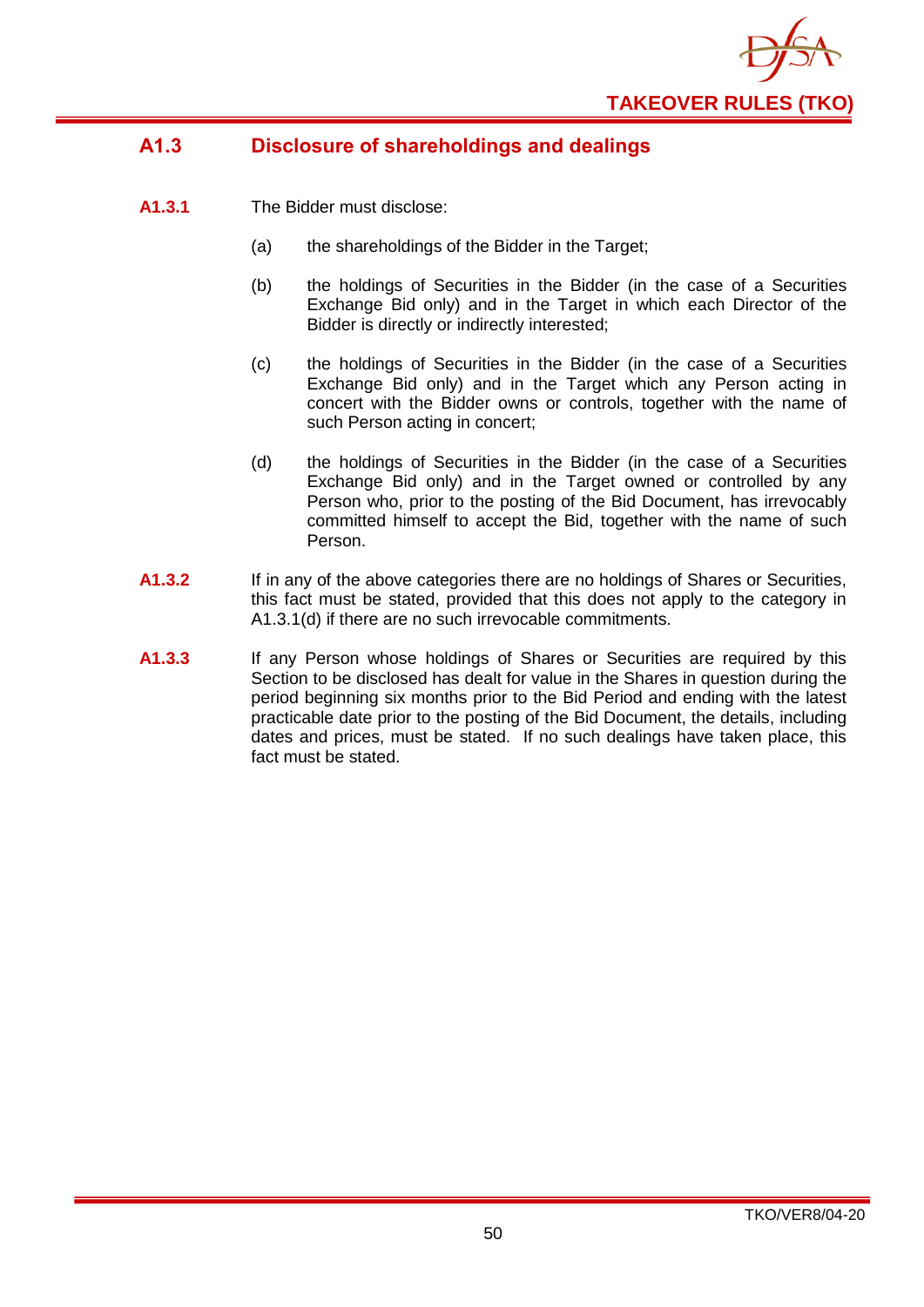## A1.3 Disclosure of shareholdings and dealings

**A1.3.1** The Bidder must disclose:

(a) the shareholdings of the Bidder in the Target;

(b) the holdings of Securities in the Bidder (in the case of a Securities Exchange Bid only) and in the Target in which each Director of the Bidder is directly or indirectly interested;

(c) the holdings of Securities in the Bidder (in the case of a Securities Exchange Bid only) and in the Target which any Person acting in concert with the Bidder owns or controls, together with the name of such Person acting in concert;

(d) the holdings of Securities in the Bidder (in the case of a Securities Exchange Bid only) and in the Target owned or controlled by any Person who, prior to the posting of the Bid Document, has irrevocably committed himself to accept the Bid, together with the name of such Person.

**A1.3.2** If in any of the above categories there are no holdings of Shares or Securities, this fact must be stated, provided that this does not apply to the category in A1.3.1(d) if there are no such irrevocable commitments.

**A1.3.3** If any Person whose holdings of Shares or Securities are required by this Section to be disclosed has dealt for value in the Shares in question during the period beginning six months prior to the Bid Period and ending with the latest practicable date prior to the posting of the Bid Document, the details, including dates and prices, must be stated. If no such dealings have taken place, this fact must be stated.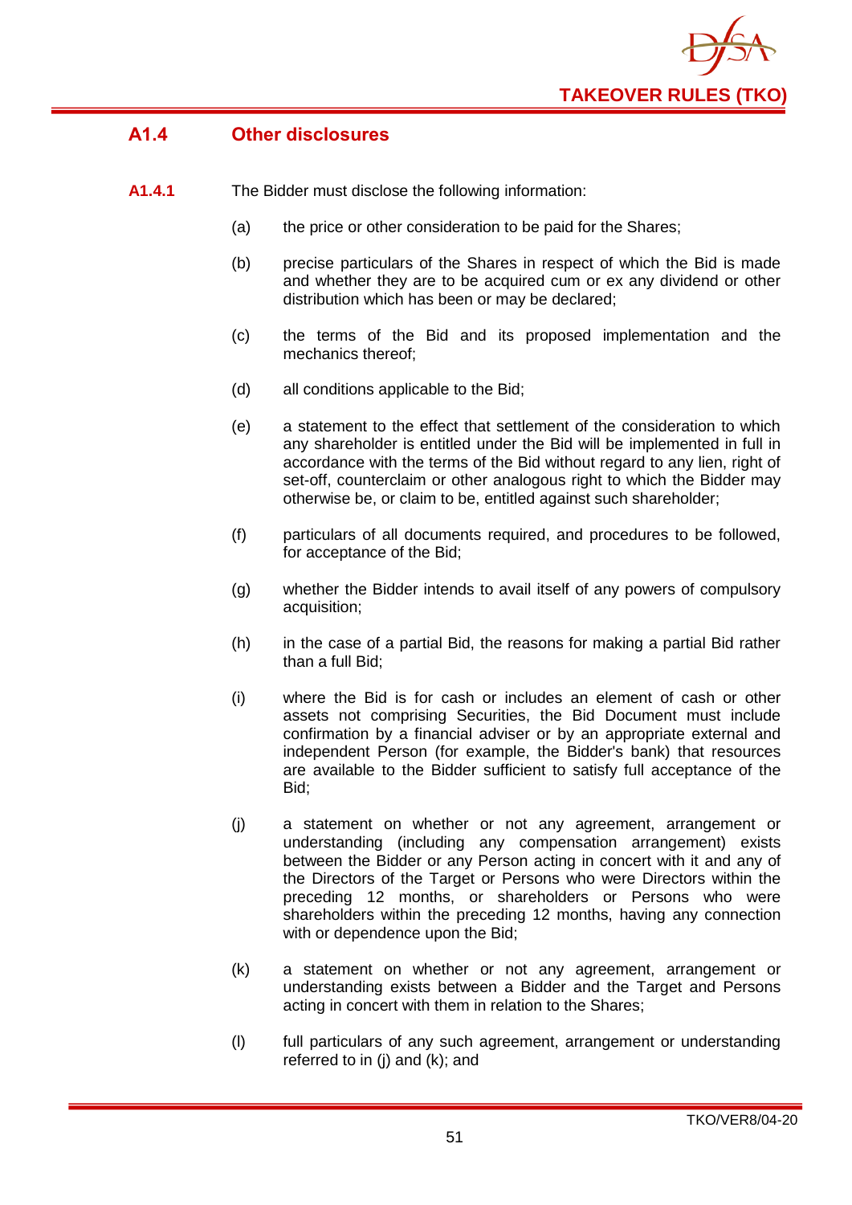## A1.4 Other disclosures

**A1.4.1** The Bidder must disclose the following information:

(a) the price or other consideration to be paid for the Shares;

(b) precise particulars of the Shares in respect of which the Bid is made and whether they are to be acquired cum or ex any dividend or other distribution which has been or may be declared;

(c) the terms of the Bid and its proposed implementation and the mechanics thereof;

(d) all conditions applicable to the Bid;

(e) a statement to the effect that settlement of the consideration to which any shareholder is entitled under the Bid will be implemented in full in accordance with the terms of the Bid without regard to any lien, right of set-off, counterclaim or other analogous right to which the Bidder may otherwise be, or claim to be, entitled against such shareholder;

(f) particulars of all documents required, and procedures to be followed, for acceptance of the Bid;

(g) whether the Bidder intends to avail itself of any powers of compulsory acquisition;

(h) in the case of a partial Bid, the reasons for making a partial Bid rather than a full Bid;

(i) where the Bid is for cash or includes an element of cash or other assets not comprising Securities, the Bid Document must include confirmation by a financial adviser or by an appropriate external and independent Person (for example, the Bidder's bank) that resources are available to the Bidder sufficient to satisfy full acceptance of the Bid;

(j) a statement on whether or not any agreement, arrangement or understanding (including any compensation arrangement) exists between the Bidder or any Person acting in concert with it and any of the Directors of the Target or Persons who were Directors within the preceding 12 months, or shareholders or Persons who were shareholders within the preceding 12 months, having any connection with or dependence upon the Bid;

(k) a statement on whether or not any agreement, arrangement or understanding exists between a Bidder and the Target and Persons acting in concert with them in relation to the Shares;

(l) full particulars of any such agreement, arrangement or understanding referred to in (j) and (k); and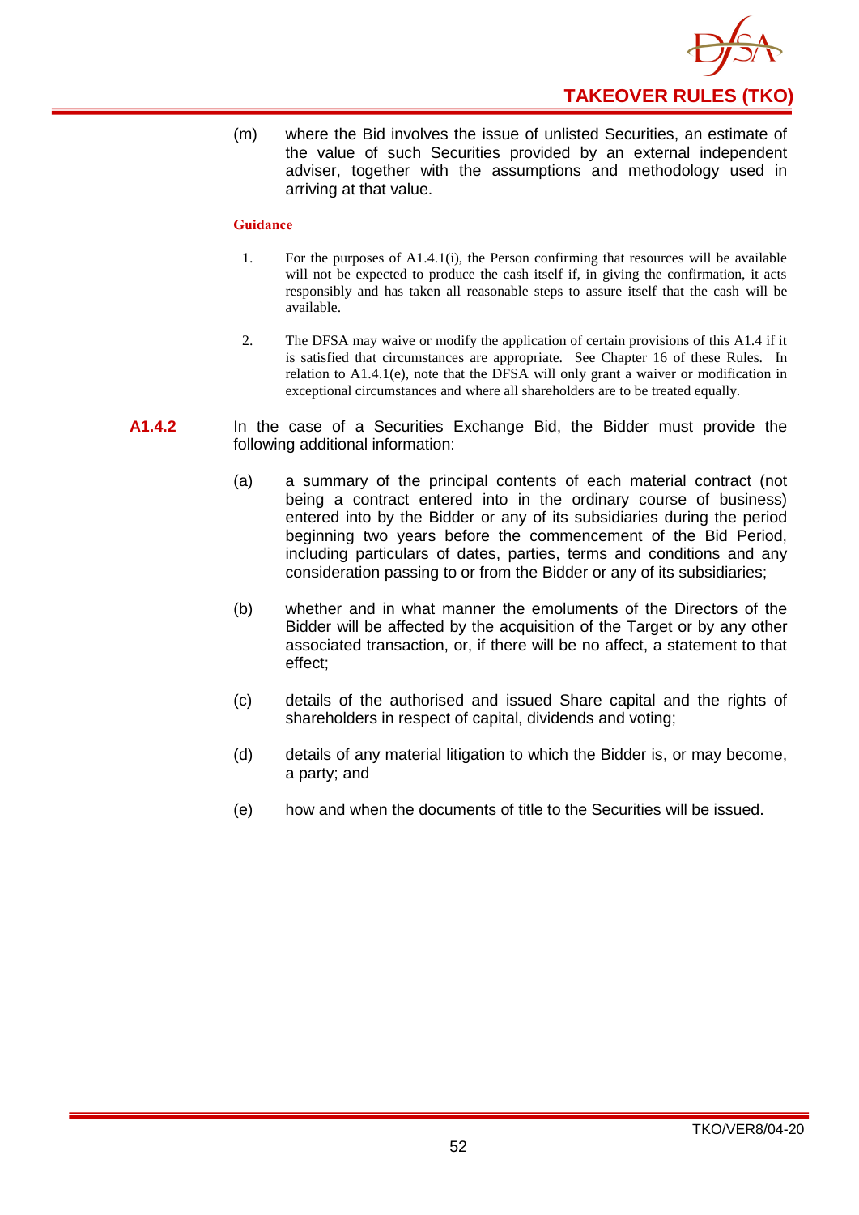(m) where the Bid involves the issue of unlisted Securities, an estimate of the value of such Securities provided by an external independent adviser, together with the assumptions and methodology used in arriving at that value.

**Guidance**

1. For the purposes of A1.4.1(i), the Person confirming that resources will be available will not be expected to produce the cash itself if, in giving the confirmation, it acts responsibly and has taken all reasonable steps to assure itself that the cash will be available.

2. The DFSA may waive or modify the application of certain provisions of this A1.4 if it is satisfied that circumstances are appropriate. See Chapter 16 of these Rules. In relation to A1.4.1(e), note that the DFSA will only grant a waiver or modification in exceptional circumstances and where all shareholders are to be treated equally.

**A1.4.2** In the case of a Securities Exchange Bid, the Bidder must provide the following additional information:

(a) a summary of the principal contents of each material contract (not being a contract entered into in the ordinary course of business) entered into by the Bidder or any of its subsidiaries during the period beginning two years before the commencement of the Bid Period, including particulars of dates, parties, terms and conditions and any consideration passing to or from the Bidder or any of its subsidiaries;

(b) whether and in what manner the emoluments of the Directors of the Bidder will be affected by the acquisition of the Target or by any other associated transaction, or, if there will be no affect, a statement to that effect;

(c) details of the authorised and issued Share capital and the rights of shareholders in respect of capital, dividends and voting;

(d) details of any material litigation to which the Bidder is, or may become, a party; and

(e) how and when the documents of title to the Securities will be issued.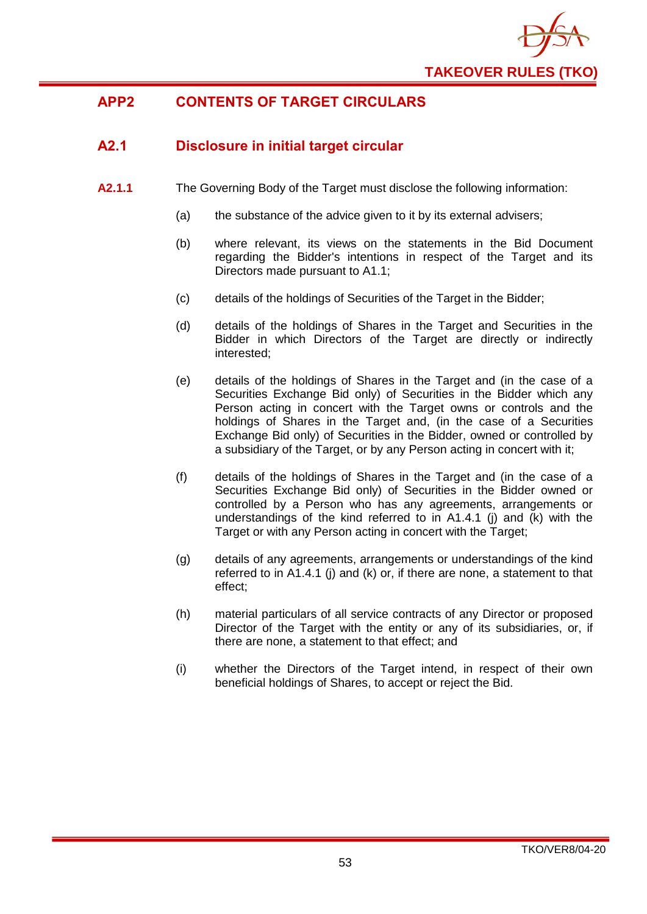## APP2 CONTENTS OF TARGET CIRCULARS

### A2.1 Disclosure in initial target circular

**A2.1.1** The Governing Body of the Target must disclose the following information:

(a) the substance of the advice given to it by its external advisers;

(b) where relevant, its views on the statements in the Bid Document regarding the Bidder's intentions in respect of the Target and its Directors made pursuant to A1.1;

(c) details of the holdings of Securities of the Target in the Bidder;

(d) details of the holdings of Shares in the Target and Securities in the Bidder in which Directors of the Target are directly or indirectly interested;

(e) details of the holdings of Shares in the Target and (in the case of a Securities Exchange Bid only) of Securities in the Bidder which any Person acting in concert with the Target owns or controls and the holdings of Shares in the Target and, (in the case of a Securities Exchange Bid only) of Securities in the Bidder, owned or controlled by a subsidiary of the Target, or by any Person acting in concert with it;

(f) details of the holdings of Shares in the Target and (in the case of a Securities Exchange Bid only) of Securities in the Bidder owned or controlled by a Person who has any agreements, arrangements or understandings of the kind referred to in A1.4.1 (j) and (k) with the Target or with any Person acting in concert with the Target;

(g) details of any agreements, arrangements or understandings of the kind referred to in A1.4.1 (j) and (k) or, if there are none, a statement to that effect;

(h) material particulars of all service contracts of any Director or proposed Director of the Target with the entity or any of its subsidiaries, or, if there are none, a statement to that effect; and

(i) whether the Directors of the Target intend, in respect of their own beneficial holdings of Shares, to accept or reject the Bid.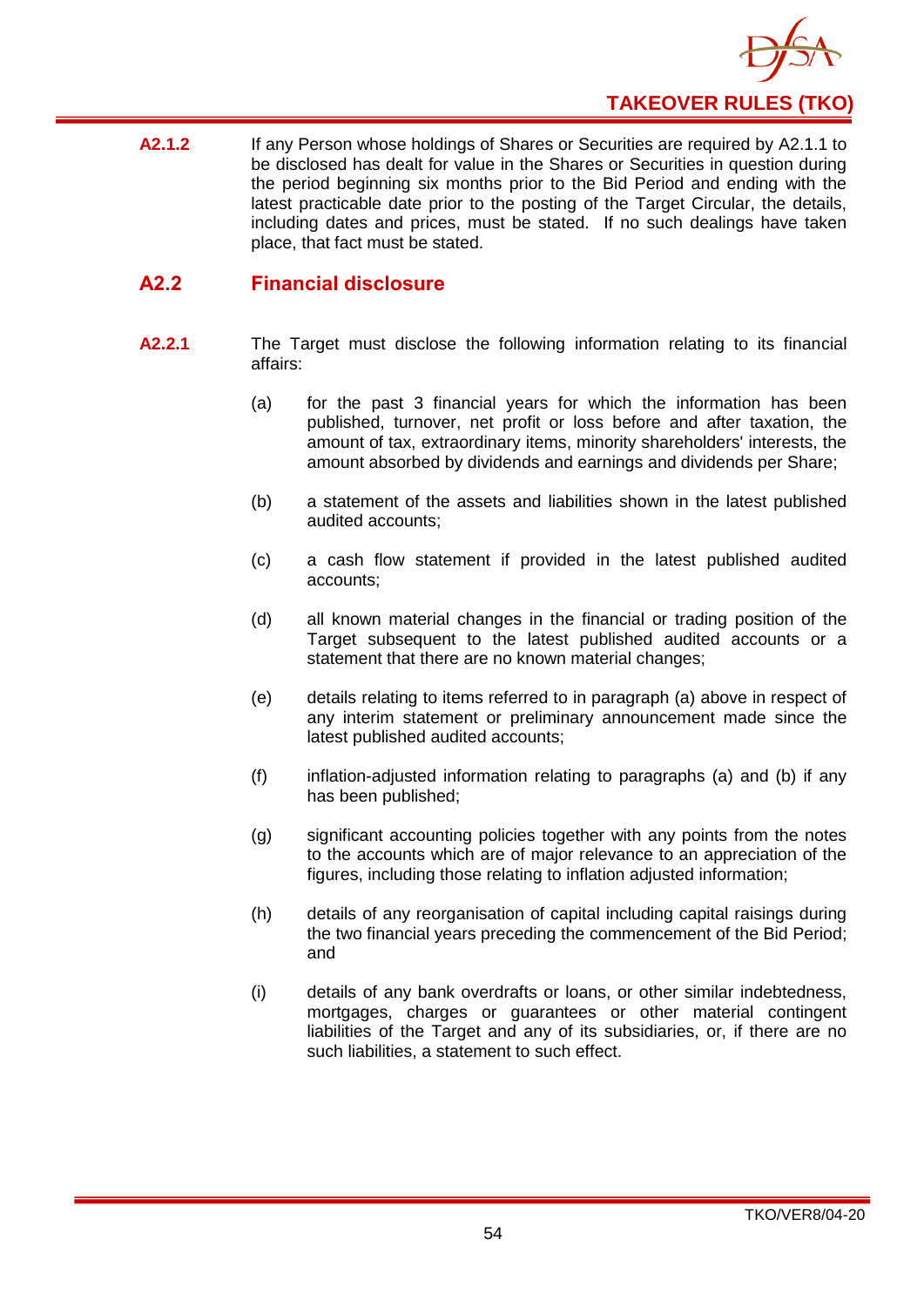**A2.1.2** If any Person whose holdings of Shares or Securities are required by A2.1.1 to be disclosed has dealt for value in the Shares or Securities in question during the period beginning six months prior to the Bid Period and ending with the latest practicable date prior to the posting of the Target Circular, the details, including dates and prices, must be stated. If no such dealings have taken place, that fact must be stated.

## A2.2 Financial disclosure

**A2.2.1** The Target must disclose the following information relating to its financial affairs:

(a) for the past 3 financial years for which the information has been published, turnover, net profit or loss before and after taxation, the amount of tax, extraordinary items, minority shareholders' interests, the amount absorbed by dividends and earnings and dividends per Share;

(b) a statement of the assets and liabilities shown in the latest published audited accounts;

(c) a cash flow statement if provided in the latest published audited accounts;

(d) all known material changes in the financial or trading position of the Target subsequent to the latest published audited accounts or a statement that there are no known material changes;

(e) details relating to items referred to in paragraph (a) above in respect of any interim statement or preliminary announcement made since the latest published audited accounts;

(f) inflation-adjusted information relating to paragraphs (a) and (b) if any has been published;

(g) significant accounting policies together with any points from the notes to the accounts which are of major relevance to an appreciation of the figures, including those relating to inflation adjusted information;

(h) details of any reorganisation of capital including capital raisings during the two financial years preceding the commencement of the Bid Period; and

(i) details of any bank overdrafts or loans, or other similar indebtedness, mortgages, charges or guarantees or other material contingent liabilities of the Target and any of its subsidiaries, or, if there are no such liabilities, a statement to such effect.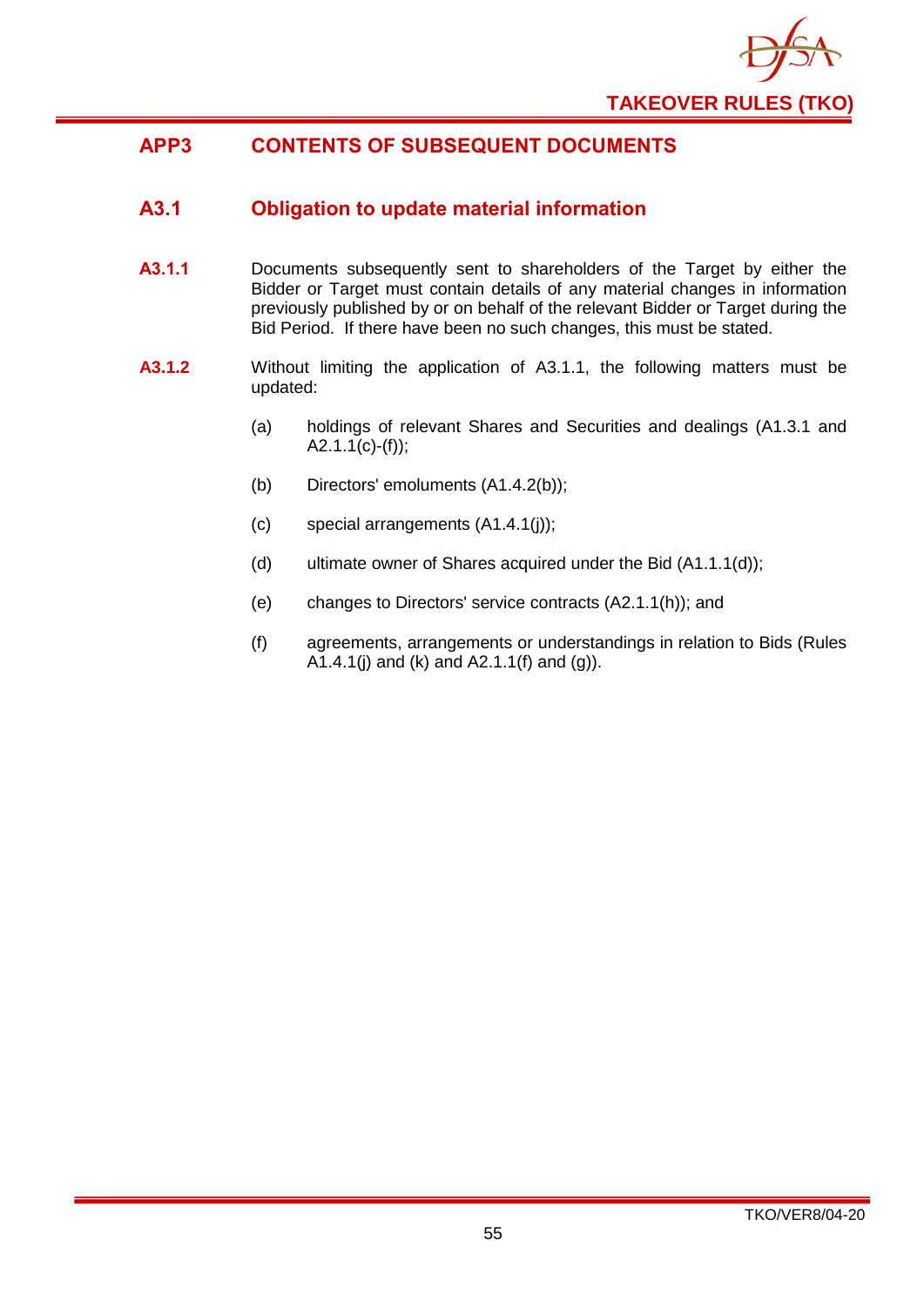# APP3 CONTENTS OF SUBSEQUENT DOCUMENTS

## A3.1 Obligation to update material information

**A3.1.1** Documents subsequently sent to shareholders of the Target by either the Bidder or Target must contain details of any material changes in information previously published by or on behalf of the relevant Bidder or Target during the Bid Period. If there have been no such changes, this must be stated.

**A3.1.2** Without limiting the application of A3.1.1, the following matters must be updated:

(a) holdings of relevant Shares and Securities and dealings (A1.3.1 and A2.1.1(c)-(f));

(b) Directors' emoluments (A1.4.2(b));

(c) special arrangements (A1.4.1(j));

(d) ultimate owner of Shares acquired under the Bid (A1.1.1(d));

(e) changes to Directors' service contracts (A2.1.1(h)); and

(f) agreements, arrangements or understandings in relation to Bids (Rules A1.4.1(j) and (k) and A2.1.1(f) and (g)).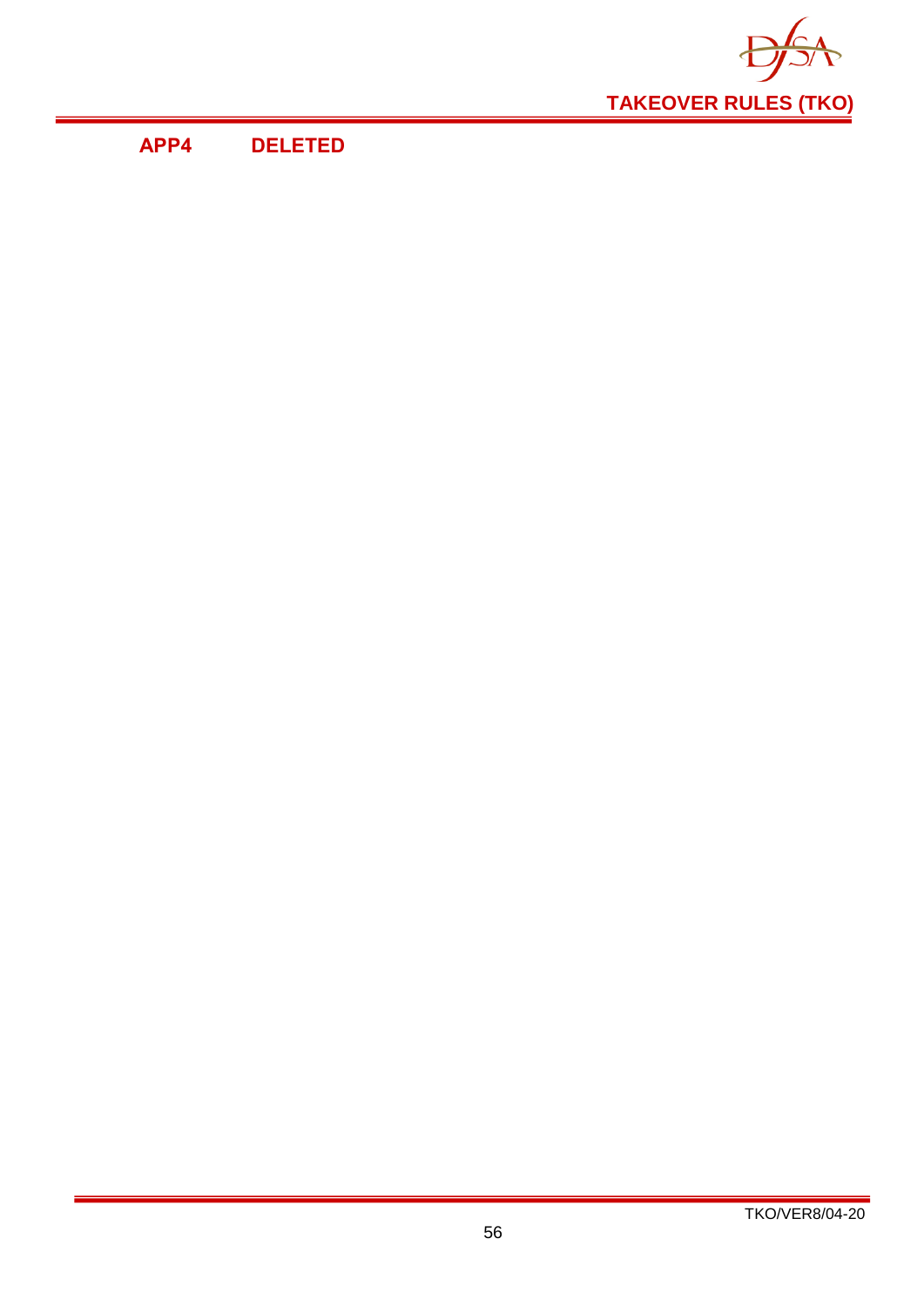## APP4 DELETED